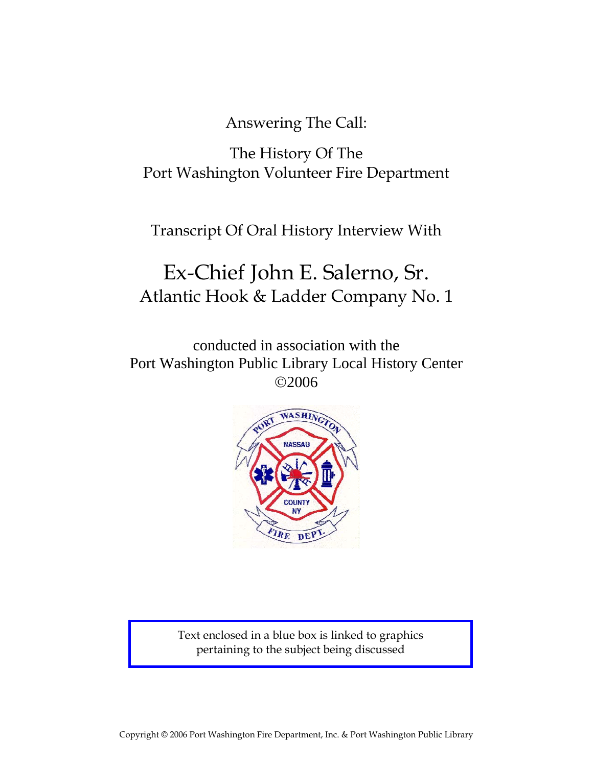Answering The Call:

The History Of The
Port Washington Volunteer Fire Department

Transcript Of Oral History Interview With

# Ex-Chief John E. Salerno, Sr.

## Atlantic Hook & Ladder Company No. 1

conducted in association with the
Port Washington Public Library Local History Center
©2006

Text enclosed in a blue box is linked to graphics pertaining to the subject being discussed

Copyright © 2006 Port Washington Fire Department, Inc. & Port Washington Public Library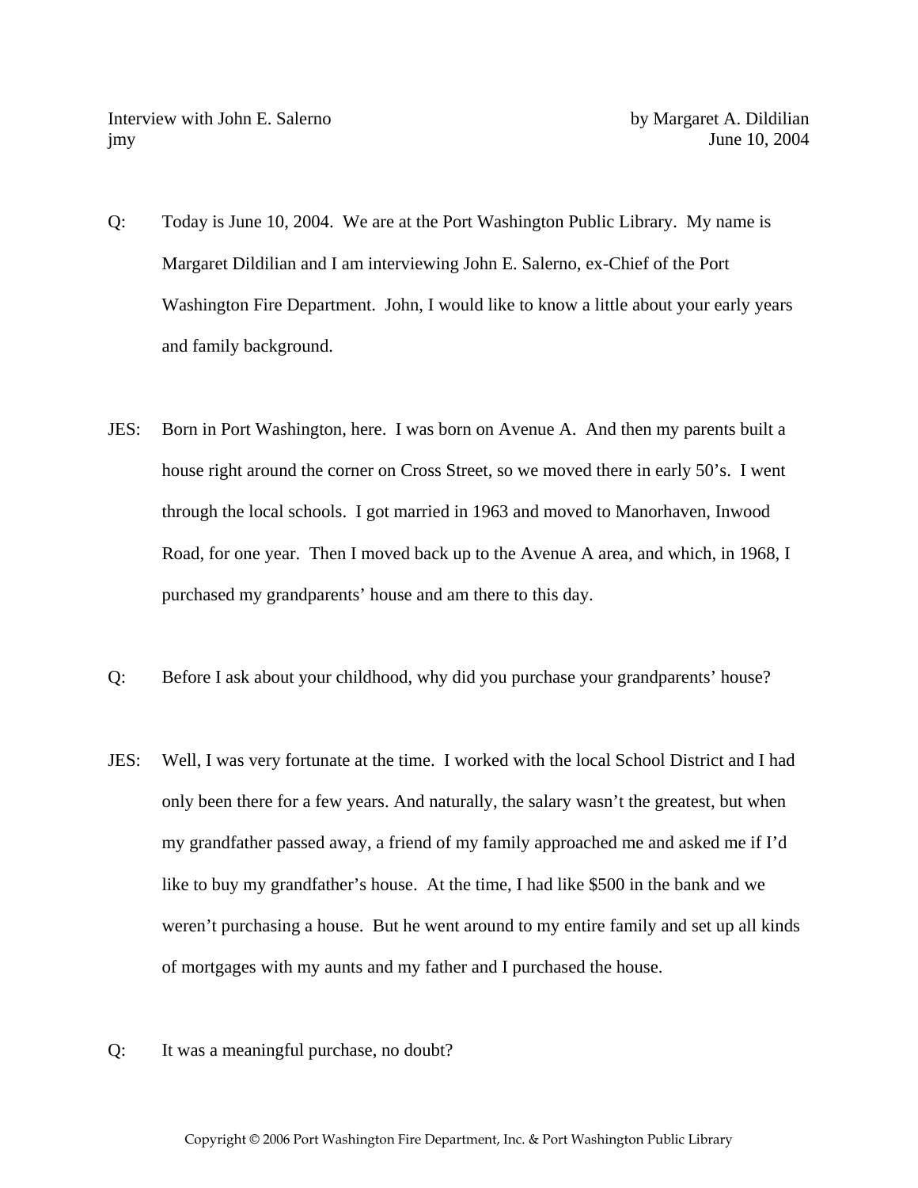Interview with John E. Salerno by Margaret A. Dildilian
jmy June 10, 2004

Q: Today is June 10, 2004. We are at the Port Washington Public Library. My name is Margaret Dildilian and I am interviewing John E. Salerno, ex-Chief of the Port Washington Fire Department. John, I would like to know a little about your early years and family background.

JES: Born in Port Washington, here. I was born on Avenue A. And then my parents built a house right around the corner on Cross Street, so we moved there in early 50's. I went through the local schools. I got married in 1963 and moved to Manorhaven, Inwood Road, for one year. Then I moved back up to the Avenue A area, and which, in 1968, I purchased my grandparents' house and am there to this day.

Q: Before I ask about your childhood, why did you purchase your grandparents' house?

JES: Well, I was very fortunate at the time. I worked with the local School District and I had only been there for a few years. And naturally, the salary wasn't the greatest, but when my grandfather passed away, a friend of my family approached me and asked me if I'd like to buy my grandfather's house. At the time, I had like $500 in the bank and we weren't purchasing a house. But he went around to my entire family and set up all kinds of mortgages with my aunts and my father and I purchased the house.

Q: It was a meaningful purchase, no doubt?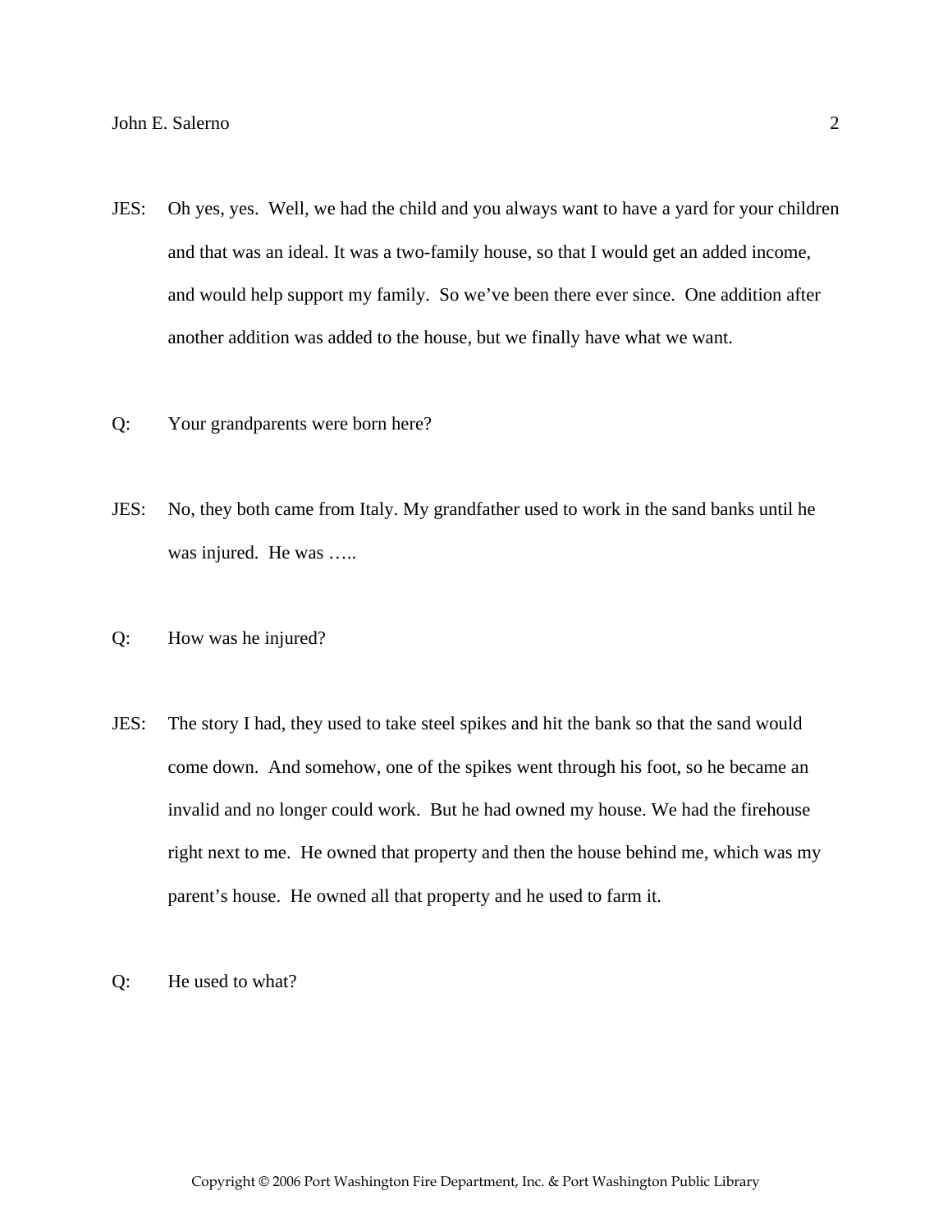JES: Oh yes, yes. Well, we had the child and you always want to have a yard for your children and that was an ideal. It was a two-family house, so that I would get an added income, and would help support my family. So we've been there ever since. One addition after another addition was added to the house, but we finally have what we want.

Q: Your grandparents were born here?

JES: No, they both came from Italy. My grandfather used to work in the sand banks until he was injured. He was …..

Q: How was he injured?

JES: The story I had, they used to take steel spikes and hit the bank so that the sand would come down. And somehow, one of the spikes went through his foot, so he became an invalid and no longer could work. But he had owned my house. We had the firehouse right next to me. He owned that property and then the house behind me, which was my parent's house. He owned all that property and he used to farm it.

Q: He used to what?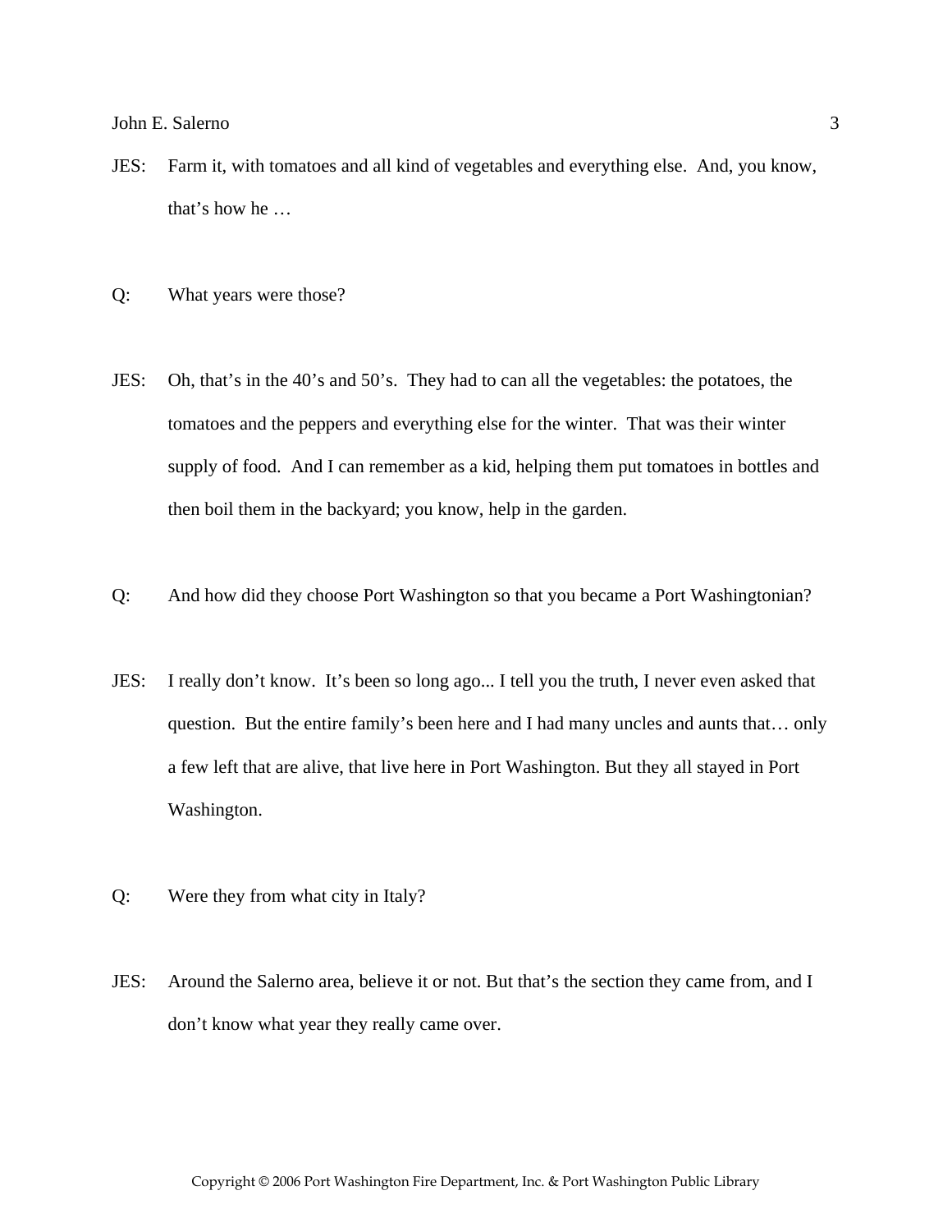JES: Farm it, with tomatoes and all kind of vegetables and everything else. And, you know, that's how he …

Q: What years were those?

JES: Oh, that's in the 40's and 50's. They had to can all the vegetables: the potatoes, the tomatoes and the peppers and everything else for the winter. That was their winter supply of food. And I can remember as a kid, helping them put tomatoes in bottles and then boil them in the backyard; you know, help in the garden.

Q: And how did they choose Port Washington so that you became a Port Washingtonian?

JES: I really don't know. It's been so long ago... I tell you the truth, I never even asked that question. But the entire family's been here and I had many uncles and aunts that… only a few left that are alive, that live here in Port Washington. But they all stayed in Port Washington.

Q: Were they from what city in Italy?

JES: Around the Salerno area, believe it or not. But that's the section they came from, and I don't know what year they really came over.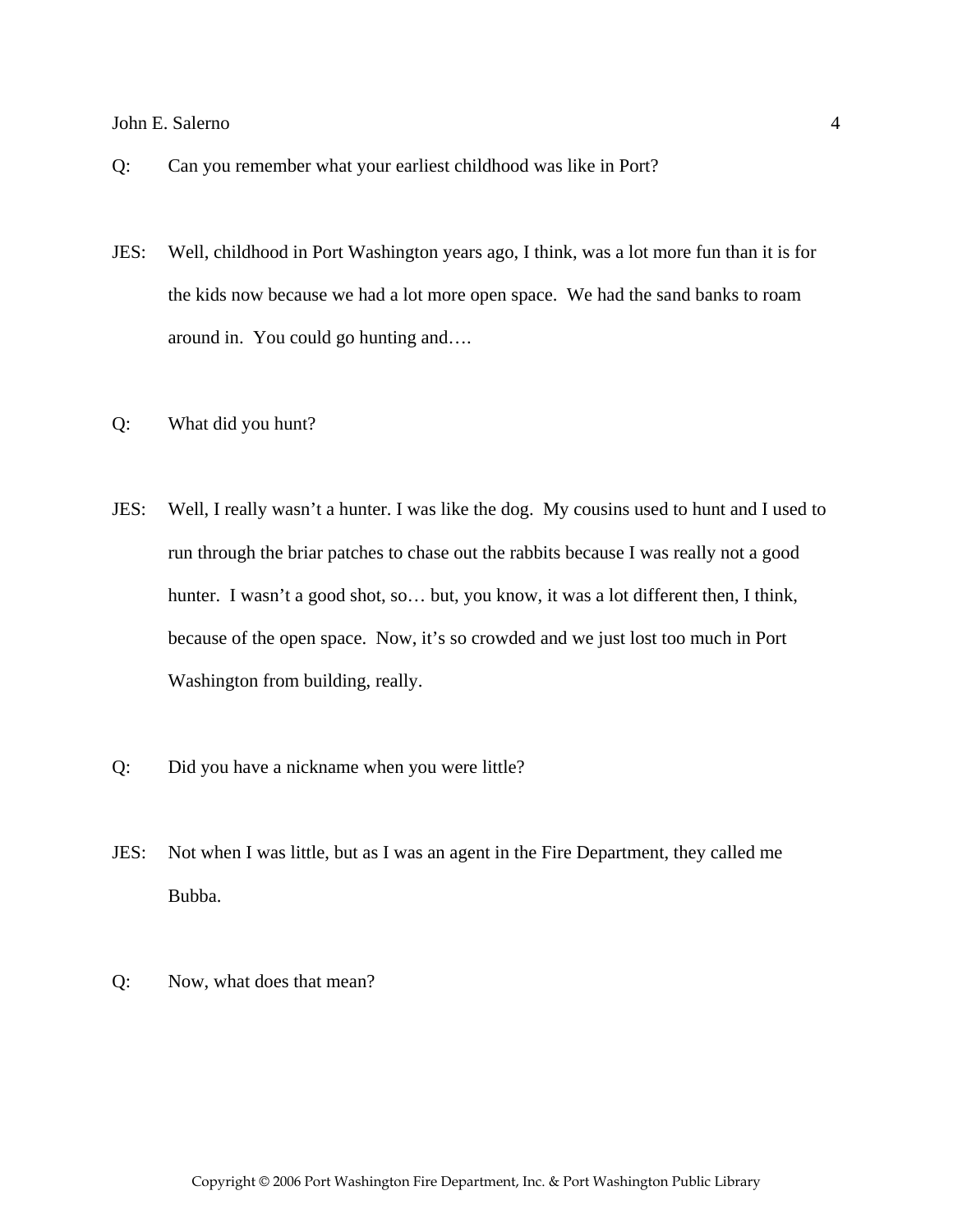Q: Can you remember what your earliest childhood was like in Port?

JES: Well, childhood in Port Washington years ago, I think, was a lot more fun than it is for the kids now because we had a lot more open space. We had the sand banks to roam around in. You could go hunting and….

Q: What did you hunt?

JES: Well, I really wasn't a hunter. I was like the dog. My cousins used to hunt and I used to run through the briar patches to chase out the rabbits because I was really not a good hunter. I wasn't a good shot, so… but, you know, it was a lot different then, I think, because of the open space. Now, it's so crowded and we just lost too much in Port Washington from building, really.

Q: Did you have a nickname when you were little?

JES: Not when I was little, but as I was an agent in the Fire Department, they called me Bubba.

Q: Now, what does that mean?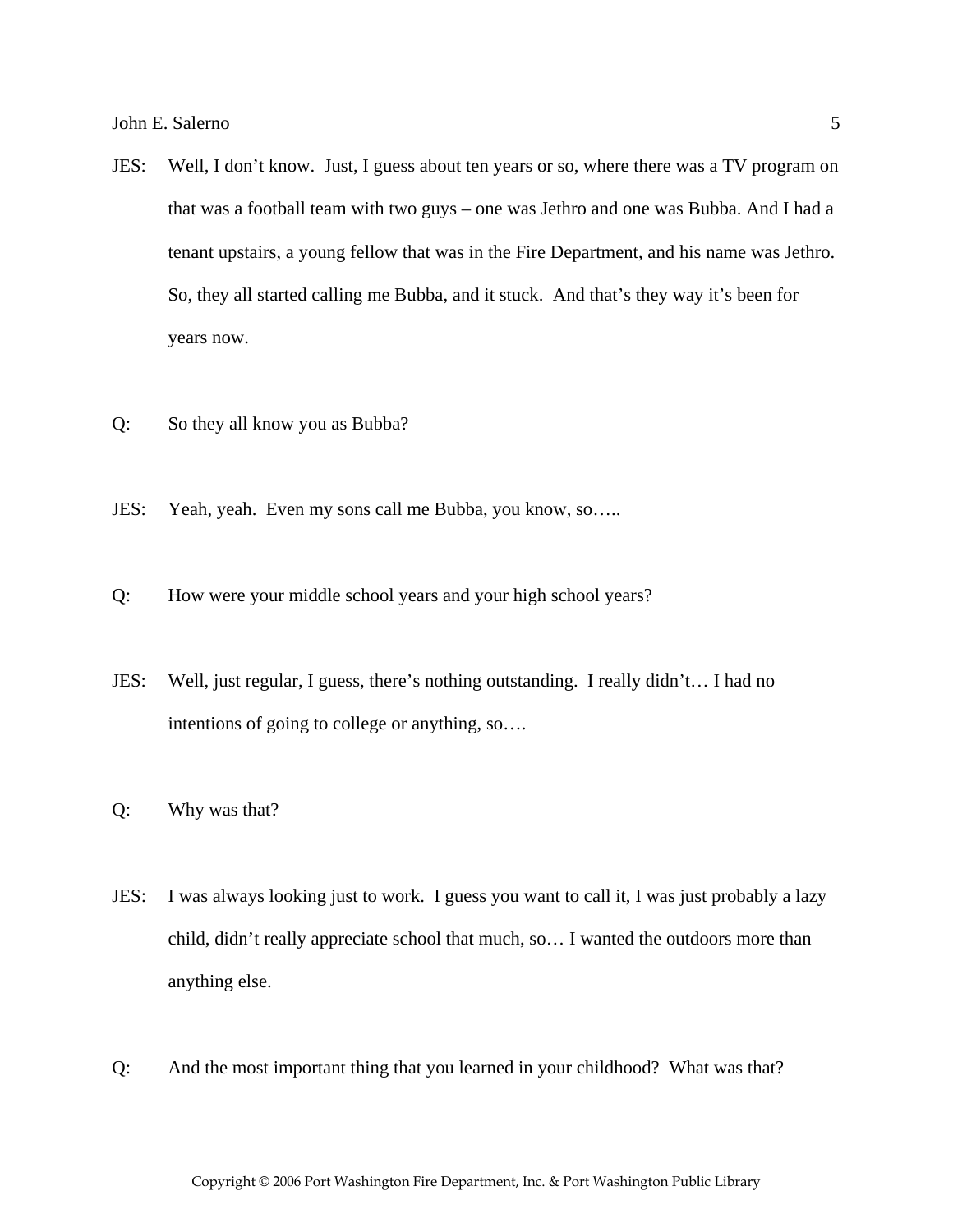JES: Well, I don't know. Just, I guess about ten years or so, where there was a TV program on that was a football team with two guys – one was Jethro and one was Bubba. And I had a tenant upstairs, a young fellow that was in the Fire Department, and his name was Jethro. So, they all started calling me Bubba, and it stuck. And that's they way it's been for years now.

Q: So they all know you as Bubba?

JES: Yeah, yeah. Even my sons call me Bubba, you know, so…..

Q: How were your middle school years and your high school years?

JES: Well, just regular, I guess, there's nothing outstanding. I really didn't… I had no intentions of going to college or anything, so….

Q: Why was that?

JES: I was always looking just to work. I guess you want to call it, I was just probably a lazy child, didn't really appreciate school that much, so… I wanted the outdoors more than anything else.

Q: And the most important thing that you learned in your childhood? What was that?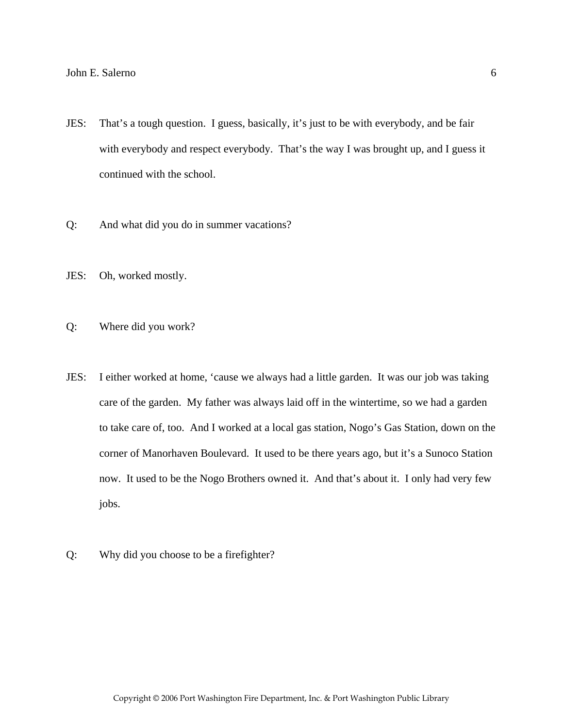JES: That's a tough question. I guess, basically, it's just to be with everybody, and be fair with everybody and respect everybody. That's the way I was brought up, and I guess it continued with the school.

Q: And what did you do in summer vacations?

JES: Oh, worked mostly.

Q: Where did you work?

JES: I either worked at home, 'cause we always had a little garden. It was our job was taking care of the garden. My father was always laid off in the wintertime, so we had a garden to take care of, too. And I worked at a local gas station, Nogo's Gas Station, down on the corner of Manorhaven Boulevard. It used to be there years ago, but it's a Sunoco Station now. It used to be the Nogo Brothers owned it. And that's about it. I only had very few jobs.

Q: Why did you choose to be a firefighter?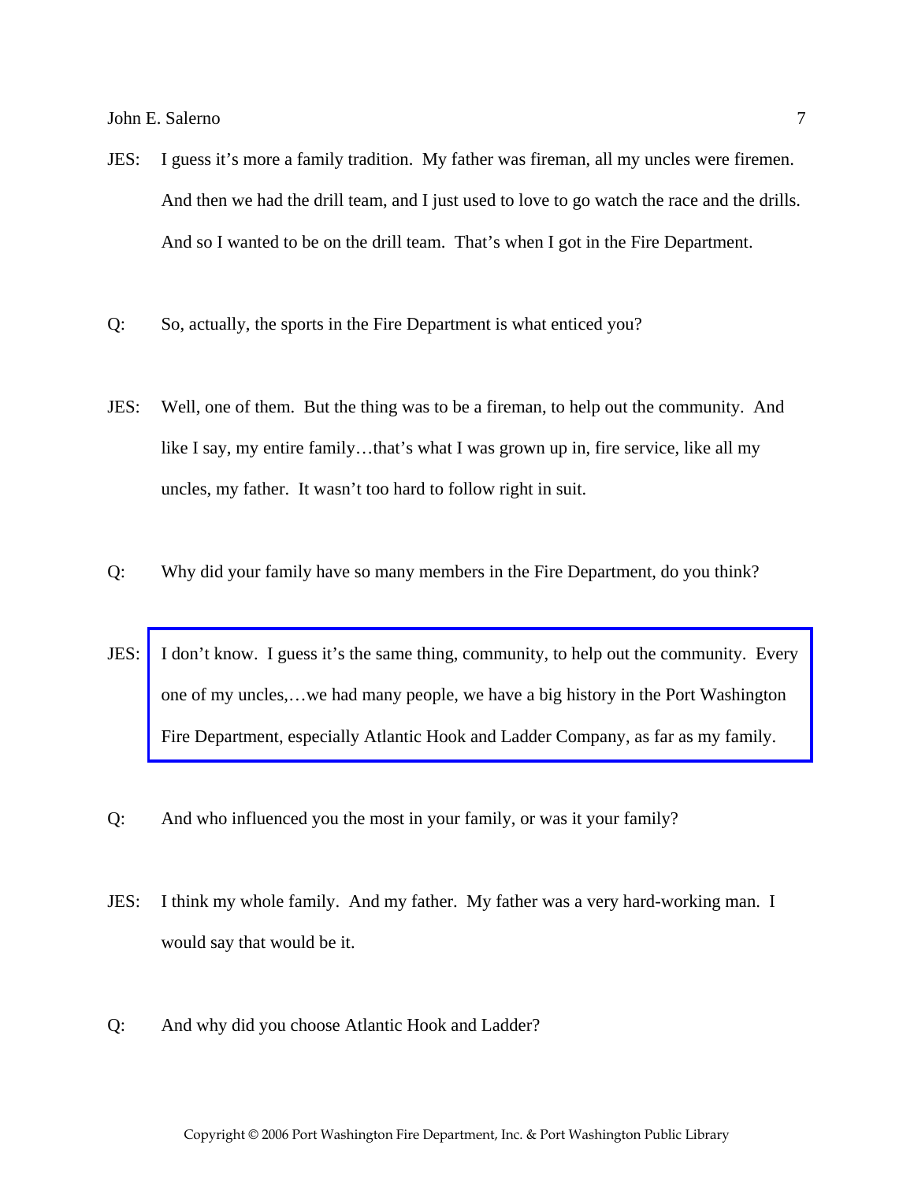JES: I guess it's more a family tradition. My father was fireman, all my uncles were firemen. And then we had the drill team, and I just used to love to go watch the race and the drills. And so I wanted to be on the drill team. That's when I got in the Fire Department.

Q: So, actually, the sports in the Fire Department is what enticed you?

JES: Well, one of them. But the thing was to be a fireman, to help out the community. And like I say, my entire family…that's what I was grown up in, fire service, like all my uncles, my father. It wasn't too hard to follow right in suit.

Q: Why did your family have so many members in the Fire Department, do you think?

JES: I don't know. I guess it's the same thing, community, to help out the community. Every one of my uncles,…we had many people, we have a big history in the Port Washington Fire Department, especially Atlantic Hook and Ladder Company, as far as my family.

Q: And who influenced you the most in your family, or was it your family?

JES: I think my whole family. And my father. My father was a very hard-working man. I would say that would be it.

Q: And why did you choose Atlantic Hook and Ladder?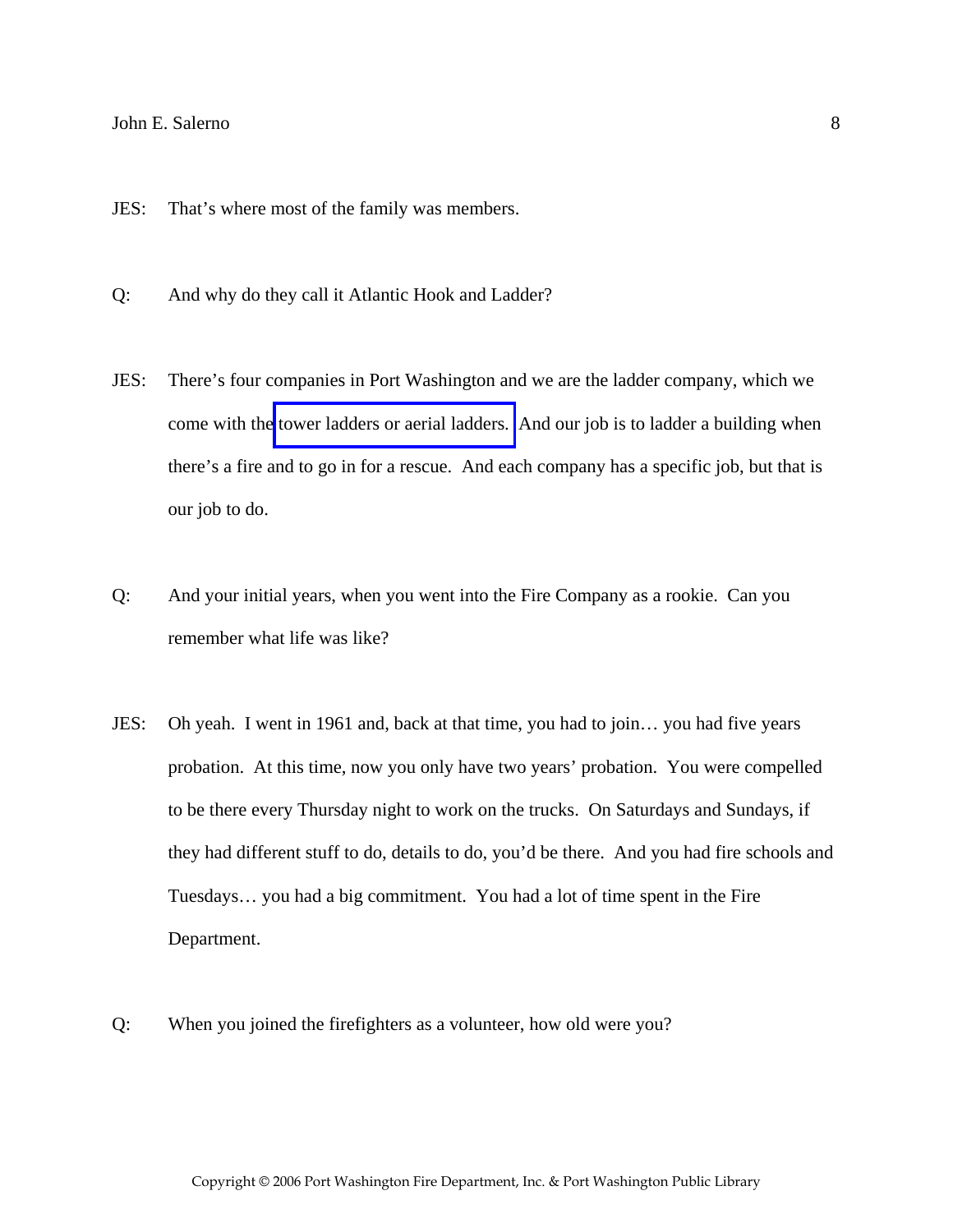JES: That's where most of the family was members.

Q: And why do they call it Atlantic Hook and Ladder?

JES: There's four companies in Port Washington and we are the ladder company, which we come with the tower ladders or aerial ladders. And our job is to ladder a building when there's a fire and to go in for a rescue. And each company has a specific job, but that is our job to do.

Q: And your initial years, when you went into the Fire Company as a rookie. Can you remember what life was like?

JES: Oh yeah. I went in 1961 and, back at that time, you had to join… you had five years probation. At this time, now you only have two years' probation. You were compelled to be there every Thursday night to work on the trucks. On Saturdays and Sundays, if they had different stuff to do, details to do, you'd be there. And you had fire schools and Tuesdays… you had a big commitment. You had a lot of time spent in the Fire Department.

Q: When you joined the firefighters as a volunteer, how old were you?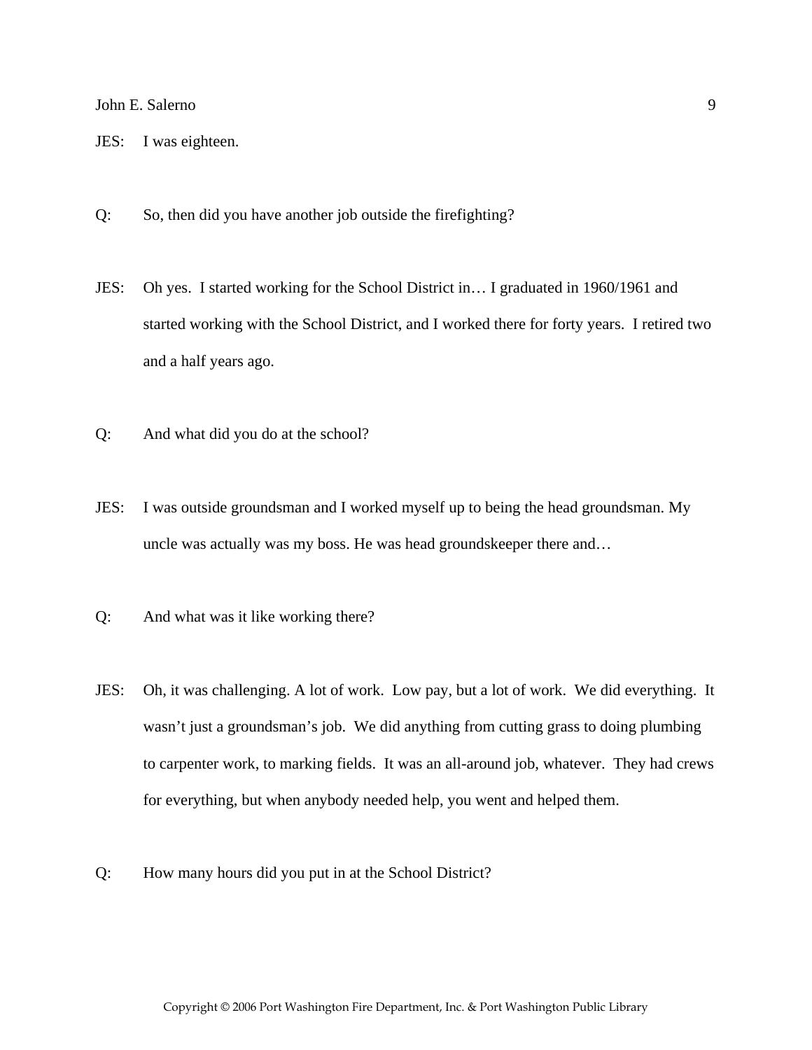JES: I was eighteen.

Q: So, then did you have another job outside the firefighting?

JES: Oh yes. I started working for the School District in… I graduated in 1960/1961 and started working with the School District, and I worked there for forty years. I retired two and a half years ago.

Q: And what did you do at the school?

JES: I was outside groundsman and I worked myself up to being the head groundsman. My uncle was actually was my boss. He was head groundskeeper there and…

Q: And what was it like working there?

JES: Oh, it was challenging. A lot of work. Low pay, but a lot of work. We did everything. It wasn't just a groundsman's job. We did anything from cutting grass to doing plumbing to carpenter work, to marking fields. It was an all-around job, whatever. They had crews for everything, but when anybody needed help, you went and helped them.

Q: How many hours did you put in at the School District?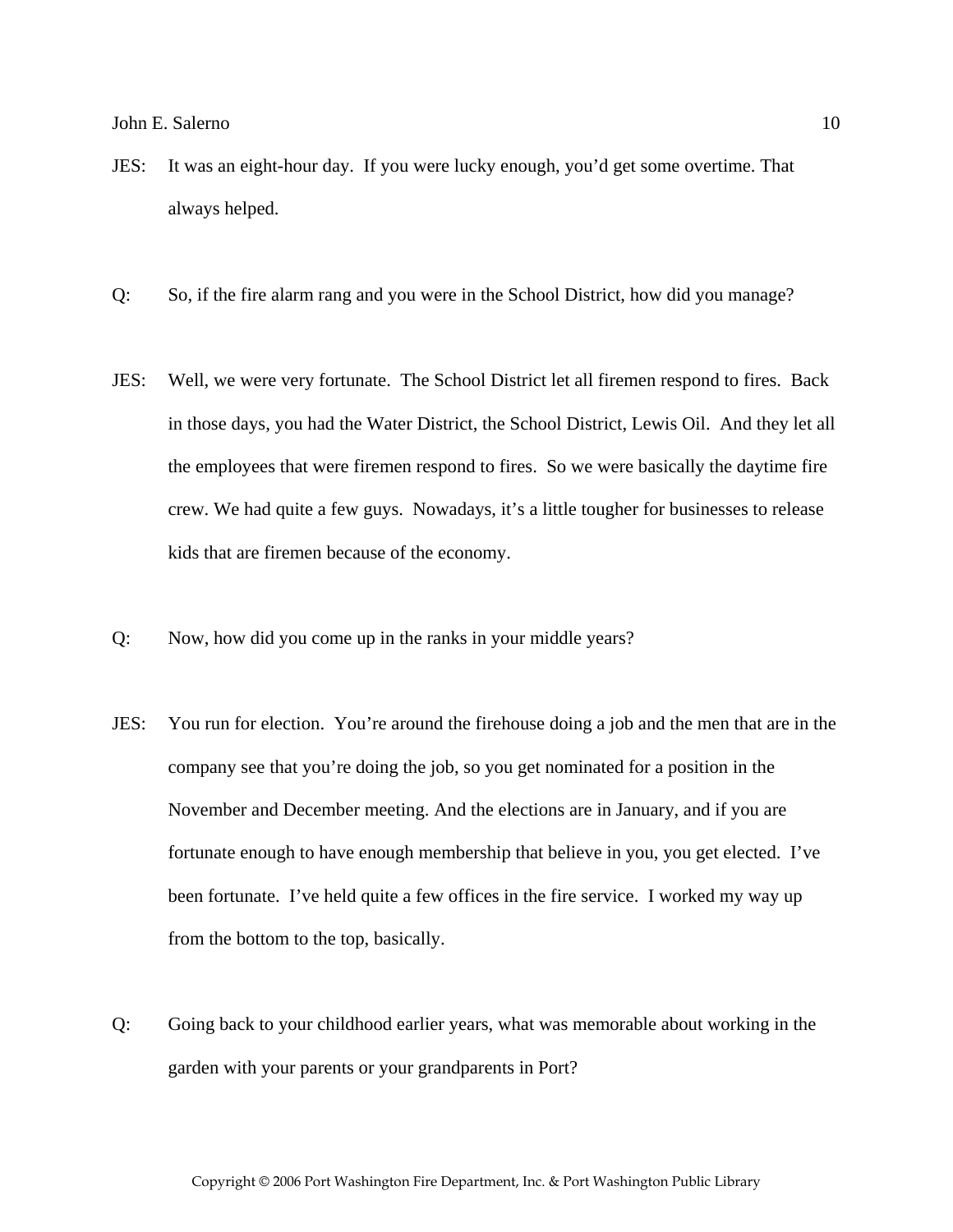JES: It was an eight-hour day. If you were lucky enough, you'd get some overtime. That always helped.

Q: So, if the fire alarm rang and you were in the School District, how did you manage?

JES: Well, we were very fortunate. The School District let all firemen respond to fires. Back in those days, you had the Water District, the School District, Lewis Oil. And they let all the employees that were firemen respond to fires. So we were basically the daytime fire crew. We had quite a few guys. Nowadays, it's a little tougher for businesses to release kids that are firemen because of the economy.

Q: Now, how did you come up in the ranks in your middle years?

JES: You run for election. You're around the firehouse doing a job and the men that are in the company see that you're doing the job, so you get nominated for a position in the November and December meeting. And the elections are in January, and if you are fortunate enough to have enough membership that believe in you, you get elected. I've been fortunate. I've held quite a few offices in the fire service. I worked my way up from the bottom to the top, basically.

Q: Going back to your childhood earlier years, what was memorable about working in the garden with your parents or your grandparents in Port?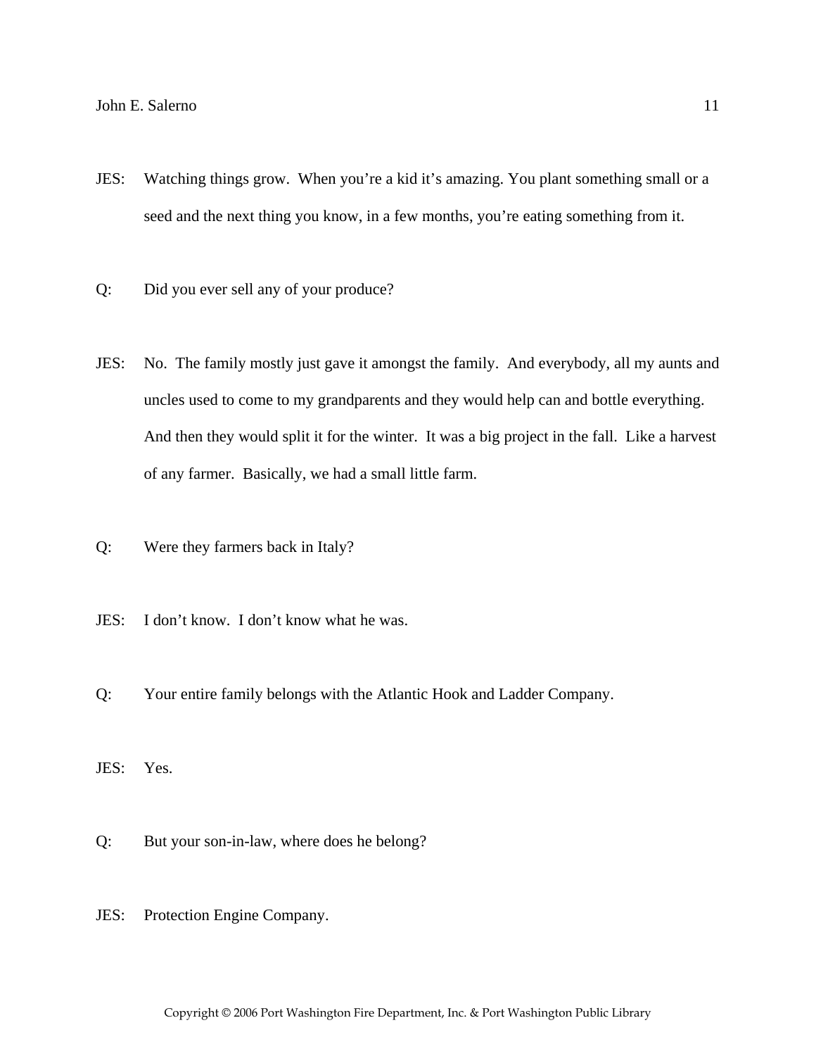JES: Watching things grow. When you're a kid it's amazing. You plant something small or a seed and the next thing you know, in a few months, you're eating something from it.

Q: Did you ever sell any of your produce?

JES: No. The family mostly just gave it amongst the family. And everybody, all my aunts and uncles used to come to my grandparents and they would help can and bottle everything. And then they would split it for the winter. It was a big project in the fall. Like a harvest of any farmer. Basically, we had a small little farm.

Q: Were they farmers back in Italy?

JES: I don't know. I don't know what he was.

Q: Your entire family belongs with the Atlantic Hook and Ladder Company.

JES: Yes.

Q: But your son-in-law, where does he belong?

JES: Protection Engine Company.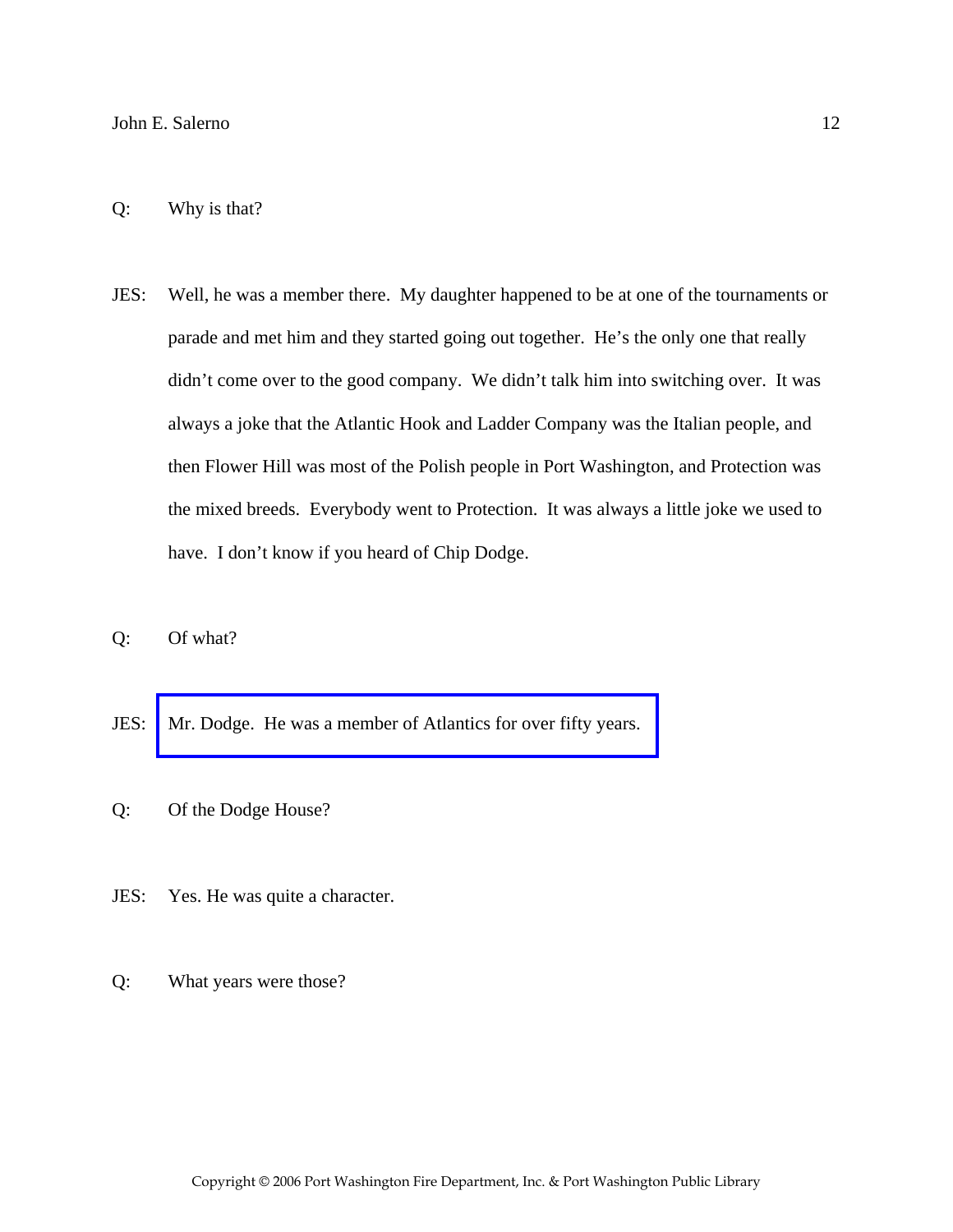Q: Why is that?

JES: Well, he was a member there. My daughter happened to be at one of the tournaments or parade and met him and they started going out together. He's the only one that really didn't come over to the good company. We didn't talk him into switching over. It was always a joke that the Atlantic Hook and Ladder Company was the Italian people, and then Flower Hill was most of the Polish people in Port Washington, and Protection was the mixed breeds. Everybody went to Protection. It was always a little joke we used to have. I don't know if you heard of Chip Dodge.

Q: Of what?

JES: Mr. Dodge. He was a member of Atlantics for over fifty years.

Q: Of the Dodge House?

JES: Yes. He was quite a character.

Q: What years were those?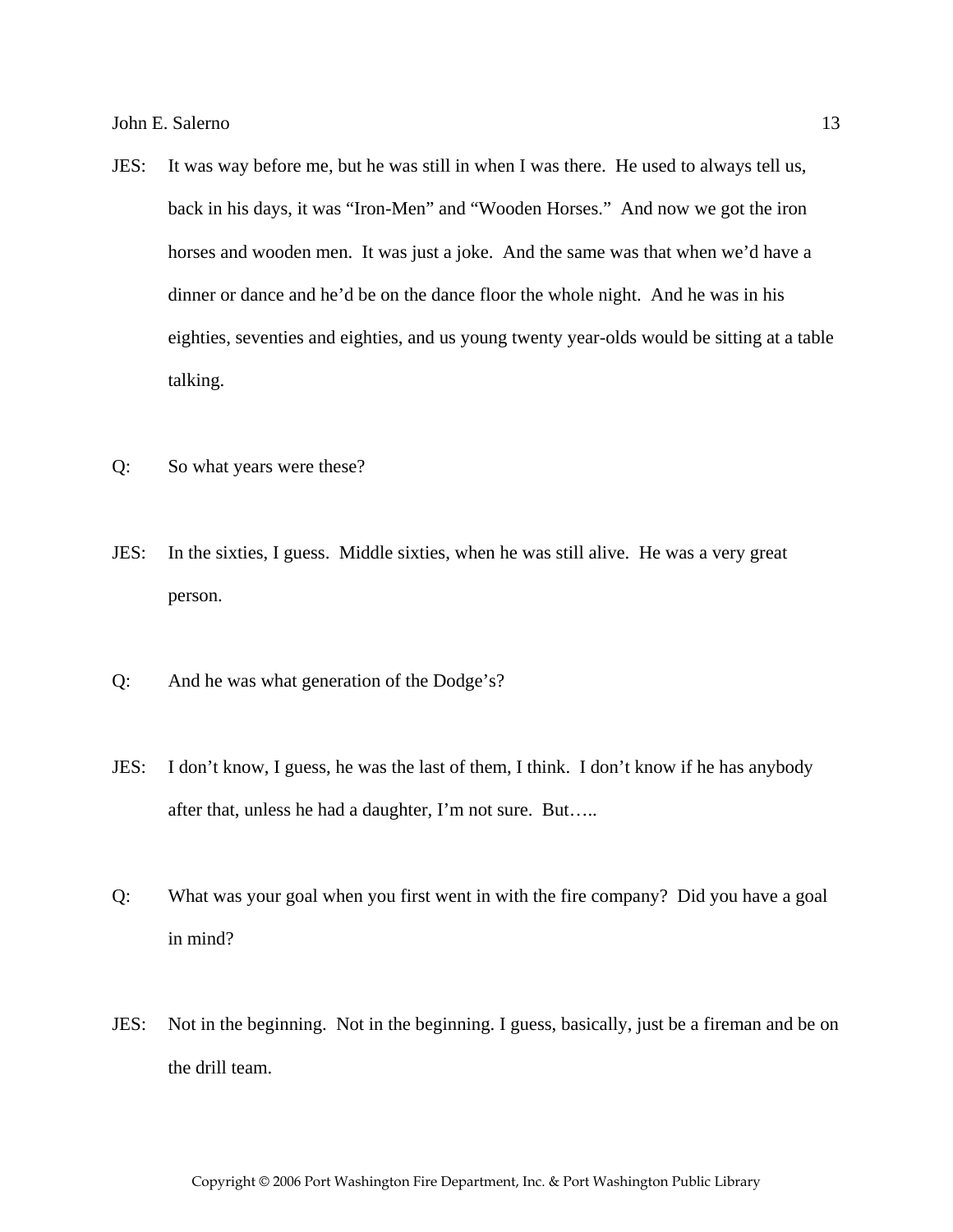JES: It was way before me, but he was still in when I was there. He used to always tell us, back in his days, it was "Iron-Men" and "Wooden Horses." And now we got the iron horses and wooden men. It was just a joke. And the same was that when we'd have a dinner or dance and he'd be on the dance floor the whole night. And he was in his eighties, seventies and eighties, and us young twenty year-olds would be sitting at a table talking.

Q: So what years were these?

JES: In the sixties, I guess. Middle sixties, when he was still alive. He was a very great person.

Q: And he was what generation of the Dodge's?

JES: I don't know, I guess, he was the last of them, I think. I don't know if he has anybody after that, unless he had a daughter, I'm not sure. But…..

Q: What was your goal when you first went in with the fire company? Did you have a goal in mind?

JES: Not in the beginning. Not in the beginning. I guess, basically, just be a fireman and be on the drill team.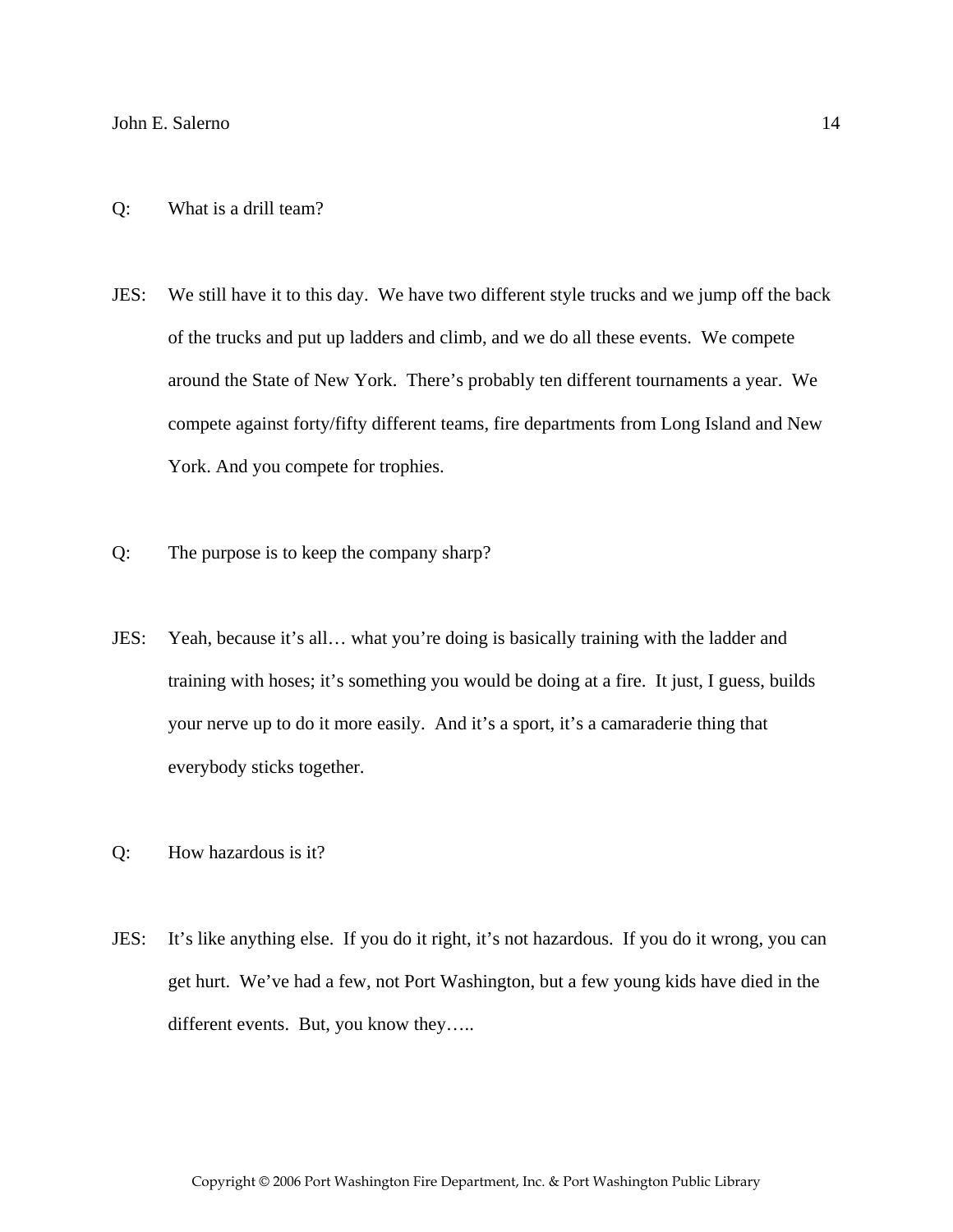Q: What is a drill team?

JES: We still have it to this day. We have two different style trucks and we jump off the back of the trucks and put up ladders and climb, and we do all these events. We compete around the State of New York. There's probably ten different tournaments a year. We compete against forty/fifty different teams, fire departments from Long Island and New York. And you compete for trophies.

Q: The purpose is to keep the company sharp?

JES: Yeah, because it's all… what you're doing is basically training with the ladder and training with hoses; it's something you would be doing at a fire. It just, I guess, builds your nerve up to do it more easily. And it's a sport, it's a camaraderie thing that everybody sticks together.

Q: How hazardous is it?

JES: It's like anything else. If you do it right, it's not hazardous. If you do it wrong, you can get hurt. We've had a few, not Port Washington, but a few young kids have died in the different events. But, you know they…..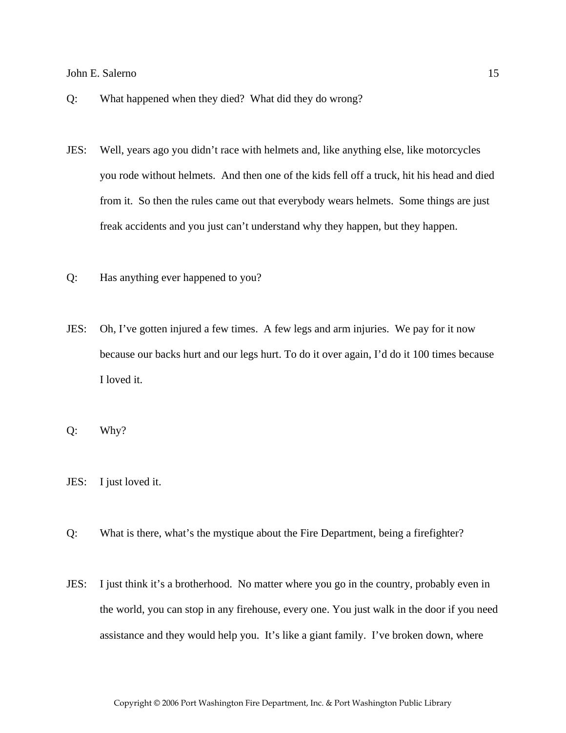Q: What happened when they died? What did they do wrong?

JES: Well, years ago you didn't race with helmets and, like anything else, like motorcycles you rode without helmets. And then one of the kids fell off a truck, hit his head and died from it. So then the rules came out that everybody wears helmets. Some things are just freak accidents and you just can't understand why they happen, but they happen.

Q: Has anything ever happened to you?

JES: Oh, I've gotten injured a few times. A few legs and arm injuries. We pay for it now because our backs hurt and our legs hurt. To do it over again, I'd do it 100 times because I loved it.

Q: Why?

JES: I just loved it.

Q: What is there, what's the mystique about the Fire Department, being a firefighter?

JES: I just think it's a brotherhood. No matter where you go in the country, probably even in the world, you can stop in any firehouse, every one. You just walk in the door if you need assistance and they would help you. It's like a giant family. I've broken down, where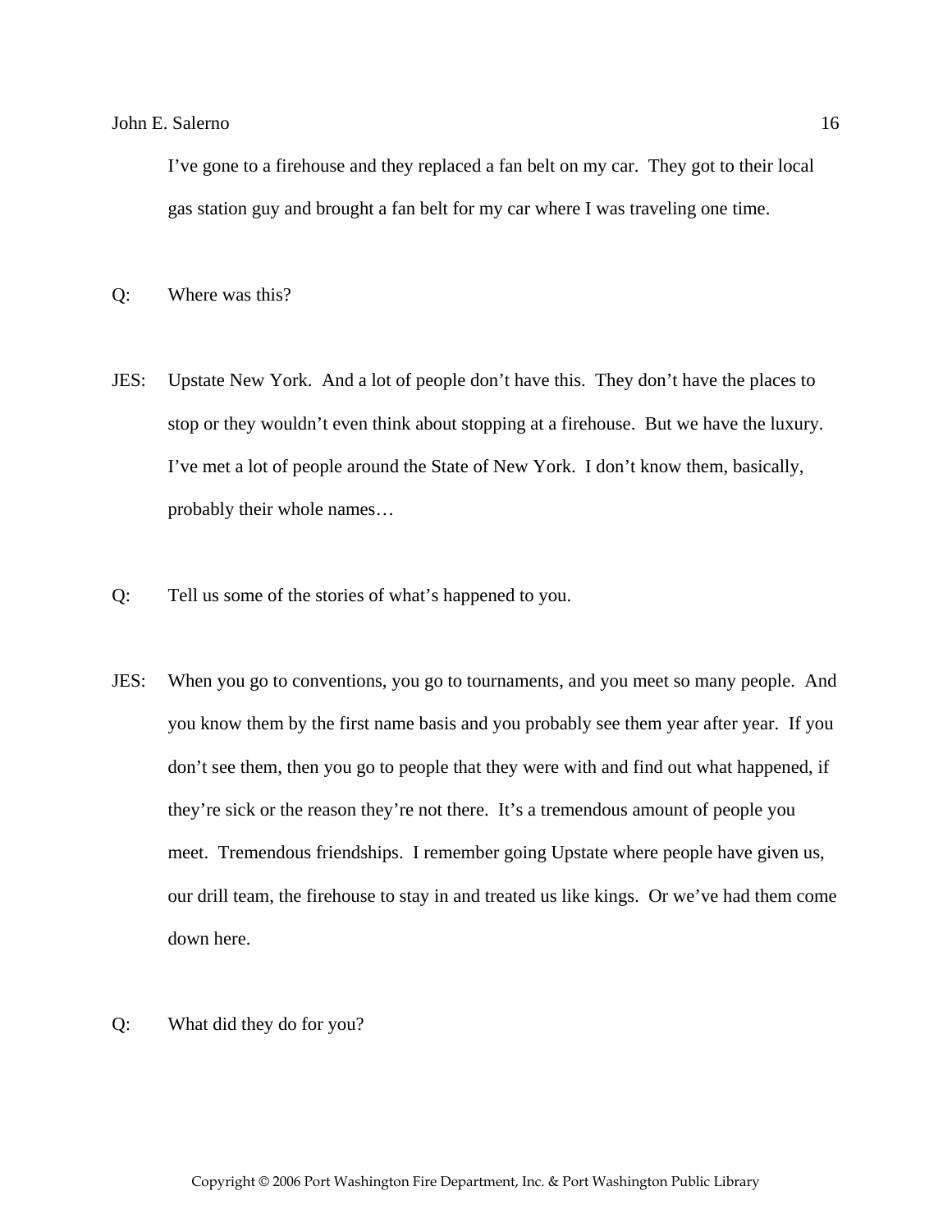I've gone to a firehouse and they replaced a fan belt on my car. They got to their local gas station guy and brought a fan belt for my car where I was traveling one time.

Q: Where was this?

JES: Upstate New York. And a lot of people don't have this. They don't have the places to stop or they wouldn't even think about stopping at a firehouse. But we have the luxury. I've met a lot of people around the State of New York. I don't know them, basically, probably their whole names…

Q: Tell us some of the stories of what's happened to you.

JES: When you go to conventions, you go to tournaments, and you meet so many people. And you know them by the first name basis and you probably see them year after year. If you don't see them, then you go to people that they were with and find out what happened, if they're sick or the reason they're not there. It's a tremendous amount of people you meet. Tremendous friendships. I remember going Upstate where people have given us, our drill team, the firehouse to stay in and treated us like kings. Or we've had them come down here.

Q: What did they do for you?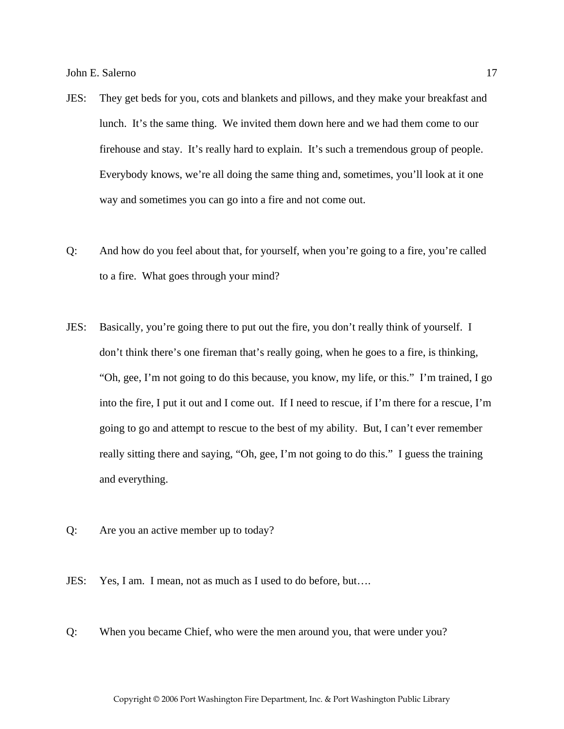JES: They get beds for you, cots and blankets and pillows, and they make your breakfast and lunch. It's the same thing. We invited them down here and we had them come to our firehouse and stay. It's really hard to explain. It's such a tremendous group of people. Everybody knows, we're all doing the same thing and, sometimes, you'll look at it one way and sometimes you can go into a fire and not come out.

Q: And how do you feel about that, for yourself, when you're going to a fire, you're called to a fire. What goes through your mind?

JES: Basically, you're going there to put out the fire, you don't really think of yourself. I don't think there's one fireman that's really going, when he goes to a fire, is thinking, "Oh, gee, I'm not going to do this because, you know, my life, or this." I'm trained, I go into the fire, I put it out and I come out. If I need to rescue, if I'm there for a rescue, I'm going to go and attempt to rescue to the best of my ability. But, I can't ever remember really sitting there and saying, "Oh, gee, I'm not going to do this." I guess the training and everything.

Q: Are you an active member up to today?

JES: Yes, I am. I mean, not as much as I used to do before, but….

Q: When you became Chief, who were the men around you, that were under you?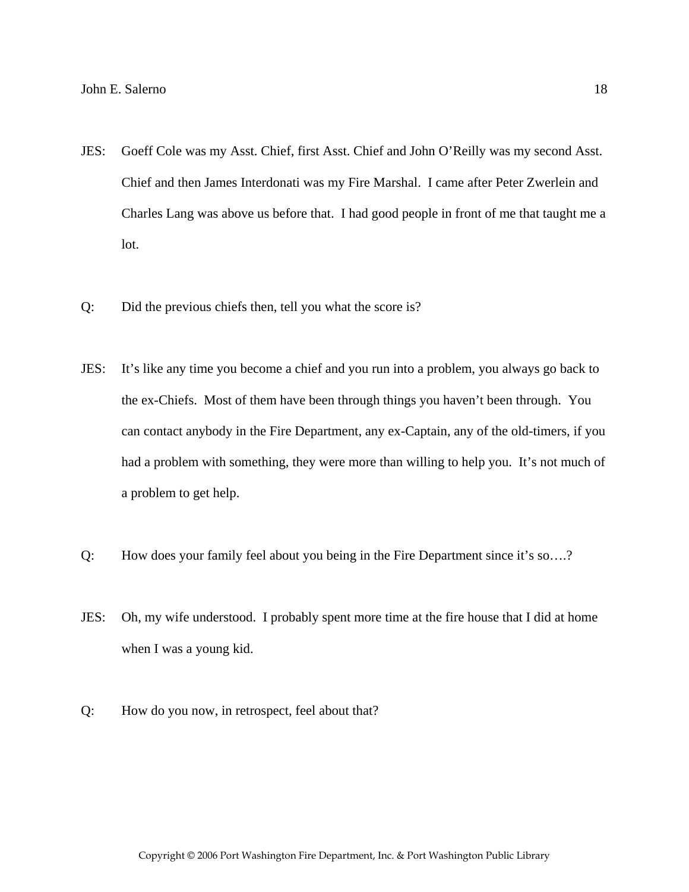JES: Goeff Cole was my Asst. Chief, first Asst. Chief and John O'Reilly was my second Asst. Chief and then James Interdonati was my Fire Marshal. I came after Peter Zwerlein and Charles Lang was above us before that. I had good people in front of me that taught me a lot.

Q: Did the previous chiefs then, tell you what the score is?

JES: It's like any time you become a chief and you run into a problem, you always go back to the ex-Chiefs. Most of them have been through things you haven't been through. You can contact anybody in the Fire Department, any ex-Captain, any of the old-timers, if you had a problem with something, they were more than willing to help you. It's not much of a problem to get help.

Q: How does your family feel about you being in the Fire Department since it's so….?

JES: Oh, my wife understood. I probably spent more time at the fire house that I did at home when I was a young kid.

Q: How do you now, in retrospect, feel about that?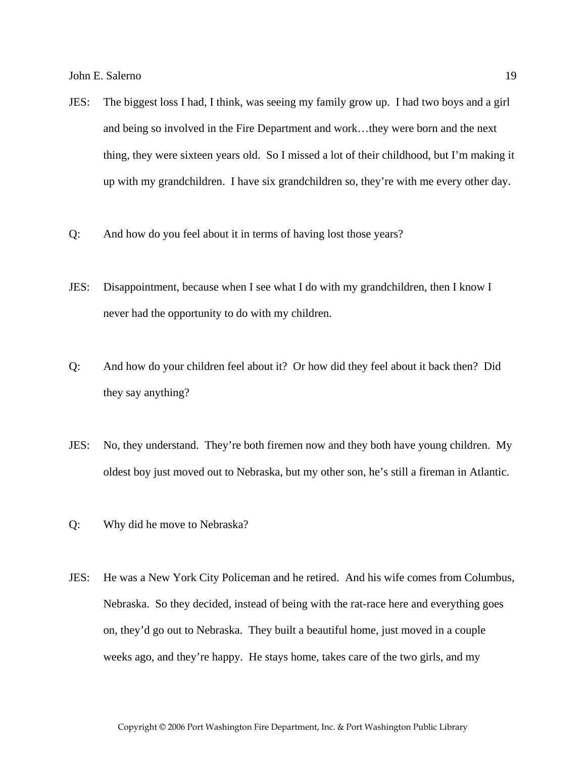JES: The biggest loss I had, I think, was seeing my family grow up. I had two boys and a girl and being so involved in the Fire Department and work…they were born and the next thing, they were sixteen years old. So I missed a lot of their childhood, but I'm making it up with my grandchildren. I have six grandchildren so, they're with me every other day.

Q: And how do you feel about it in terms of having lost those years?

JES: Disappointment, because when I see what I do with my grandchildren, then I know I never had the opportunity to do with my children.

Q: And how do your children feel about it? Or how did they feel about it back then? Did they say anything?

JES: No, they understand. They're both firemen now and they both have young children. My oldest boy just moved out to Nebraska, but my other son, he's still a fireman in Atlantic.

Q: Why did he move to Nebraska?

JES: He was a New York City Policeman and he retired. And his wife comes from Columbus, Nebraska. So they decided, instead of being with the rat-race here and everything goes on, they'd go out to Nebraska. They built a beautiful home, just moved in a couple weeks ago, and they're happy. He stays home, takes care of the two girls, and my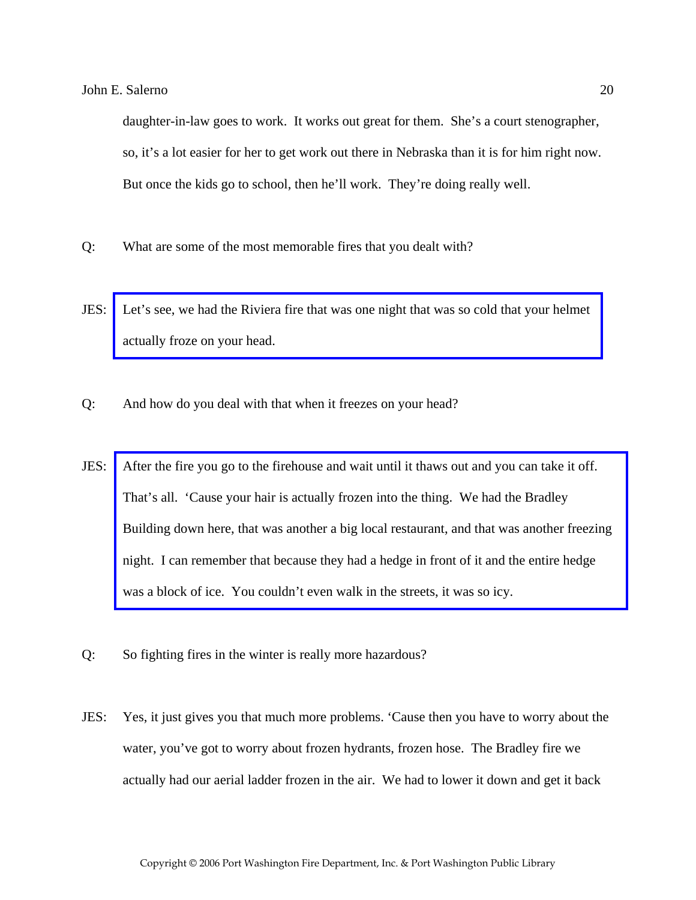daughter-in-law goes to work. It works out great for them. She's a court stenographer, so, it's a lot easier for her to get work out there in Nebraska than it is for him right now. But once the kids go to school, then he'll work. They're doing really well.

Q: What are some of the most memorable fires that you dealt with?

JES: Let's see, we had the Riviera fire that was one night that was so cold that your helmet actually froze on your head.

Q: And how do you deal with that when it freezes on your head?

JES: After the fire you go to the firehouse and wait until it thaws out and you can take it off. That's all. 'Cause your hair is actually frozen into the thing. We had the Bradley Building down here, that was another a big local restaurant, and that was another freezing night. I can remember that because they had a hedge in front of it and the entire hedge was a block of ice. You couldn't even walk in the streets, it was so icy.

Q: So fighting fires in the winter is really more hazardous?

JES: Yes, it just gives you that much more problems. 'Cause then you have to worry about the water, you've got to worry about frozen hydrants, frozen hose. The Bradley fire we actually had our aerial ladder frozen in the air. We had to lower it down and get it back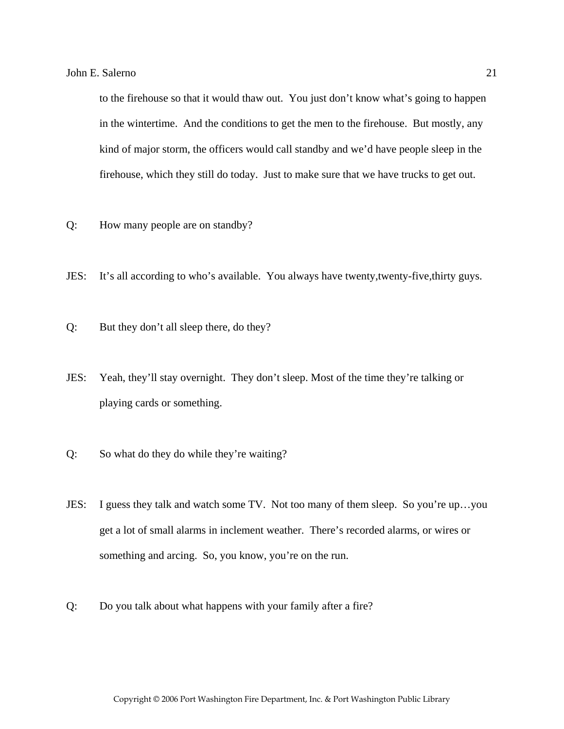to the firehouse so that it would thaw out. You just don't know what's going to happen in the wintertime. And the conditions to get the men to the firehouse. But mostly, any kind of major storm, the officers would call standby and we'd have people sleep in the firehouse, which they still do today. Just to make sure that we have trucks to get out.

Q: How many people are on standby?

JES: It's all according to who's available. You always have twenty,twenty-five,thirty guys.

Q: But they don't all sleep there, do they?

JES: Yeah, they'll stay overnight. They don't sleep. Most of the time they're talking or playing cards or something.

Q: So what do they do while they're waiting?

JES: I guess they talk and watch some TV. Not too many of them sleep. So you're up…you get a lot of small alarms in inclement weather. There's recorded alarms, or wires or something and arcing. So, you know, you're on the run.

Q: Do you talk about what happens with your family after a fire?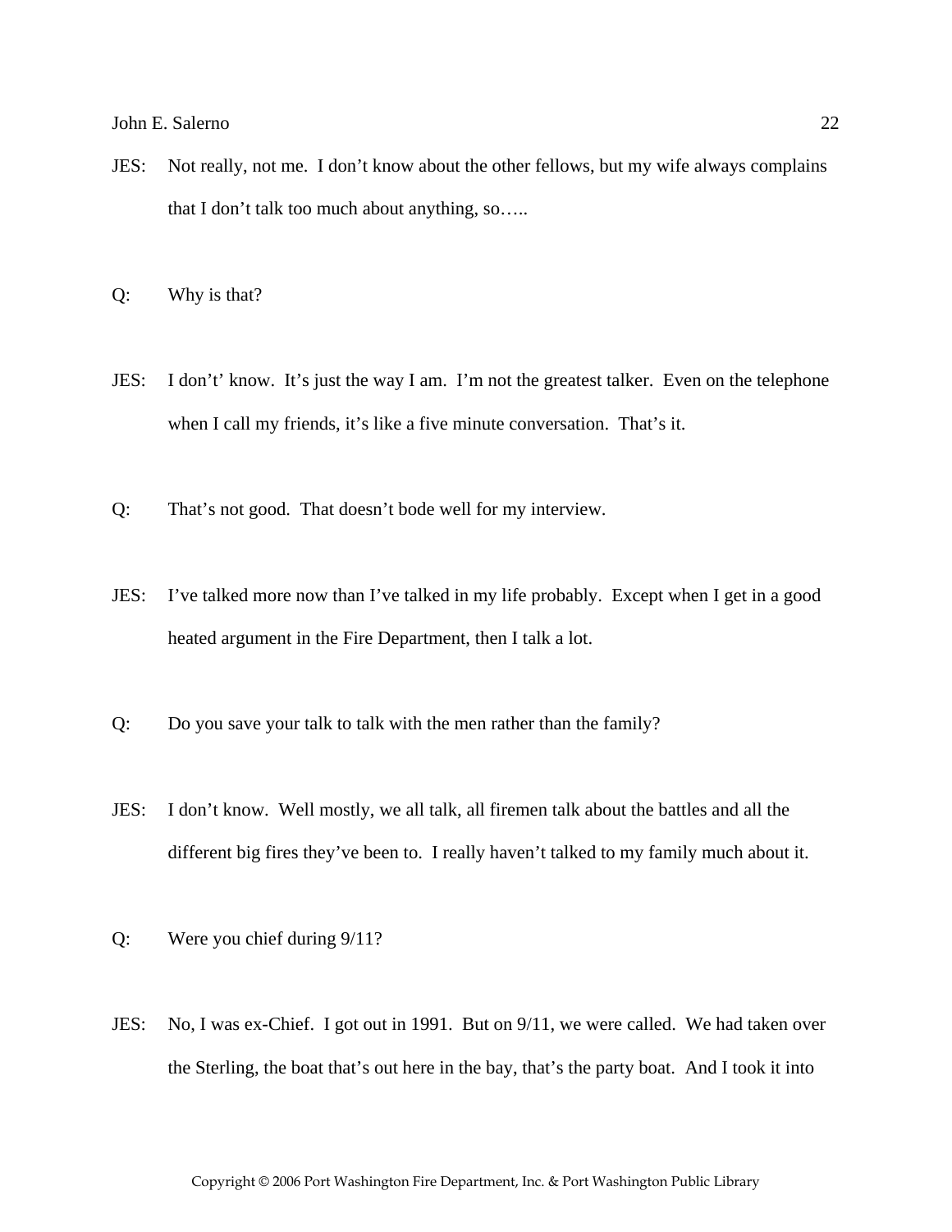JES: Not really, not me. I don't know about the other fellows, but my wife always complains that I don't talk too much about anything, so…..

Q: Why is that?

JES: I don't' know. It's just the way I am. I'm not the greatest talker. Even on the telephone when I call my friends, it's like a five minute conversation. That's it.

Q: That's not good. That doesn't bode well for my interview.

JES: I've talked more now than I've talked in my life probably. Except when I get in a good heated argument in the Fire Department, then I talk a lot.

Q: Do you save your talk to talk with the men rather than the family?

JES: I don't know. Well mostly, we all talk, all firemen talk about the battles and all the different big fires they've been to. I really haven't talked to my family much about it.

Q: Were you chief during 9/11?

JES: No, I was ex-Chief. I got out in 1991. But on 9/11, we were called. We had taken over the Sterling, the boat that's out here in the bay, that's the party boat. And I took it into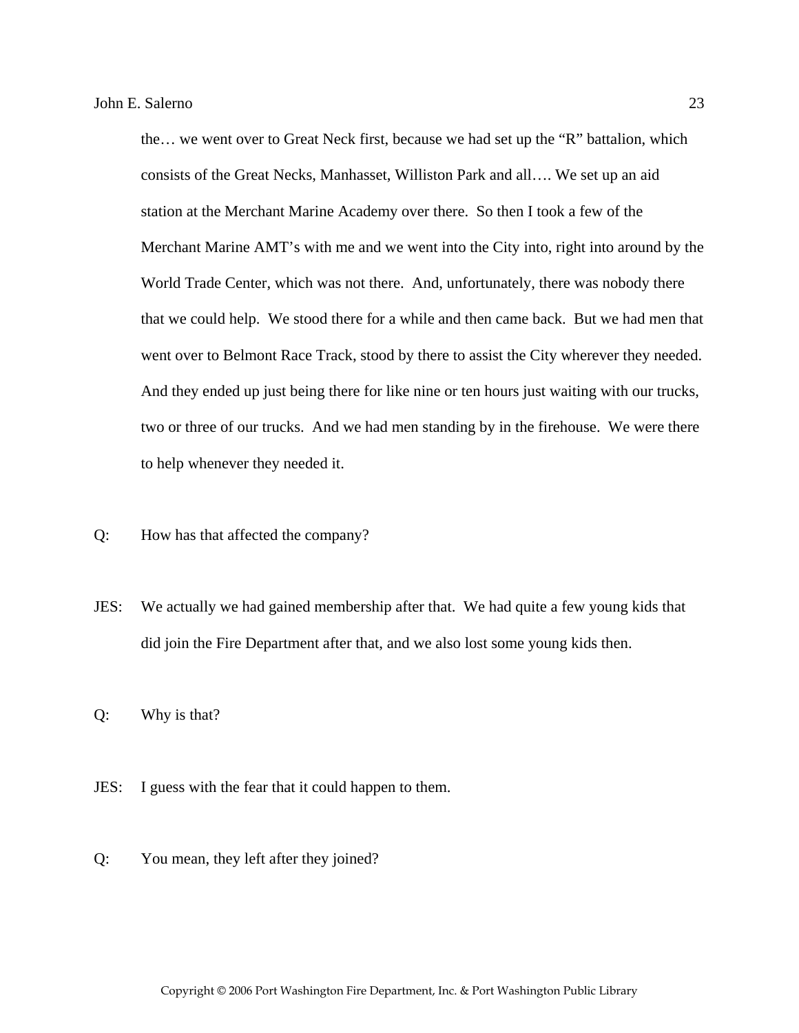the… we went over to Great Neck first, because we had set up the "R" battalion, which consists of the Great Necks, Manhasset, Williston Park and all…. We set up an aid station at the Merchant Marine Academy over there. So then I took a few of the Merchant Marine AMT's with me and we went into the City into, right into around by the World Trade Center, which was not there. And, unfortunately, there was nobody there that we could help. We stood there for a while and then came back. But we had men that went over to Belmont Race Track, stood by there to assist the City wherever they needed. And they ended up just being there for like nine or ten hours just waiting with our trucks, two or three of our trucks. And we had men standing by in the firehouse. We were there to help whenever they needed it.

Q: How has that affected the company?

JES: We actually we had gained membership after that. We had quite a few young kids that did join the Fire Department after that, and we also lost some young kids then.

Q: Why is that?

JES: I guess with the fear that it could happen to them.

Q: You mean, they left after they joined?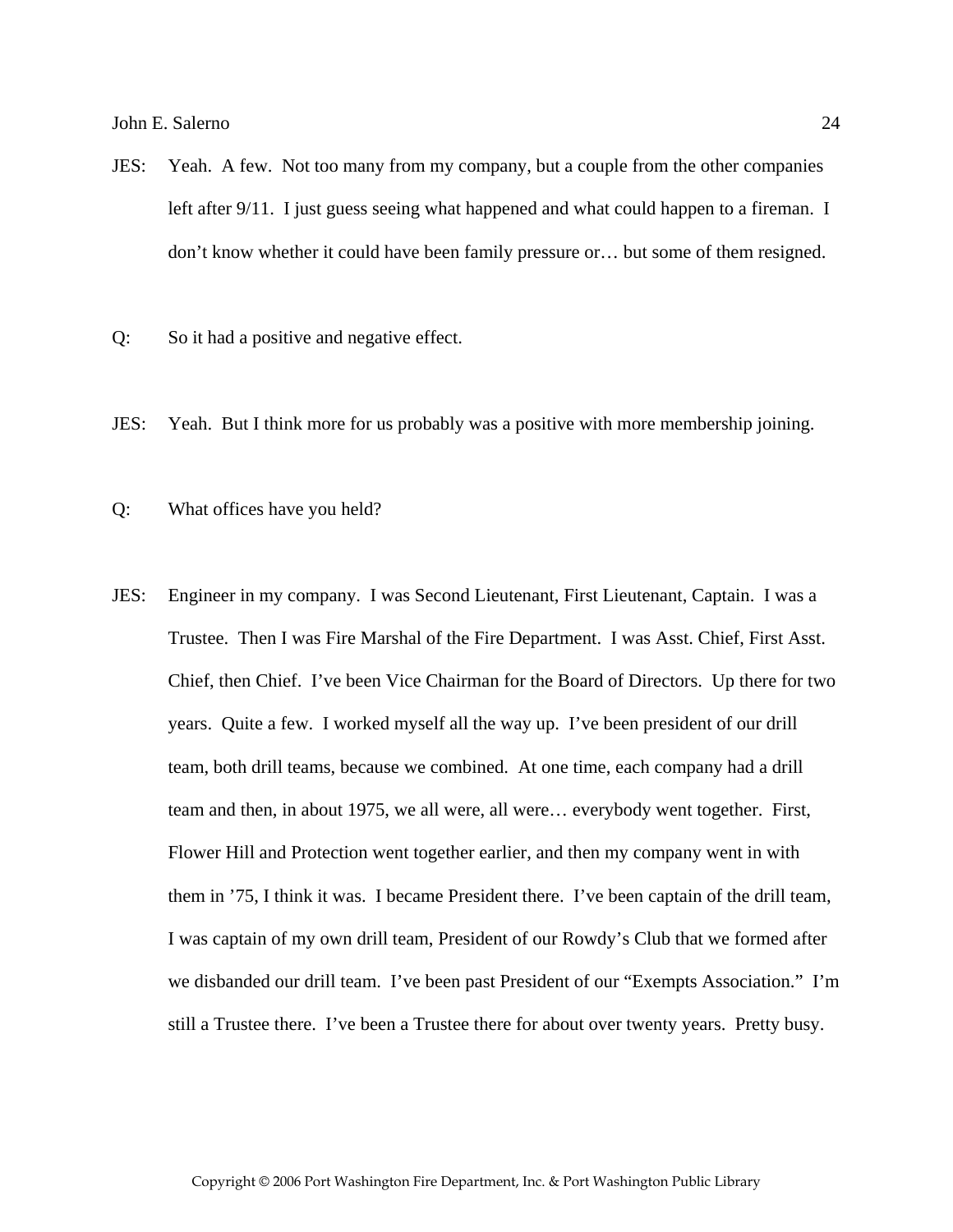JES: Yeah. A few. Not too many from my company, but a couple from the other companies left after 9/11. I just guess seeing what happened and what could happen to a fireman. I don't know whether it could have been family pressure or… but some of them resigned.

Q: So it had a positive and negative effect.

JES: Yeah. But I think more for us probably was a positive with more membership joining.

Q: What offices have you held?

JES: Engineer in my company. I was Second Lieutenant, First Lieutenant, Captain. I was a Trustee. Then I was Fire Marshal of the Fire Department. I was Asst. Chief, First Asst. Chief, then Chief. I've been Vice Chairman for the Board of Directors. Up there for two years. Quite a few. I worked myself all the way up. I've been president of our drill team, both drill teams, because we combined. At one time, each company had a drill team and then, in about 1975, we all were, all were… everybody went together. First, Flower Hill and Protection went together earlier, and then my company went in with them in '75, I think it was. I became President there. I've been captain of the drill team, I was captain of my own drill team, President of our Rowdy's Club that we formed after we disbanded our drill team. I've been past President of our "Exempts Association." I'm still a Trustee there. I've been a Trustee there for about over twenty years. Pretty busy.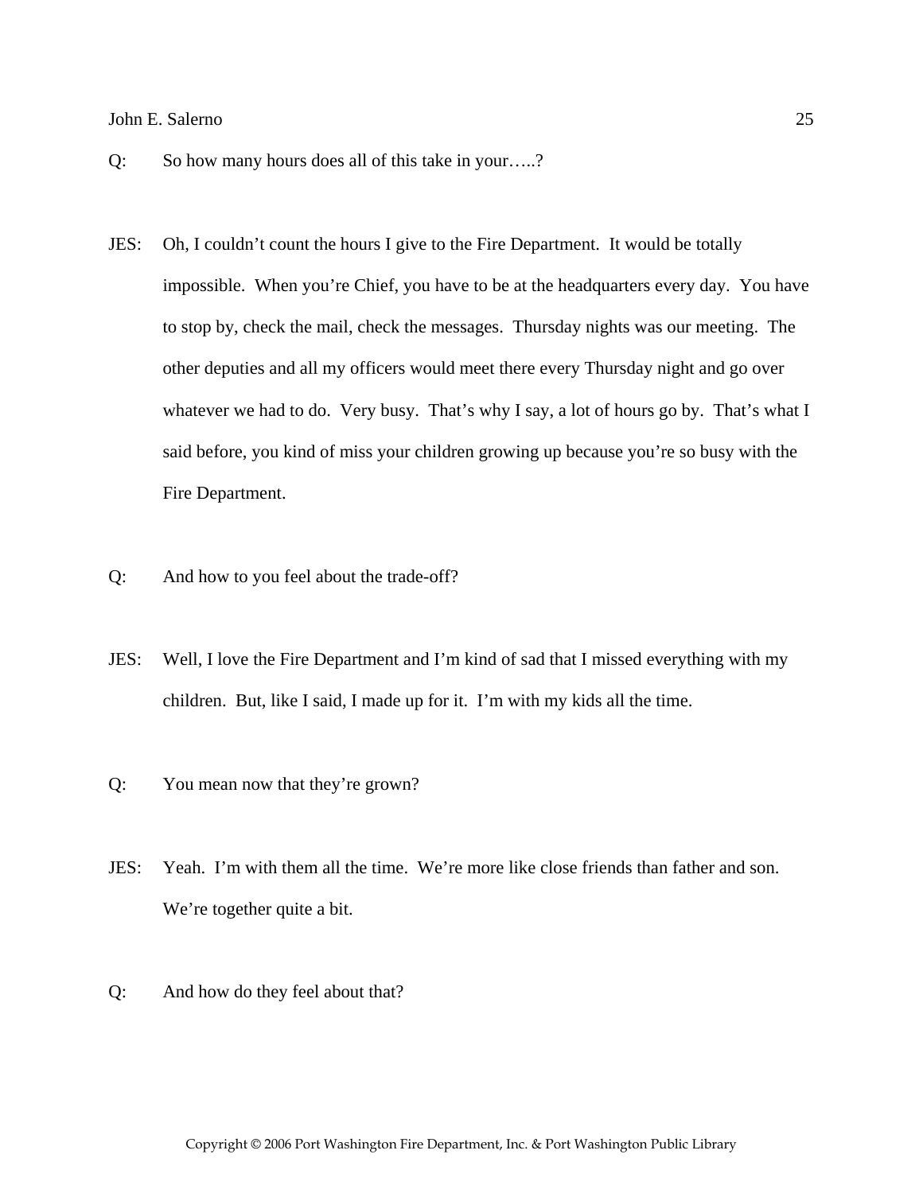Q: So how many hours does all of this take in your…..?

JES: Oh, I couldn't count the hours I give to the Fire Department. It would be totally impossible. When you're Chief, you have to be at the headquarters every day. You have to stop by, check the mail, check the messages. Thursday nights was our meeting. The other deputies and all my officers would meet there every Thursday night and go over whatever we had to do. Very busy. That's why I say, a lot of hours go by. That's what I said before, you kind of miss your children growing up because you're so busy with the Fire Department.

Q: And how to you feel about the trade-off?

JES: Well, I love the Fire Department and I'm kind of sad that I missed everything with my children. But, like I said, I made up for it. I'm with my kids all the time.

Q: You mean now that they're grown?

JES: Yeah. I'm with them all the time. We're more like close friends than father and son. We're together quite a bit.

Q: And how do they feel about that?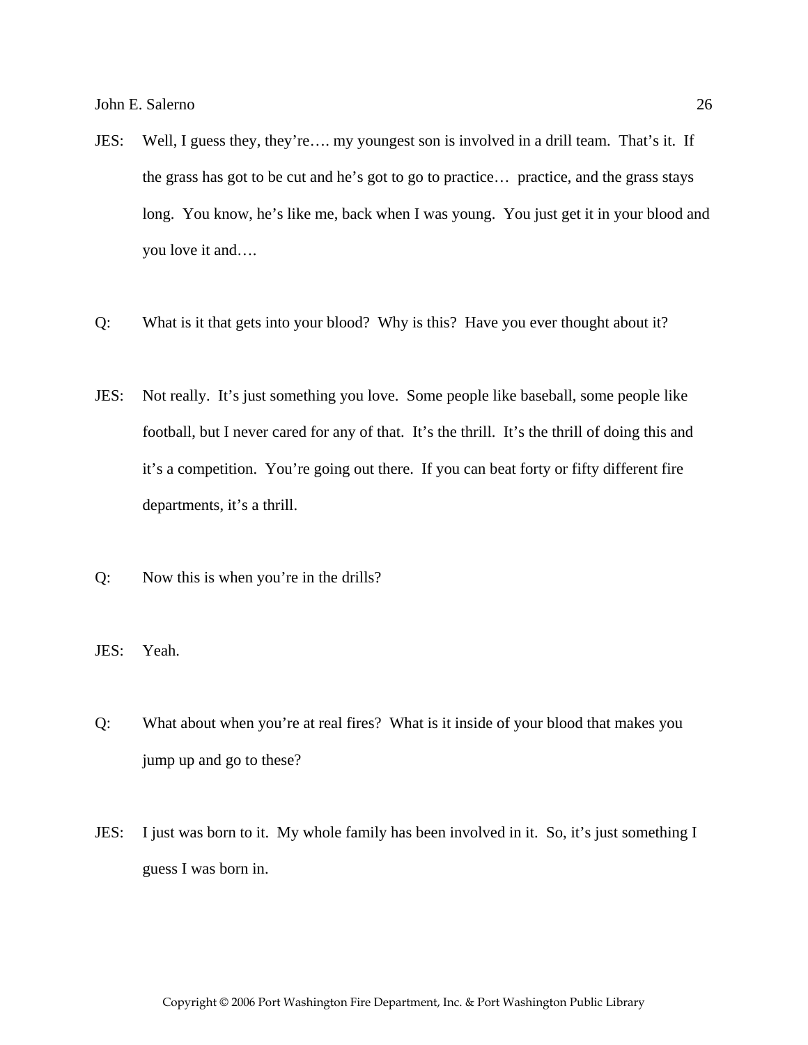JES: Well, I guess they, they're…. my youngest son is involved in a drill team. That's it. If the grass has got to be cut and he's got to go to practice… practice, and the grass stays long. You know, he's like me, back when I was young. You just get it in your blood and you love it and….

Q: What is it that gets into your blood? Why is this? Have you ever thought about it?

JES: Not really. It's just something you love. Some people like baseball, some people like football, but I never cared for any of that. It's the thrill. It's the thrill of doing this and it's a competition. You're going out there. If you can beat forty or fifty different fire departments, it's a thrill.

Q: Now this is when you're in the drills?

JES: Yeah.

Q: What about when you're at real fires? What is it inside of your blood that makes you jump up and go to these?

JES: I just was born to it. My whole family has been involved in it. So, it's just something I guess I was born in.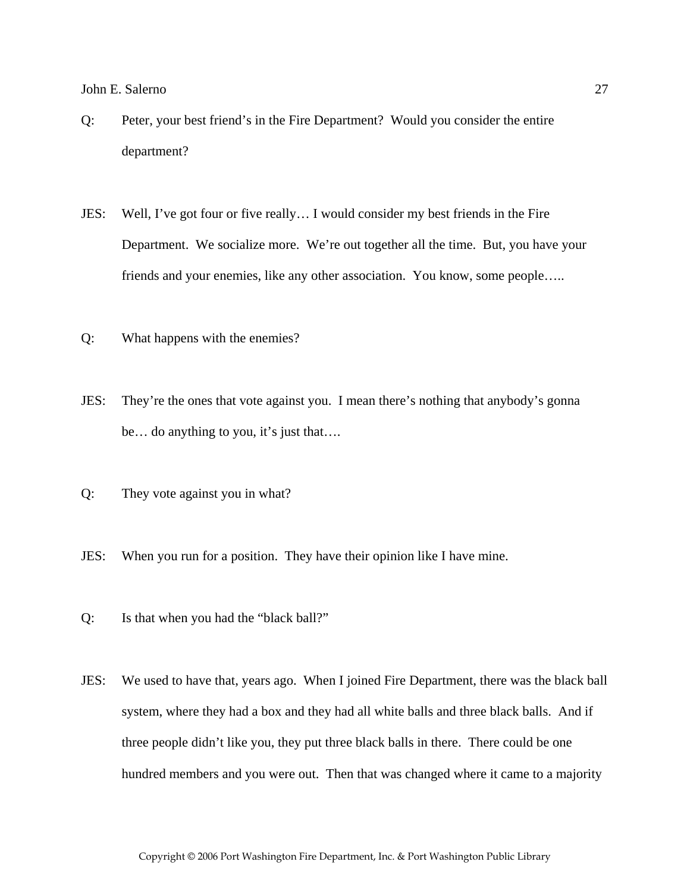Q: Peter, your best friend's in the Fire Department? Would you consider the entire department?

JES: Well, I've got four or five really… I would consider my best friends in the Fire Department. We socialize more. We're out together all the time. But, you have your friends and your enemies, like any other association. You know, some people…..

Q: What happens with the enemies?

JES: They're the ones that vote against you. I mean there's nothing that anybody's gonna be… do anything to you, it's just that….

Q: They vote against you in what?

JES: When you run for a position. They have their opinion like I have mine.

Q: Is that when you had the "black ball?"

JES: We used to have that, years ago. When I joined Fire Department, there was the black ball system, where they had a box and they had all white balls and three black balls. And if three people didn't like you, they put three black balls in there. There could be one hundred members and you were out. Then that was changed where it came to a majority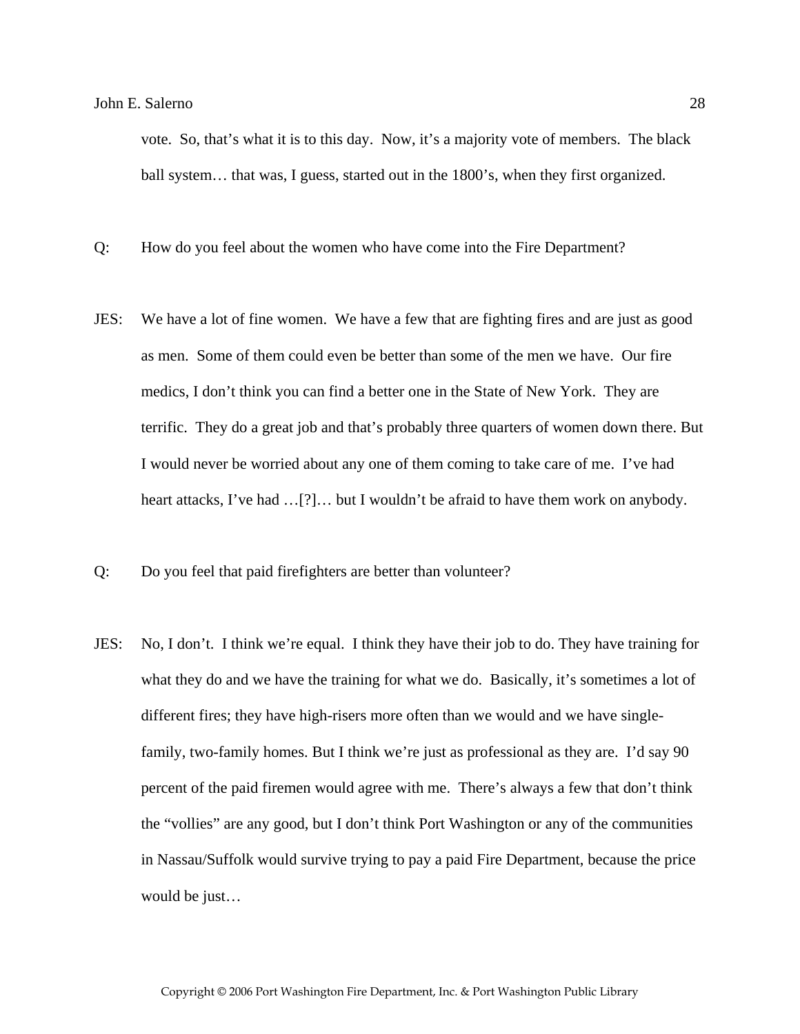vote. So, that's what it is to this day. Now, it's a majority vote of members. The black ball system… that was, I guess, started out in the 1800's, when they first organized.

Q: How do you feel about the women who have come into the Fire Department?

JES: We have a lot of fine women. We have a few that are fighting fires and are just as good as men. Some of them could even be better than some of the men we have. Our fire medics, I don't think you can find a better one in the State of New York. They are terrific. They do a great job and that's probably three quarters of women down there. But I would never be worried about any one of them coming to take care of me. I've had heart attacks, I've had …[?]… but I wouldn't be afraid to have them work on anybody.

Q: Do you feel that paid firefighters are better than volunteer?

JES: No, I don't. I think we're equal. I think they have their job to do. They have training for what they do and we have the training for what we do. Basically, it's sometimes a lot of different fires; they have high-risers more often than we would and we have single-family, two-family homes. But I think we're just as professional as they are. I'd say 90 percent of the paid firemen would agree with me. There's always a few that don't think the "vollies" are any good, but I don't think Port Washington or any of the communities in Nassau/Suffolk would survive trying to pay a paid Fire Department, because the price would be just…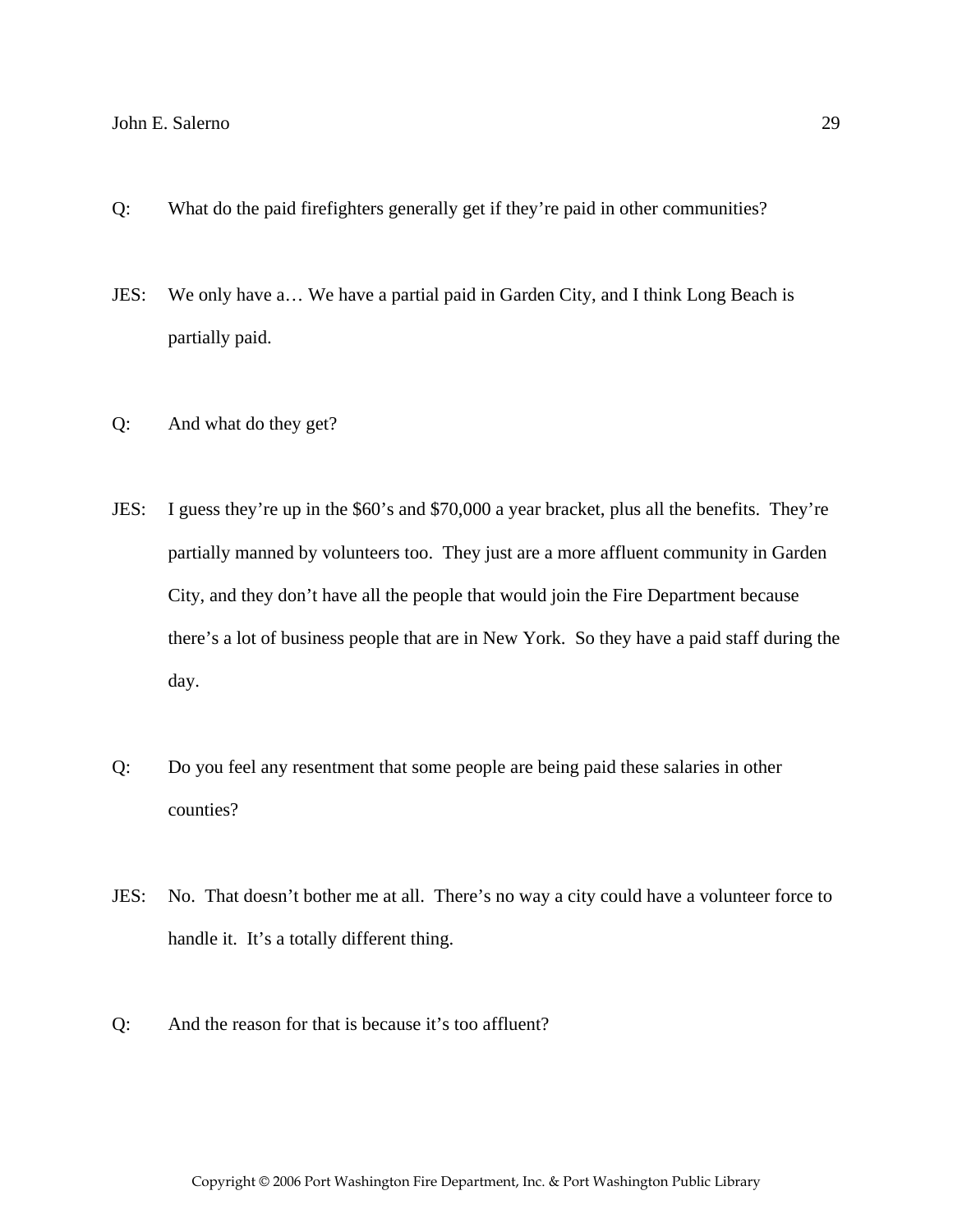Q: What do the paid firefighters generally get if they're paid in other communities?

JES: We only have a… We have a partial paid in Garden City, and I think Long Beach is partially paid.

Q: And what do they get?

JES: I guess they're up in the $60's and $70,000 a year bracket, plus all the benefits. They're partially manned by volunteers too. They just are a more affluent community in Garden City, and they don't have all the people that would join the Fire Department because there's a lot of business people that are in New York. So they have a paid staff during the day.

Q: Do you feel any resentment that some people are being paid these salaries in other counties?

JES: No. That doesn't bother me at all. There's no way a city could have a volunteer force to handle it. It's a totally different thing.

Q: And the reason for that is because it's too affluent?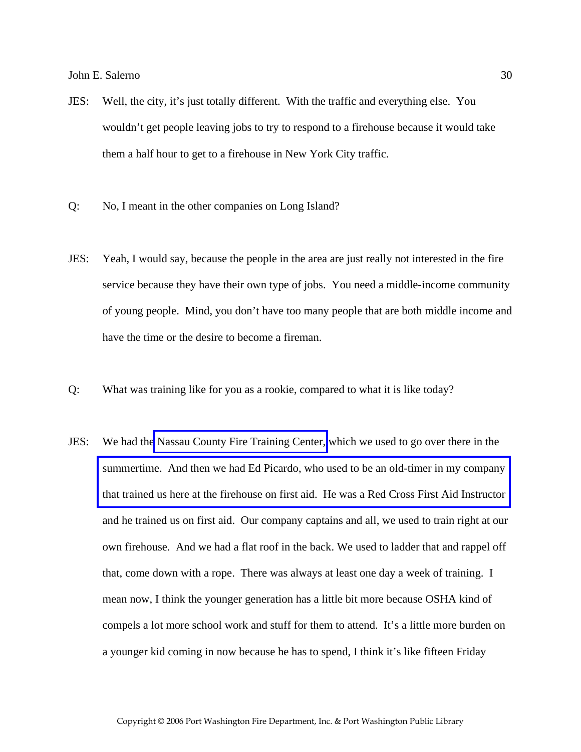JES: Well, the city, it's just totally different. With the traffic and everything else. You wouldn't get people leaving jobs to try to respond to a firehouse because it would take them a half hour to get to a firehouse in New York City traffic.

Q: No, I meant in the other companies on Long Island?

JES: Yeah, I would say, because the people in the area are just really not interested in the fire service because they have their own type of jobs. You need a middle-income community of young people. Mind, you don't have too many people that are both middle income and have the time or the desire to become a fireman.

Q: What was training like for you as a rookie, compared to what it is like today?

JES: We had the Nassau County Fire Training Center, which we used to go over there in the summertime. And then we had Ed Picardo, who used to be an old-timer in my company that trained us here at the firehouse on first aid. He was a Red Cross First Aid Instructor and he trained us on first aid. Our company captains and all, we used to train right at our own firehouse. And we had a flat roof in the back. We used to ladder that and rappel off that, come down with a rope. There was always at least one day a week of training. I mean now, I think the younger generation has a little bit more because OSHA kind of compels a lot more school work and stuff for them to attend. It's a little more burden on a younger kid coming in now because he has to spend, I think it's like fifteen Friday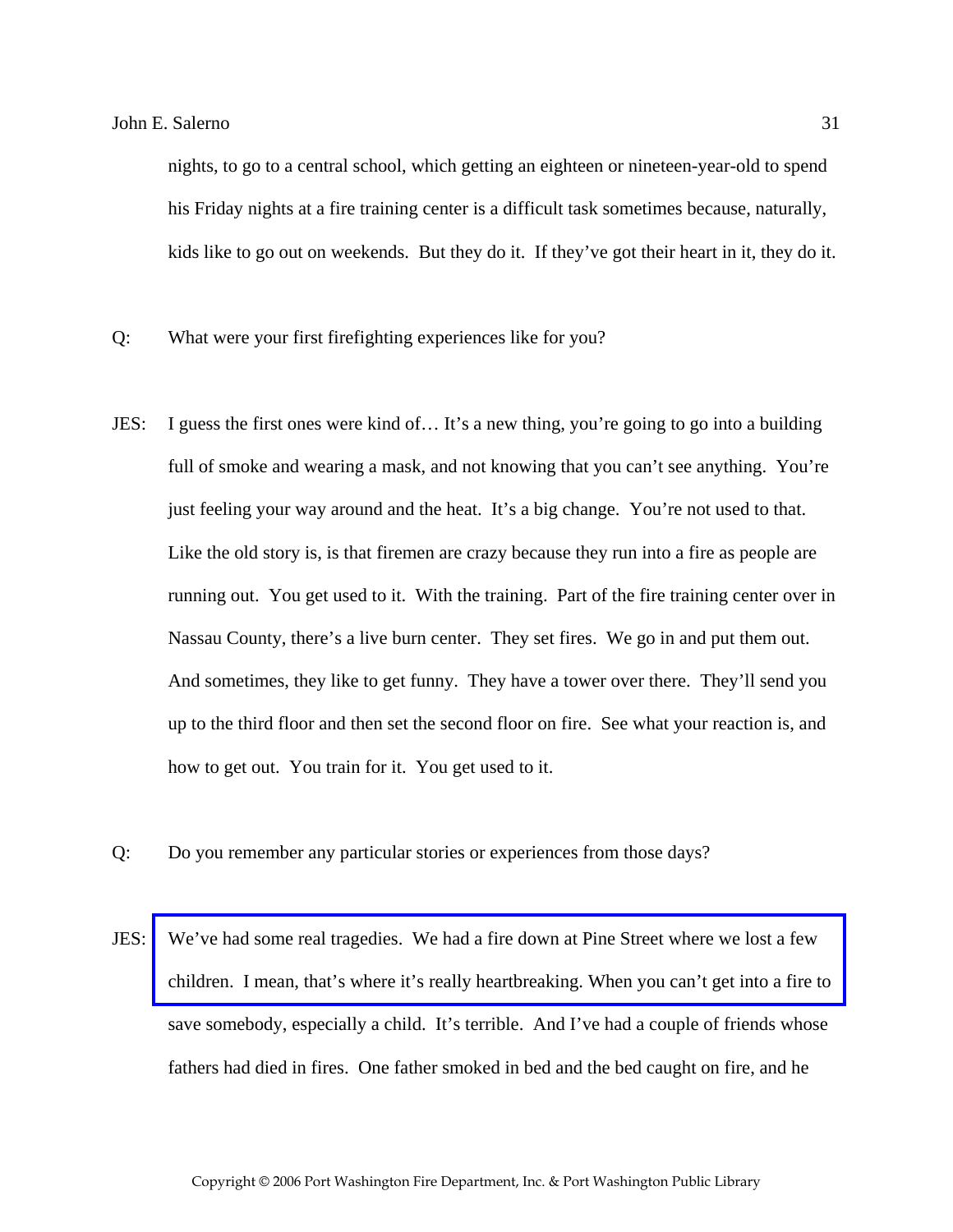nights, to go to a central school, which getting an eighteen or nineteen-year-old to spend his Friday nights at a fire training center is a difficult task sometimes because, naturally, kids like to go out on weekends. But they do it. If they've got their heart in it, they do it.

Q: What were your first firefighting experiences like for you?

JES: I guess the first ones were kind of… It's a new thing, you're going to go into a building full of smoke and wearing a mask, and not knowing that you can't see anything. You're just feeling your way around and the heat. It's a big change. You're not used to that. Like the old story is, is that firemen are crazy because they run into a fire as people are running out. You get used to it. With the training. Part of the fire training center over in Nassau County, there's a live burn center. They set fires. We go in and put them out. And sometimes, they like to get funny. They have a tower over there. They'll send you up to the third floor and then set the second floor on fire. See what your reaction is, and how to get out. You train for it. You get used to it.

Q: Do you remember any particular stories or experiences from those days?

JES: We've had some real tragedies. We had a fire down at Pine Street where we lost a few children. I mean, that's where it's really heartbreaking. When you can't get into a fire to save somebody, especially a child. It's terrible. And I've had a couple of friends whose fathers had died in fires. One father smoked in bed and the bed caught on fire, and he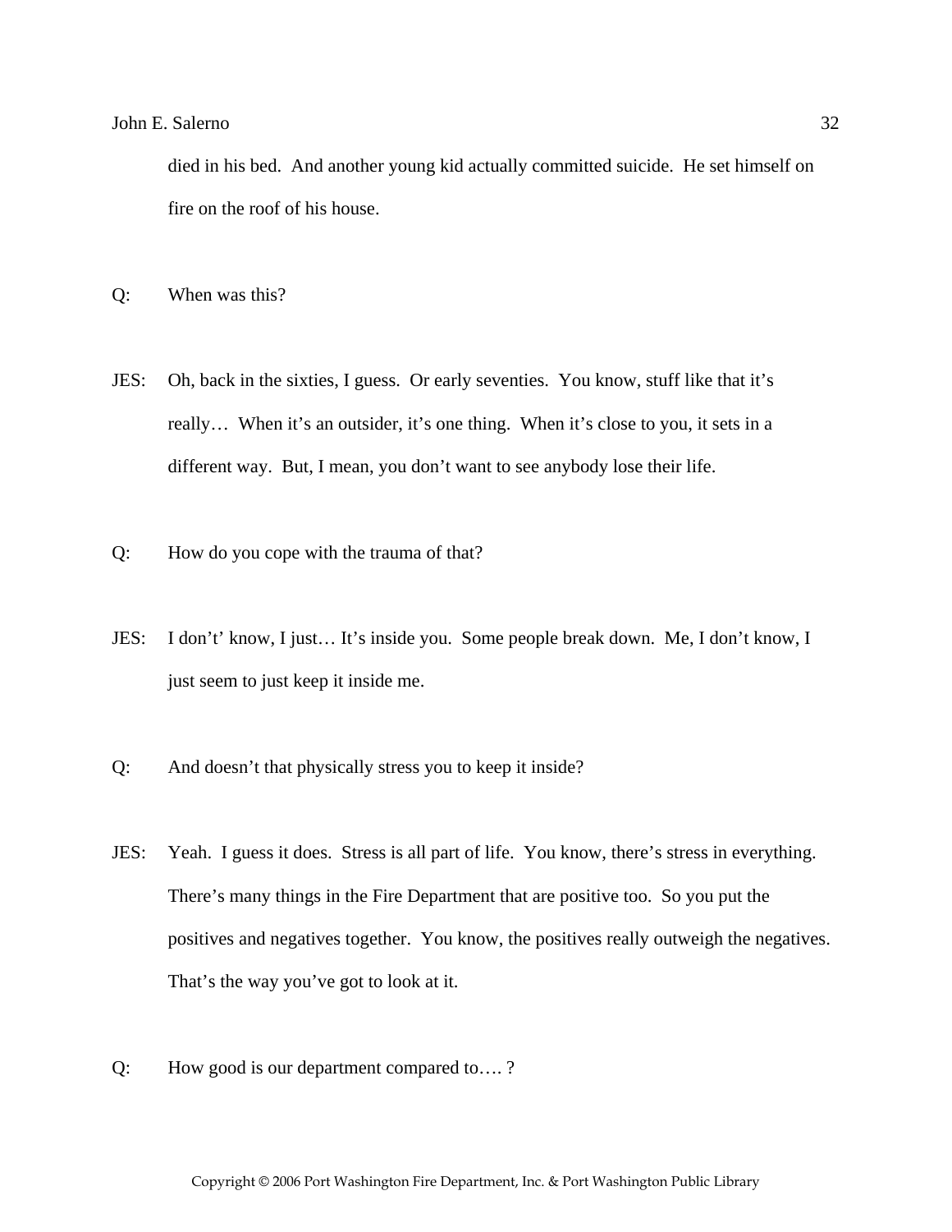died in his bed. And another young kid actually committed suicide. He set himself on fire on the roof of his house.

Q: When was this?

JES: Oh, back in the sixties, I guess. Or early seventies. You know, stuff like that it's really… When it's an outsider, it's one thing. When it's close to you, it sets in a different way. But, I mean, you don't want to see anybody lose their life.

Q: How do you cope with the trauma of that?

JES: I don't' know, I just… It's inside you. Some people break down. Me, I don't know, I just seem to just keep it inside me.

Q: And doesn't that physically stress you to keep it inside?

JES: Yeah. I guess it does. Stress is all part of life. You know, there's stress in everything. There's many things in the Fire Department that are positive too. So you put the positives and negatives together. You know, the positives really outweigh the negatives. That's the way you've got to look at it.

Q: How good is our department compared to…. ?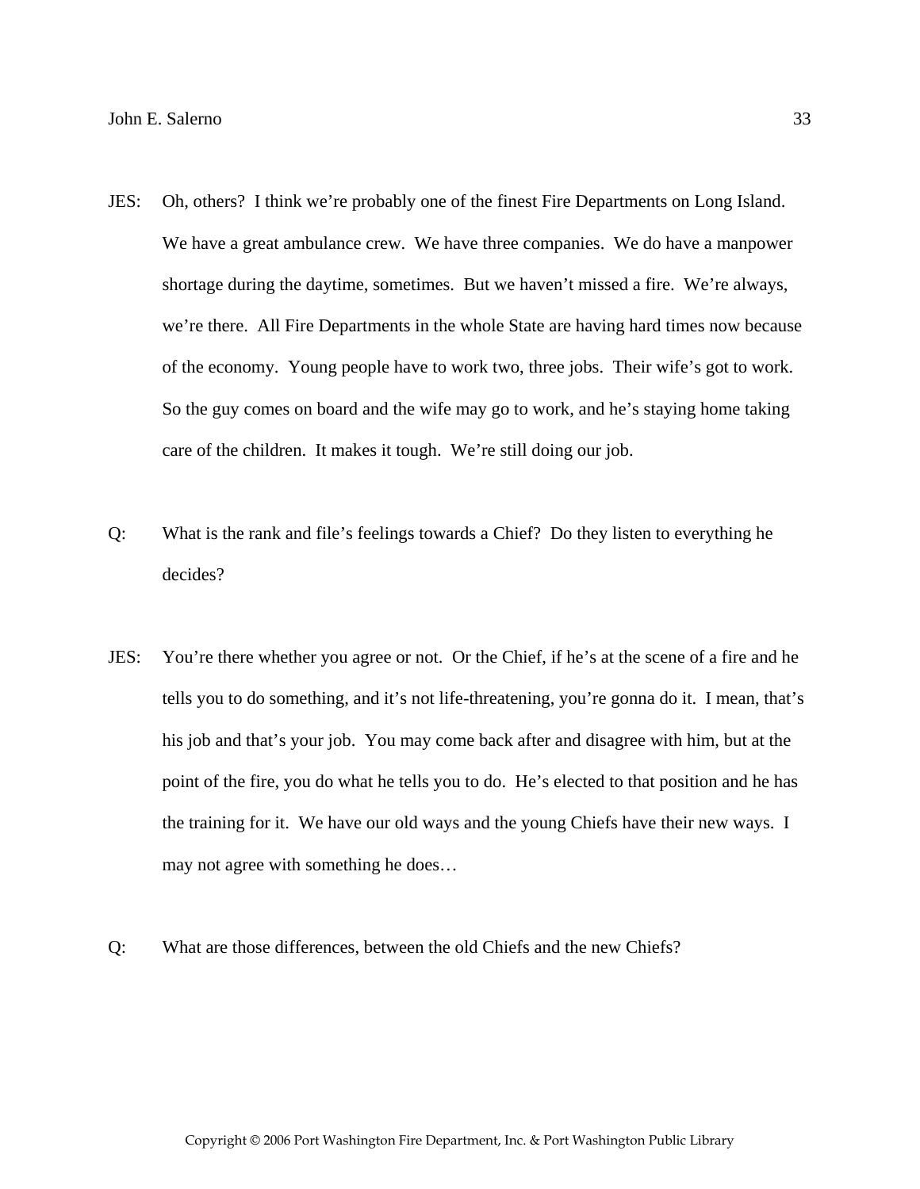JES: Oh, others? I think we're probably one of the finest Fire Departments on Long Island. We have a great ambulance crew. We have three companies. We do have a manpower shortage during the daytime, sometimes. But we haven't missed a fire. We're always, we're there. All Fire Departments in the whole State are having hard times now because of the economy. Young people have to work two, three jobs. Their wife's got to work. So the guy comes on board and the wife may go to work, and he's staying home taking care of the children. It makes it tough. We're still doing our job.

Q: What is the rank and file's feelings towards a Chief? Do they listen to everything he decides?

JES: You're there whether you agree or not. Or the Chief, if he's at the scene of a fire and he tells you to do something, and it's not life-threatening, you're gonna do it. I mean, that's his job and that's your job. You may come back after and disagree with him, but at the point of the fire, you do what he tells you to do. He's elected to that position and he has the training for it. We have our old ways and the young Chiefs have their new ways. I may not agree with something he does…

Q: What are those differences, between the old Chiefs and the new Chiefs?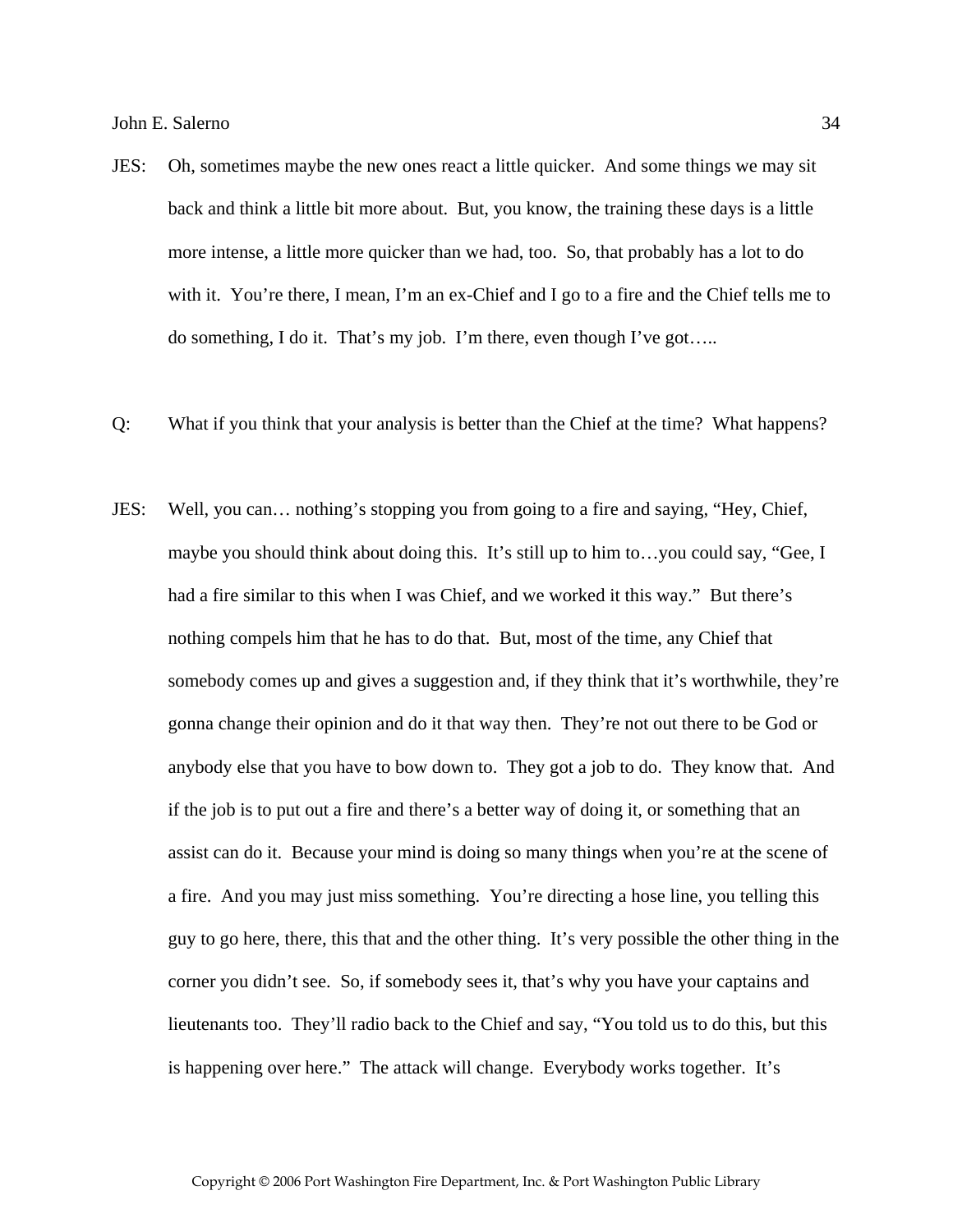JES: Oh, sometimes maybe the new ones react a little quicker. And some things we may sit back and think a little bit more about. But, you know, the training these days is a little more intense, a little more quicker than we had, too. So, that probably has a lot to do with it. You're there, I mean, I'm an ex-Chief and I go to a fire and the Chief tells me to do something, I do it. That's my job. I'm there, even though I've got…..

Q: What if you think that your analysis is better than the Chief at the time? What happens?

JES: Well, you can… nothing's stopping you from going to a fire and saying, "Hey, Chief, maybe you should think about doing this. It's still up to him to…you could say, "Gee, I had a fire similar to this when I was Chief, and we worked it this way." But there's nothing compels him that he has to do that. But, most of the time, any Chief that somebody comes up and gives a suggestion and, if they think that it's worthwhile, they're gonna change their opinion and do it that way then. They're not out there to be God or anybody else that you have to bow down to. They got a job to do. They know that. And if the job is to put out a fire and there's a better way of doing it, or something that an assist can do it. Because your mind is doing so many things when you're at the scene of a fire. And you may just miss something. You're directing a hose line, you telling this guy to go here, there, this that and the other thing. It's very possible the other thing in the corner you didn't see. So, if somebody sees it, that's why you have your captains and lieutenants too. They'll radio back to the Chief and say, "You told us to do this, but this is happening over here." The attack will change. Everybody works together. It's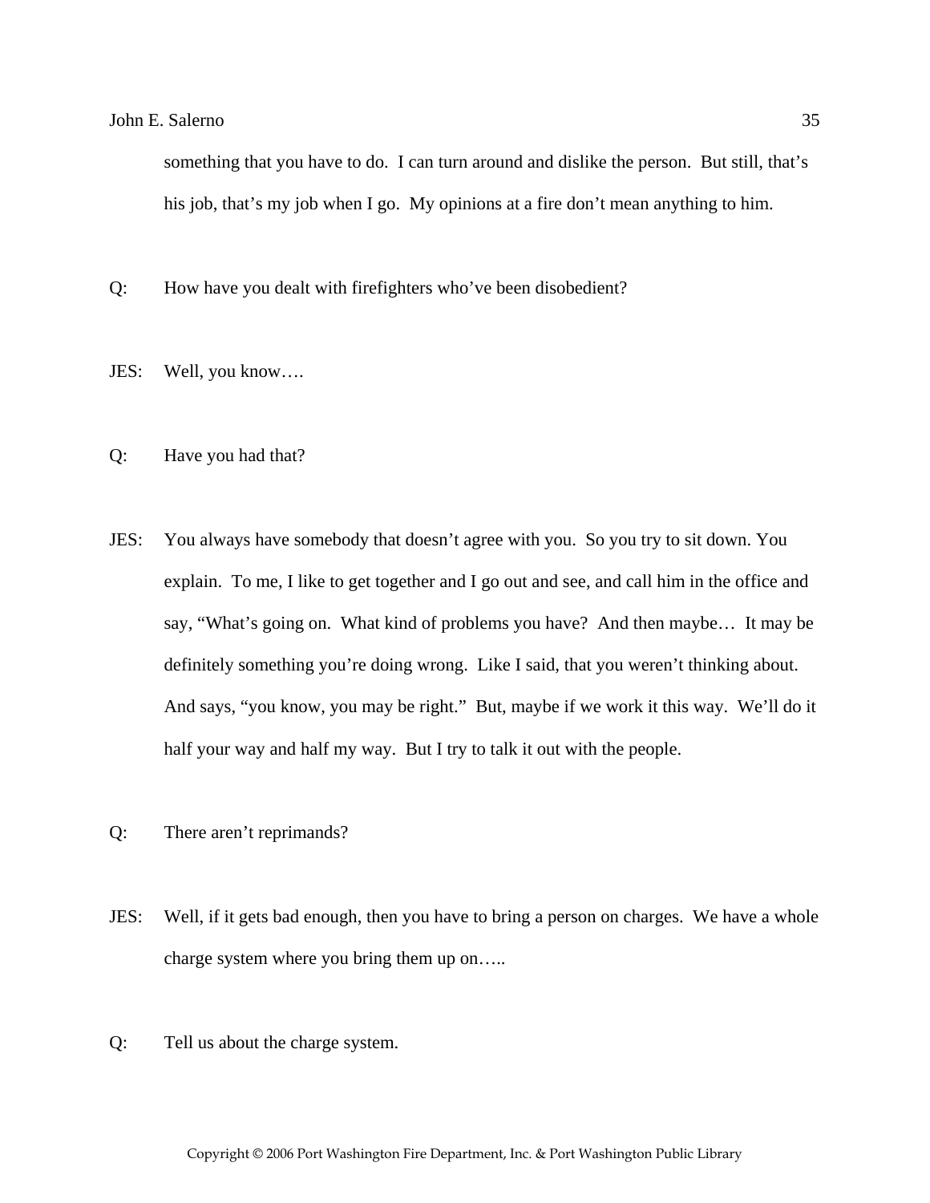something that you have to do. I can turn around and dislike the person. But still, that's his job, that's my job when I go. My opinions at a fire don't mean anything to him.

Q: How have you dealt with firefighters who've been disobedient?

JES: Well, you know….

Q: Have you had that?

JES: You always have somebody that doesn't agree with you. So you try to sit down. You explain. To me, I like to get together and I go out and see, and call him in the office and say, "What's going on. What kind of problems you have? And then maybe… It may be definitely something you're doing wrong. Like I said, that you weren't thinking about. And says, "you know, you may be right." But, maybe if we work it this way. We'll do it half your way and half my way. But I try to talk it out with the people.

Q: There aren't reprimands?

JES: Well, if it gets bad enough, then you have to bring a person on charges. We have a whole charge system where you bring them up on…..

Q: Tell us about the charge system.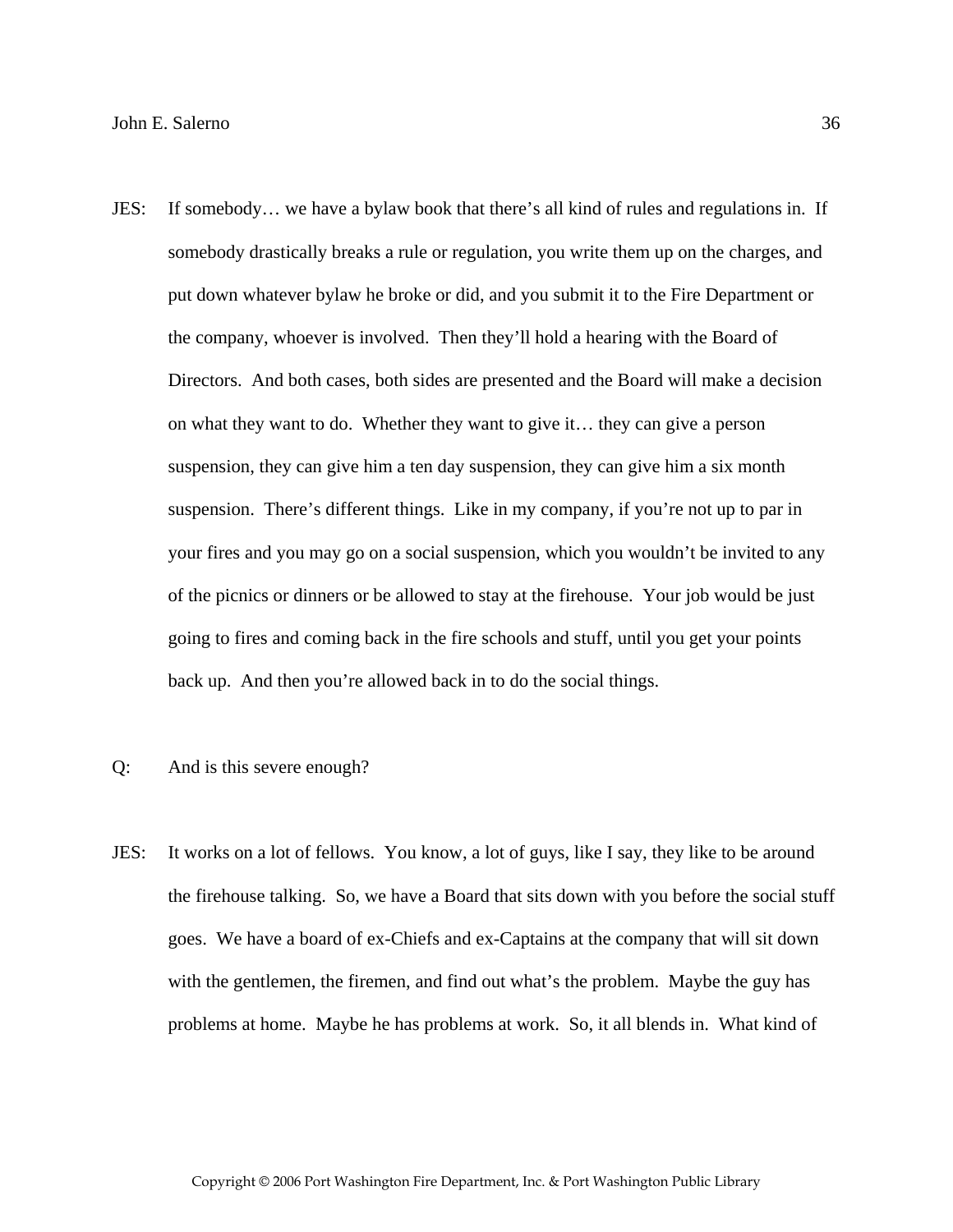JES: If somebody… we have a bylaw book that there's all kind of rules and regulations in. If somebody drastically breaks a rule or regulation, you write them up on the charges, and put down whatever bylaw he broke or did, and you submit it to the Fire Department or the company, whoever is involved. Then they'll hold a hearing with the Board of Directors. And both cases, both sides are presented and the Board will make a decision on what they want to do. Whether they want to give it… they can give a person suspension, they can give him a ten day suspension, they can give him a six month suspension. There's different things. Like in my company, if you're not up to par in your fires and you may go on a social suspension, which you wouldn't be invited to any of the picnics or dinners or be allowed to stay at the firehouse. Your job would be just going to fires and coming back in the fire schools and stuff, until you get your points back up. And then you're allowed back in to do the social things.

Q: And is this severe enough?

JES: It works on a lot of fellows. You know, a lot of guys, like I say, they like to be around the firehouse talking. So, we have a Board that sits down with you before the social stuff goes. We have a board of ex-Chiefs and ex-Captains at the company that will sit down with the gentlemen, the firemen, and find out what's the problem. Maybe the guy has problems at home. Maybe he has problems at work. So, it all blends in. What kind of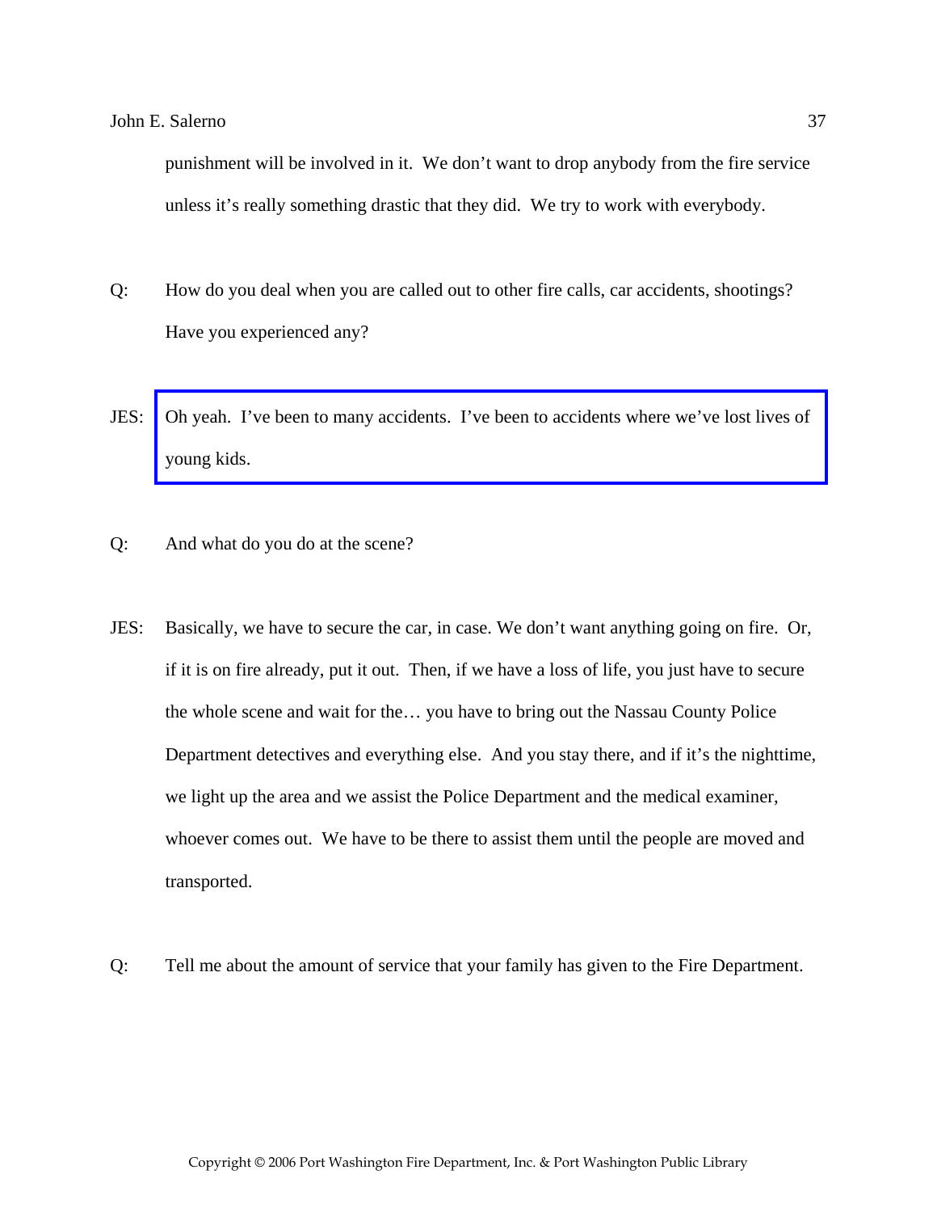punishment will be involved in it. We don't want to drop anybody from the fire service unless it's really something drastic that they did. We try to work with everybody.

Q: How do you deal when you are called out to other fire calls, car accidents, shootings? Have you experienced any?

JES: Oh yeah. I've been to many accidents. I've been to accidents where we've lost lives of young kids.

Q: And what do you do at the scene?

JES: Basically, we have to secure the car, in case. We don't want anything going on fire. Or, if it is on fire already, put it out. Then, if we have a loss of life, you just have to secure the whole scene and wait for the… you have to bring out the Nassau County Police Department detectives and everything else. And you stay there, and if it's the nighttime, we light up the area and we assist the Police Department and the medical examiner, whoever comes out. We have to be there to assist them until the people are moved and transported.

Q: Tell me about the amount of service that your family has given to the Fire Department.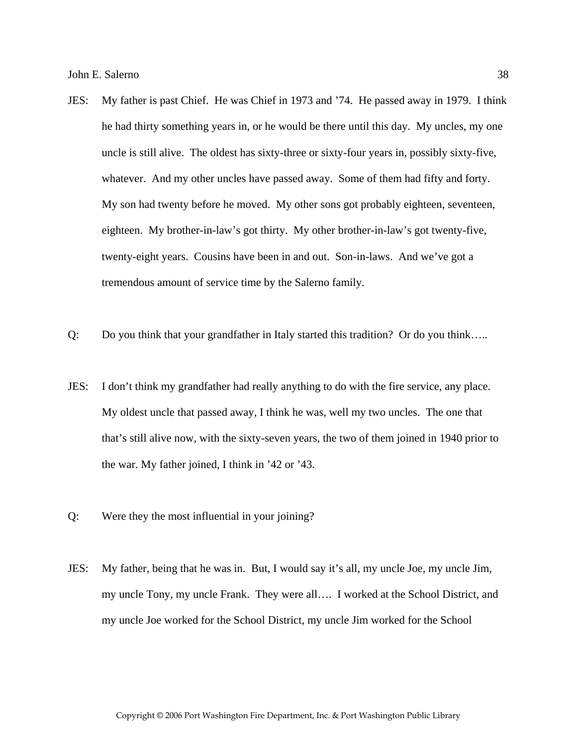JES: My father is past Chief. He was Chief in 1973 and '74. He passed away in 1979. I think he had thirty something years in, or he would be there until this day. My uncles, my one uncle is still alive. The oldest has sixty-three or sixty-four years in, possibly sixty-five, whatever. And my other uncles have passed away. Some of them had fifty and forty. My son had twenty before he moved. My other sons got probably eighteen, seventeen, eighteen. My brother-in-law's got thirty. My other brother-in-law's got twenty-five, twenty-eight years. Cousins have been in and out. Son-in-laws. And we've got a tremendous amount of service time by the Salerno family.

Q: Do you think that your grandfather in Italy started this tradition? Or do you think…..

JES: I don't think my grandfather had really anything to do with the fire service, any place. My oldest uncle that passed away, I think he was, well my two uncles. The one that that's still alive now, with the sixty-seven years, the two of them joined in 1940 prior to the war. My father joined, I think in '42 or '43.

Q: Were they the most influential in your joining?

JES: My father, being that he was in. But, I would say it's all, my uncle Joe, my uncle Jim, my uncle Tony, my uncle Frank. They were all…. I worked at the School District, and my uncle Joe worked for the School District, my uncle Jim worked for the School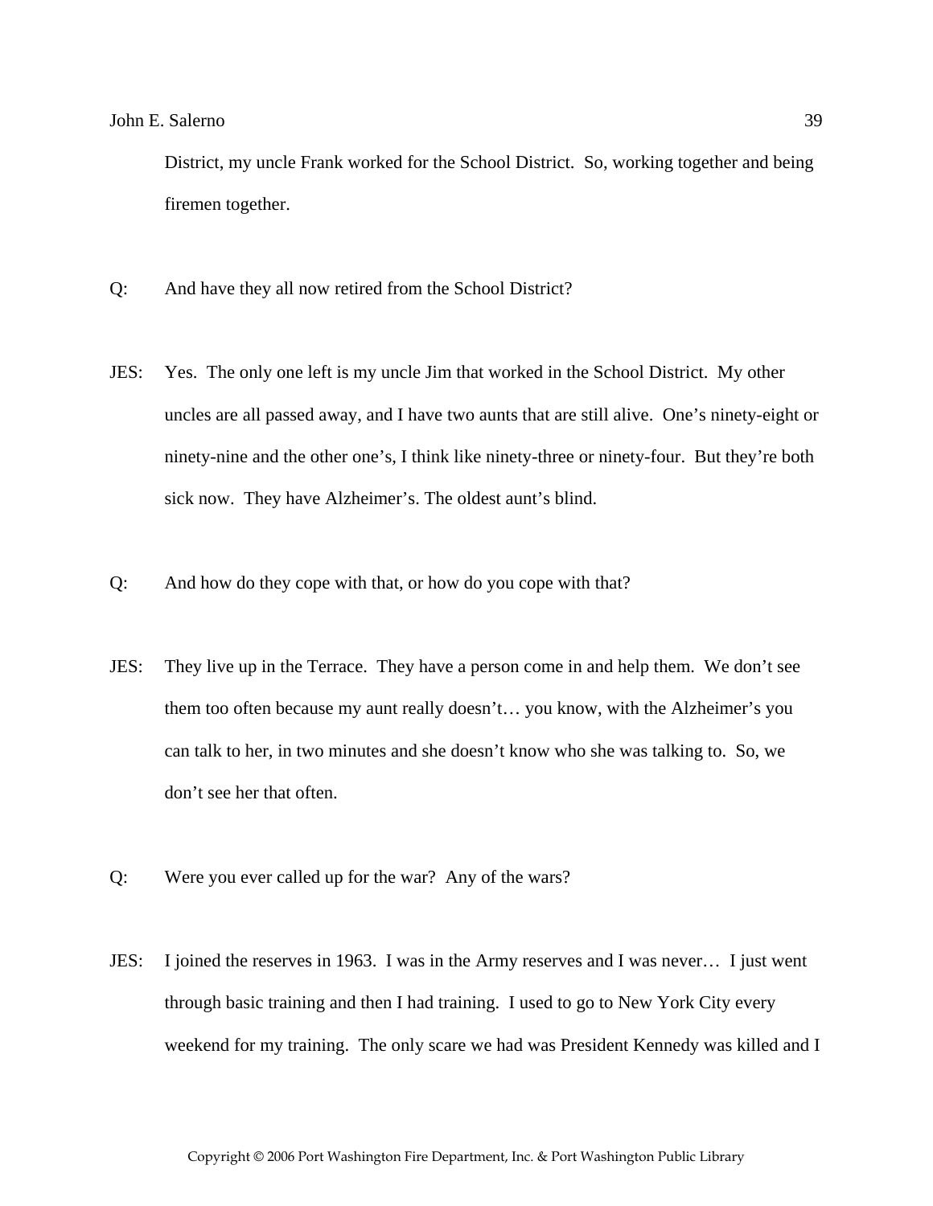District, my uncle Frank worked for the School District. So, working together and being firemen together.

Q: And have they all now retired from the School District?

JES: Yes. The only one left is my uncle Jim that worked in the School District. My other uncles are all passed away, and I have two aunts that are still alive. One's ninety-eight or ninety-nine and the other one's, I think like ninety-three or ninety-four. But they're both sick now. They have Alzheimer's. The oldest aunt's blind.

Q: And how do they cope with that, or how do you cope with that?

JES: They live up in the Terrace. They have a person come in and help them. We don't see them too often because my aunt really doesn't… you know, with the Alzheimer's you can talk to her, in two minutes and she doesn't know who she was talking to. So, we don't see her that often.

Q: Were you ever called up for the war? Any of the wars?

JES: I joined the reserves in 1963. I was in the Army reserves and I was never… I just went through basic training and then I had training. I used to go to New York City every weekend for my training. The only scare we had was President Kennedy was killed and I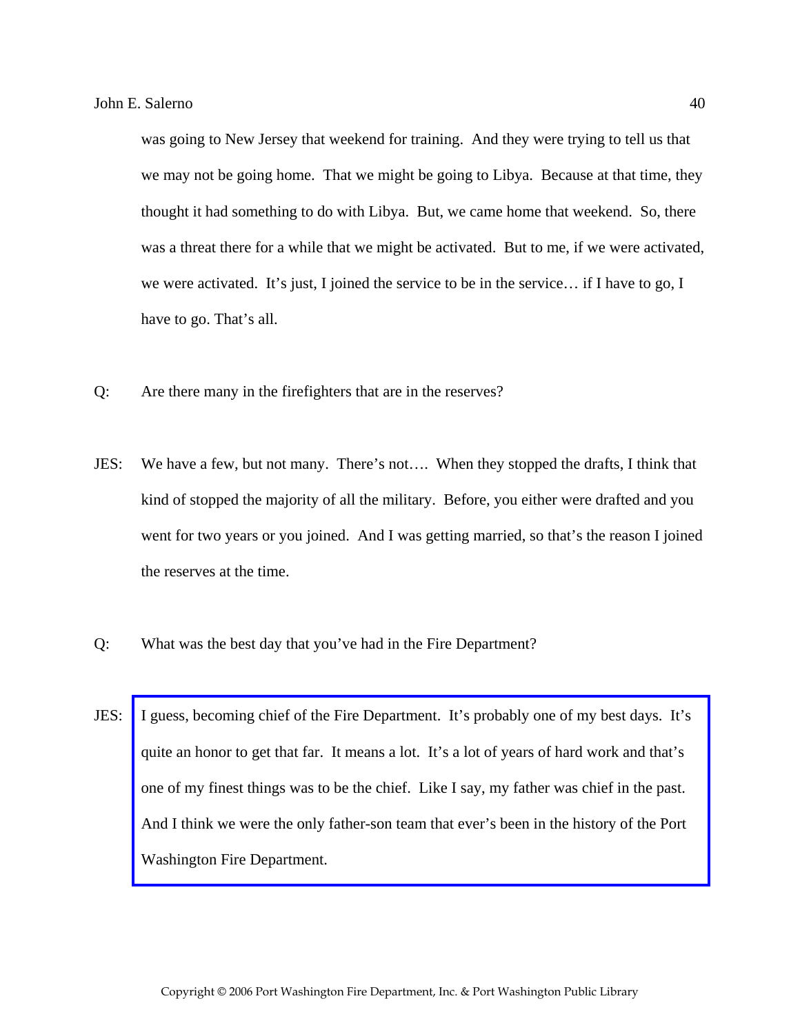was going to New Jersey that weekend for training. And they were trying to tell us that we may not be going home. That we might be going to Libya. Because at that time, they thought it had something to do with Libya. But, we came home that weekend. So, there was a threat there for a while that we might be activated. But to me, if we were activated, we were activated. It's just, I joined the service to be in the service… if I have to go, I have to go. That's all.

Q: Are there many in the firefighters that are in the reserves?

JES: We have a few, but not many. There's not…. When they stopped the drafts, I think that kind of stopped the majority of all the military. Before, you either were drafted and you went for two years or you joined. And I was getting married, so that's the reason I joined the reserves at the time.

Q: What was the best day that you've had in the Fire Department?

JES: I guess, becoming chief of the Fire Department. It's probably one of my best days. It's quite an honor to get that far. It means a lot. It's a lot of years of hard work and that's one of my finest things was to be the chief. Like I say, my father was chief in the past. And I think we were the only father-son team that ever's been in the history of the Port Washington Fire Department.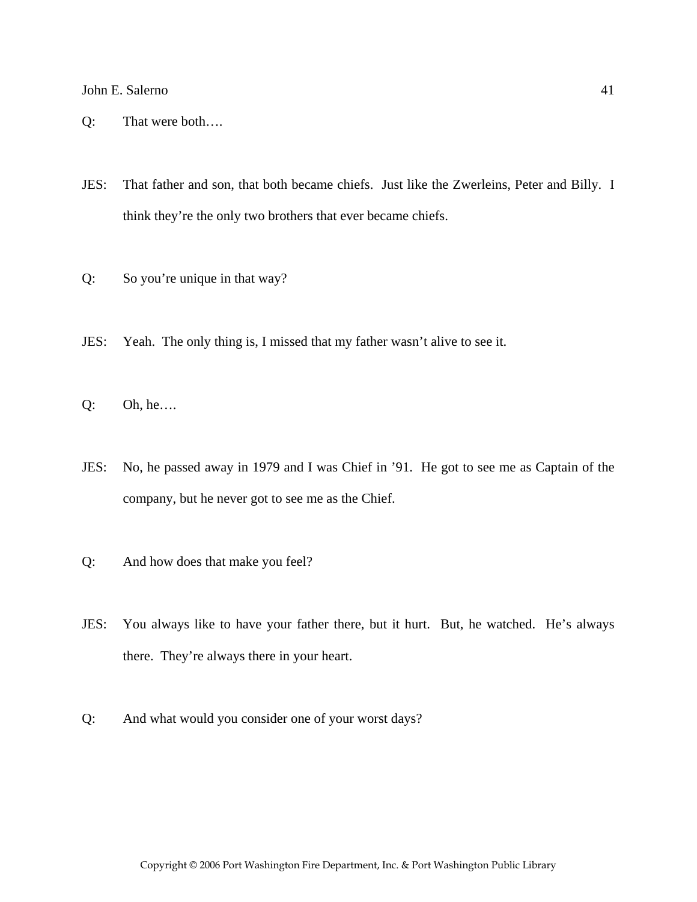Q: That were both….

JES: That father and son, that both became chiefs. Just like the Zwerleins, Peter and Billy. I think they're the only two brothers that ever became chiefs.

Q: So you're unique in that way?

JES: Yeah. The only thing is, I missed that my father wasn't alive to see it.

Q: Oh, he….

JES: No, he passed away in 1979 and I was Chief in '91. He got to see me as Captain of the company, but he never got to see me as the Chief.

Q: And how does that make you feel?

JES: You always like to have your father there, but it hurt. But, he watched. He's always there. They're always there in your heart.

Q: And what would you consider one of your worst days?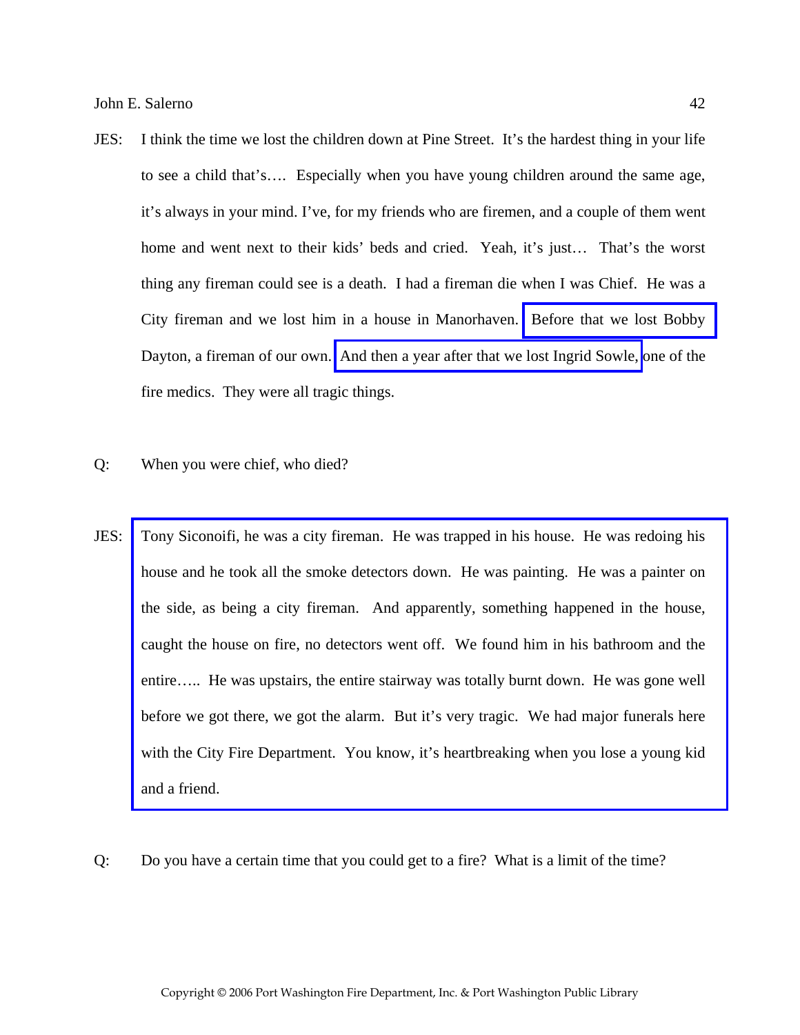JES: I think the time we lost the children down at Pine Street. It's the hardest thing in your life to see a child that's…. Especially when you have young children around the same age, it's always in your mind. I've, for my friends who are firemen, and a couple of them went home and went next to their kids' beds and cried. Yeah, it's just… That's the worst thing any fireman could see is a death. I had a fireman die when I was Chief. He was a City fireman and we lost him in a house in Manorhaven. Before that we lost Bobby Dayton, a fireman of our own. And then a year after that we lost Ingrid Sowle, one of the fire medics. They were all tragic things.

Q: When you were chief, who died?

JES: Tony Siconoifi, he was a city fireman. He was trapped in his house. He was redoing his house and he took all the smoke detectors down. He was painting. He was a painter on the side, as being a city fireman. And apparently, something happened in the house, caught the house on fire, no detectors went off. We found him in his bathroom and the entire….. He was upstairs, the entire stairway was totally burnt down. He was gone well before we got there, we got the alarm. But it's very tragic. We had major funerals here with the City Fire Department. You know, it's heartbreaking when you lose a young kid and a friend.

Q: Do you have a certain time that you could get to a fire? What is a limit of the time?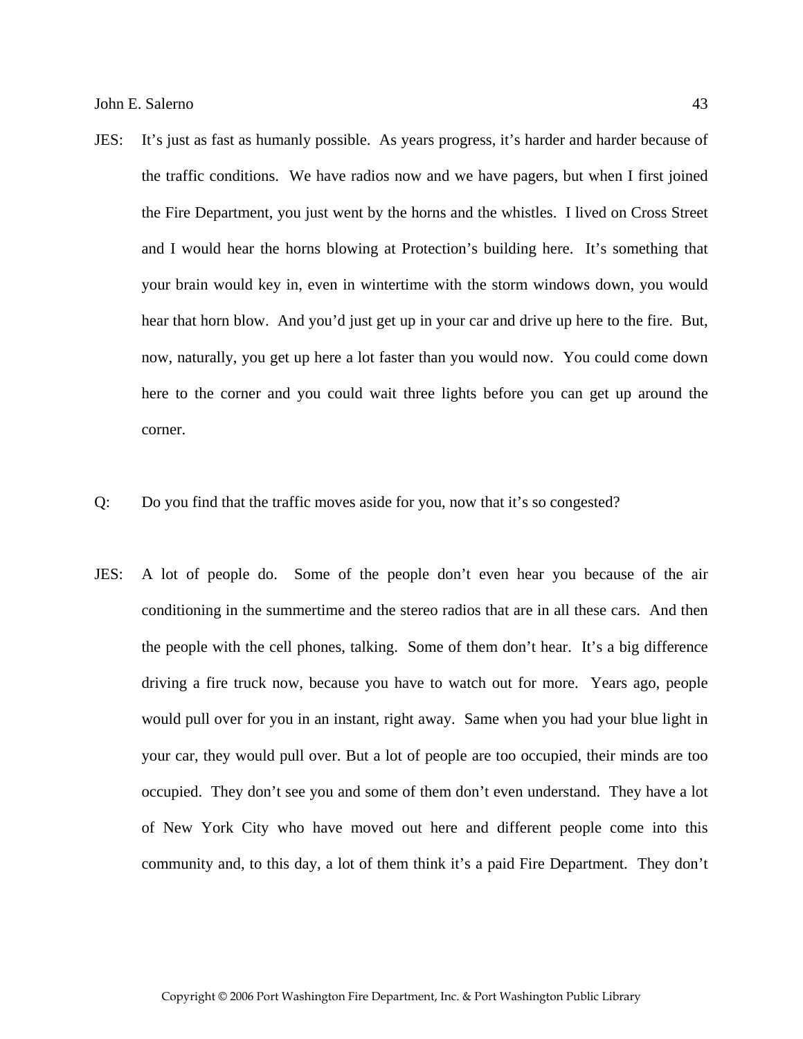JES: It's just as fast as humanly possible. As years progress, it's harder and harder because of the traffic conditions. We have radios now and we have pagers, but when I first joined the Fire Department, you just went by the horns and the whistles. I lived on Cross Street and I would hear the horns blowing at Protection's building here. It's something that your brain would key in, even in wintertime with the storm windows down, you would hear that horn blow. And you'd just get up in your car and drive up here to the fire. But, now, naturally, you get up here a lot faster than you would now. You could come down here to the corner and you could wait three lights before you can get up around the corner.

Q: Do you find that the traffic moves aside for you, now that it's so congested?

JES: A lot of people do. Some of the people don't even hear you because of the air conditioning in the summertime and the stereo radios that are in all these cars. And then the people with the cell phones, talking. Some of them don't hear. It's a big difference driving a fire truck now, because you have to watch out for more. Years ago, people would pull over for you in an instant, right away. Same when you had your blue light in your car, they would pull over. But a lot of people are too occupied, their minds are too occupied. They don't see you and some of them don't even understand. They have a lot of New York City who have moved out here and different people come into this community and, to this day, a lot of them think it's a paid Fire Department. They don't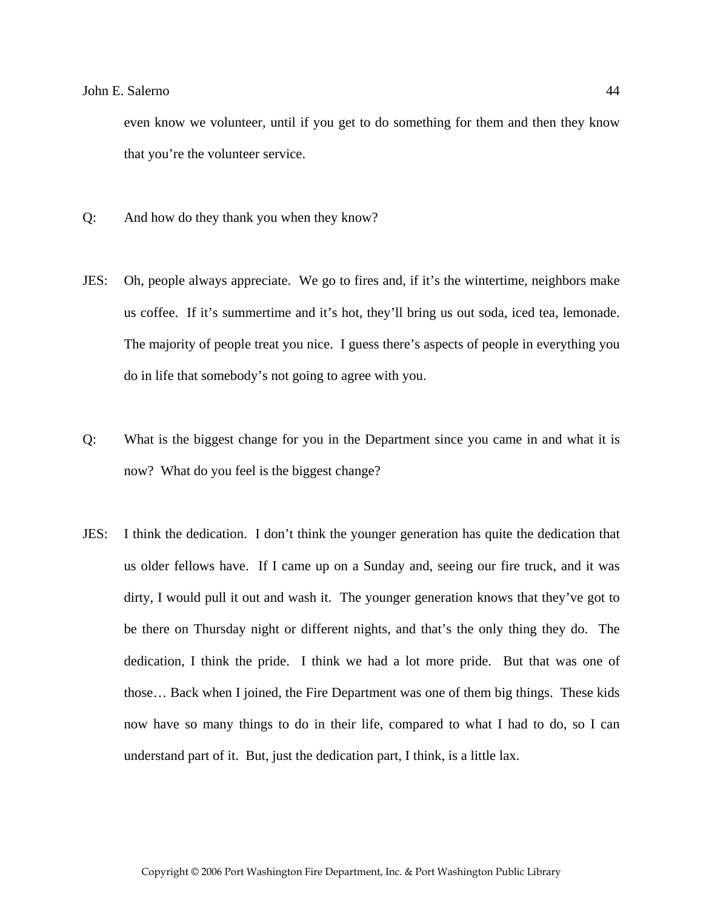even know we volunteer, until if you get to do something for them and then they know that you're the volunteer service.

Q: And how do they thank you when they know?

JES: Oh, people always appreciate. We go to fires and, if it's the wintertime, neighbors make us coffee. If it's summertime and it's hot, they'll bring us out soda, iced tea, lemonade. The majority of people treat you nice. I guess there's aspects of people in everything you do in life that somebody's not going to agree with you.

Q: What is the biggest change for you in the Department since you came in and what it is now? What do you feel is the biggest change?

JES: I think the dedication. I don't think the younger generation has quite the dedication that us older fellows have. If I came up on a Sunday and, seeing our fire truck, and it was dirty, I would pull it out and wash it. The younger generation knows that they've got to be there on Thursday night or different nights, and that's the only thing they do. The dedication, I think the pride. I think we had a lot more pride. But that was one of those… Back when I joined, the Fire Department was one of them big things. These kids now have so many things to do in their life, compared to what I had to do, so I can understand part of it. But, just the dedication part, I think, is a little lax.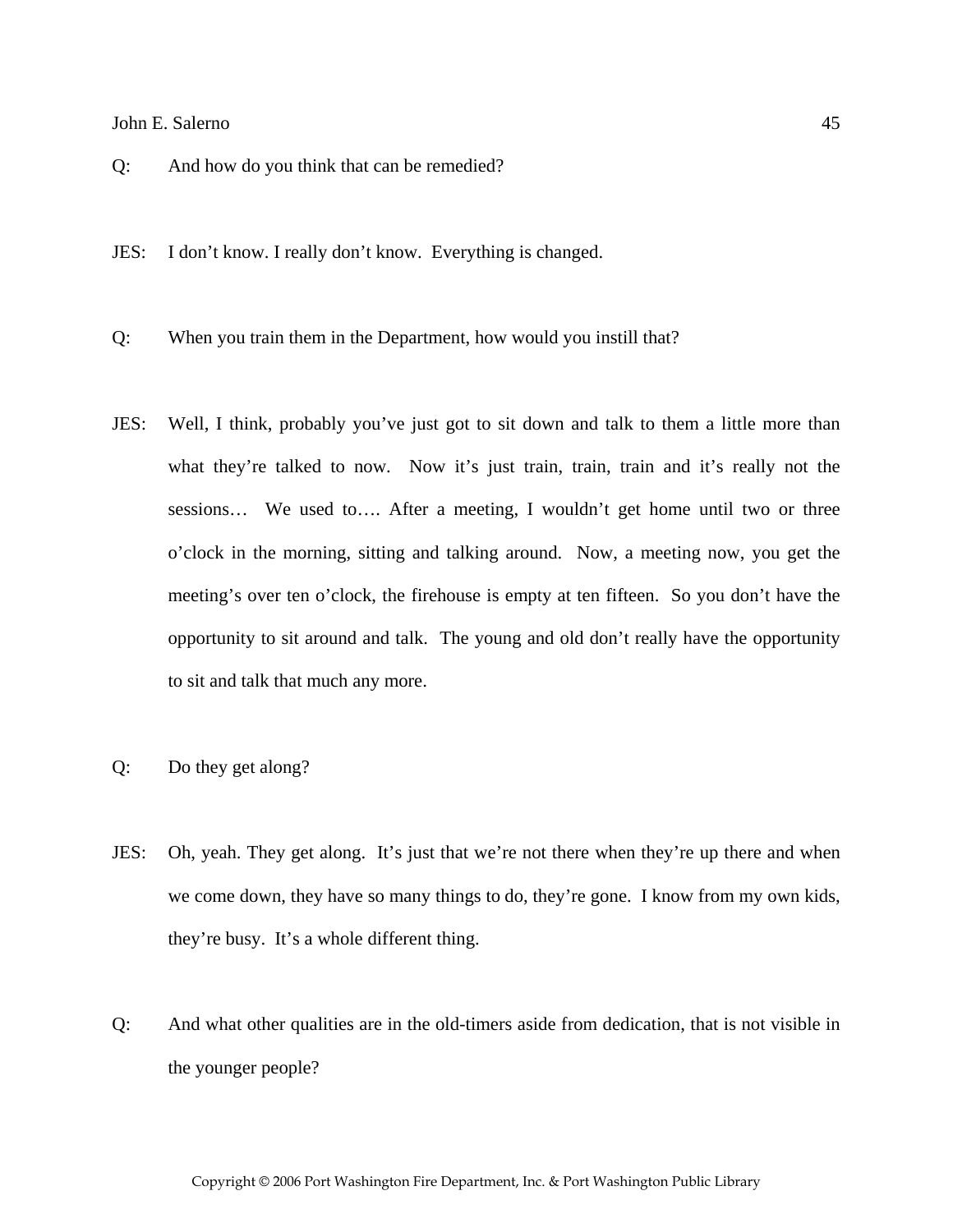Q: And how do you think that can be remedied?

JES: I don't know. I really don't know. Everything is changed.

Q: When you train them in the Department, how would you instill that?

JES: Well, I think, probably you've just got to sit down and talk to them a little more than what they're talked to now. Now it's just train, train, train and it's really not the sessions… We used to…. After a meeting, I wouldn't get home until two or three o'clock in the morning, sitting and talking around. Now, a meeting now, you get the meeting's over ten o'clock, the firehouse is empty at ten fifteen. So you don't have the opportunity to sit around and talk. The young and old don't really have the opportunity to sit and talk that much any more.

Q: Do they get along?

JES: Oh, yeah. They get along. It's just that we're not there when they're up there and when we come down, they have so many things to do, they're gone. I know from my own kids, they're busy. It's a whole different thing.

Q: And what other qualities are in the old-timers aside from dedication, that is not visible in the younger people?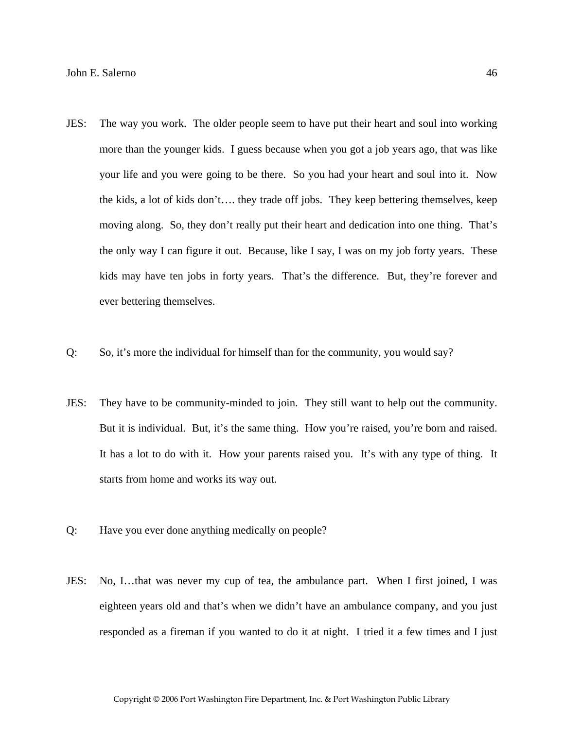JES: The way you work. The older people seem to have put their heart and soul into working more than the younger kids. I guess because when you got a job years ago, that was like your life and you were going to be there. So you had your heart and soul into it. Now the kids, a lot of kids don't…. they trade off jobs. They keep bettering themselves, keep moving along. So, they don't really put their heart and dedication into one thing. That's the only way I can figure it out. Because, like I say, I was on my job forty years. These kids may have ten jobs in forty years. That's the difference. But, they're forever and ever bettering themselves.

Q: So, it's more the individual for himself than for the community, you would say?

JES: They have to be community-minded to join. They still want to help out the community. But it is individual. But, it's the same thing. How you're raised, you're born and raised. It has a lot to do with it. How your parents raised you. It's with any type of thing. It starts from home and works its way out.

Q: Have you ever done anything medically on people?

JES: No, I…that was never my cup of tea, the ambulance part. When I first joined, I was eighteen years old and that's when we didn't have an ambulance company, and you just responded as a fireman if you wanted to do it at night. I tried it a few times and I just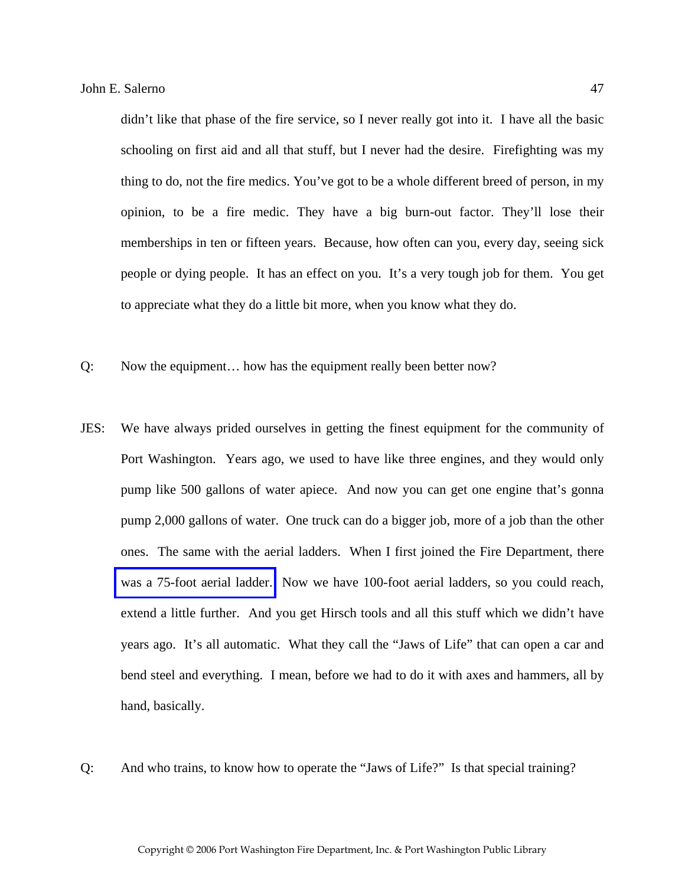didn't like that phase of the fire service, so I never really got into it. I have all the basic schooling on first aid and all that stuff, but I never had the desire. Firefighting was my thing to do, not the fire medics. You've got to be a whole different breed of person, in my opinion, to be a fire medic. They have a big burn-out factor. They'll lose their memberships in ten or fifteen years. Because, how often can you, every day, seeing sick people or dying people. It has an effect on you. It's a very tough job for them. You get to appreciate what they do a little bit more, when you know what they do.

Q: Now the equipment… how has the equipment really been better now?

JES: We have always prided ourselves in getting the finest equipment for the community of Port Washington. Years ago, we used to have like three engines, and they would only pump like 500 gallons of water apiece. And now you can get one engine that's gonna pump 2,000 gallons of water. One truck can do a bigger job, more of a job than the other ones. The same with the aerial ladders. When I first joined the Fire Department, there was a 75-foot aerial ladder. Now we have 100-foot aerial ladders, so you could reach, extend a little further. And you get Hirsch tools and all this stuff which we didn't have years ago. It's all automatic. What they call the "Jaws of Life" that can open a car and bend steel and everything. I mean, before we had to do it with axes and hammers, all by hand, basically.

Q: And who trains, to know how to operate the "Jaws of Life?" Is that special training?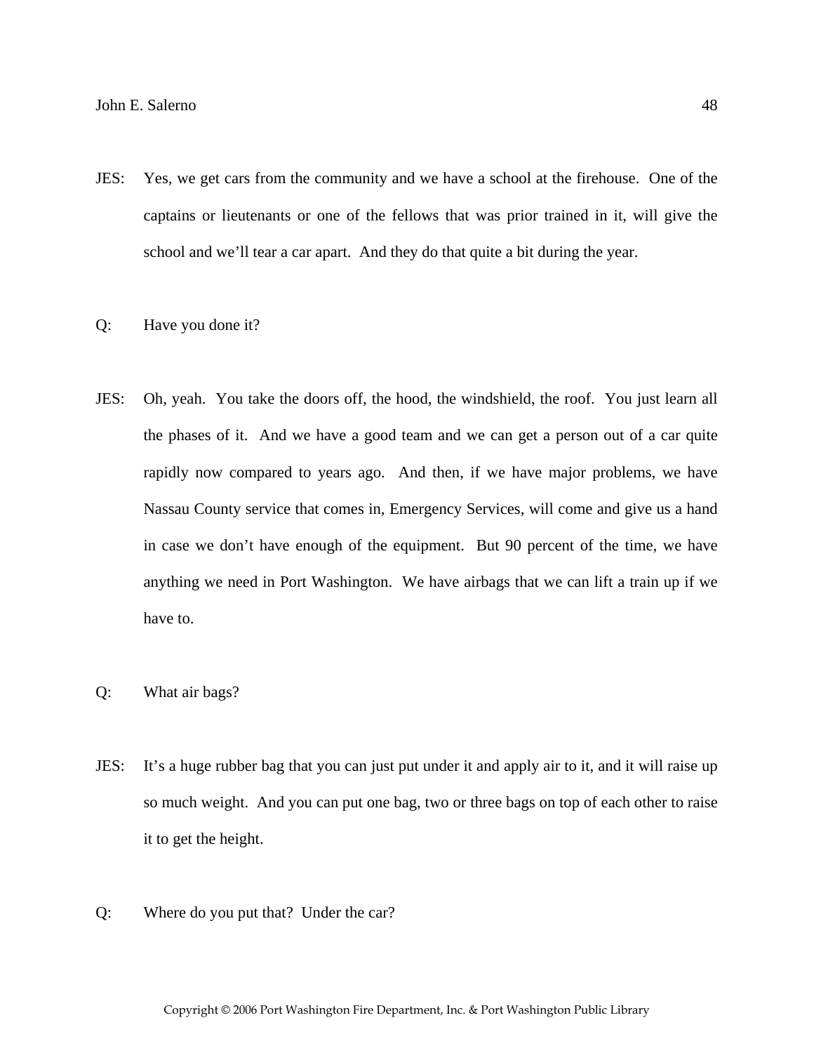JES: Yes, we get cars from the community and we have a school at the firehouse. One of the captains or lieutenants or one of the fellows that was prior trained in it, will give the school and we'll tear a car apart. And they do that quite a bit during the year.

Q: Have you done it?

JES: Oh, yeah. You take the doors off, the hood, the windshield, the roof. You just learn all the phases of it. And we have a good team and we can get a person out of a car quite rapidly now compared to years ago. And then, if we have major problems, we have Nassau County service that comes in, Emergency Services, will come and give us a hand in case we don't have enough of the equipment. But 90 percent of the time, we have anything we need in Port Washington. We have airbags that we can lift a train up if we have to.

Q: What air bags?

JES: It's a huge rubber bag that you can just put under it and apply air to it, and it will raise up so much weight. And you can put one bag, two or three bags on top of each other to raise it to get the height.

Q: Where do you put that? Under the car?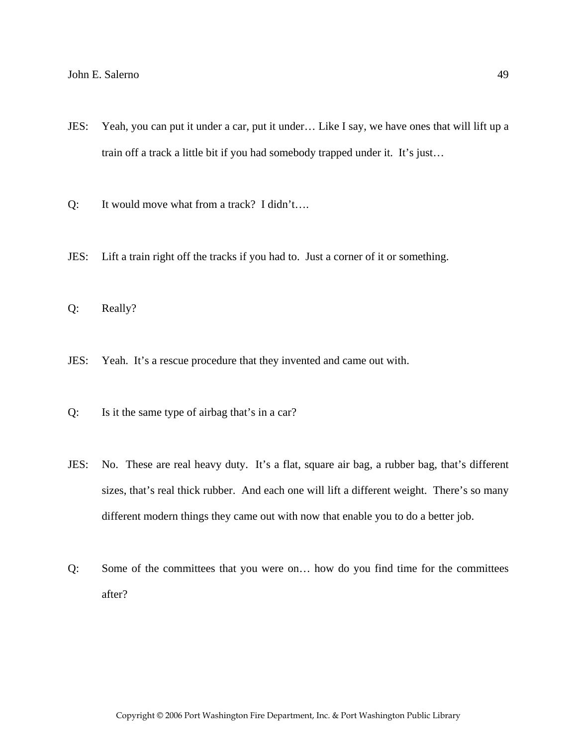JES: Yeah, you can put it under a car, put it under… Like I say, we have ones that will lift up a train off a track a little bit if you had somebody trapped under it. It's just…

Q: It would move what from a track? I didn't….

JES: Lift a train right off the tracks if you had to. Just a corner of it or something.

Q: Really?

JES: Yeah. It's a rescue procedure that they invented and came out with.

Q: Is it the same type of airbag that's in a car?

JES: No. These are real heavy duty. It's a flat, square air bag, a rubber bag, that's different sizes, that's real thick rubber. And each one will lift a different weight. There's so many different modern things they came out with now that enable you to do a better job.

Q: Some of the committees that you were on… how do you find time for the committees after?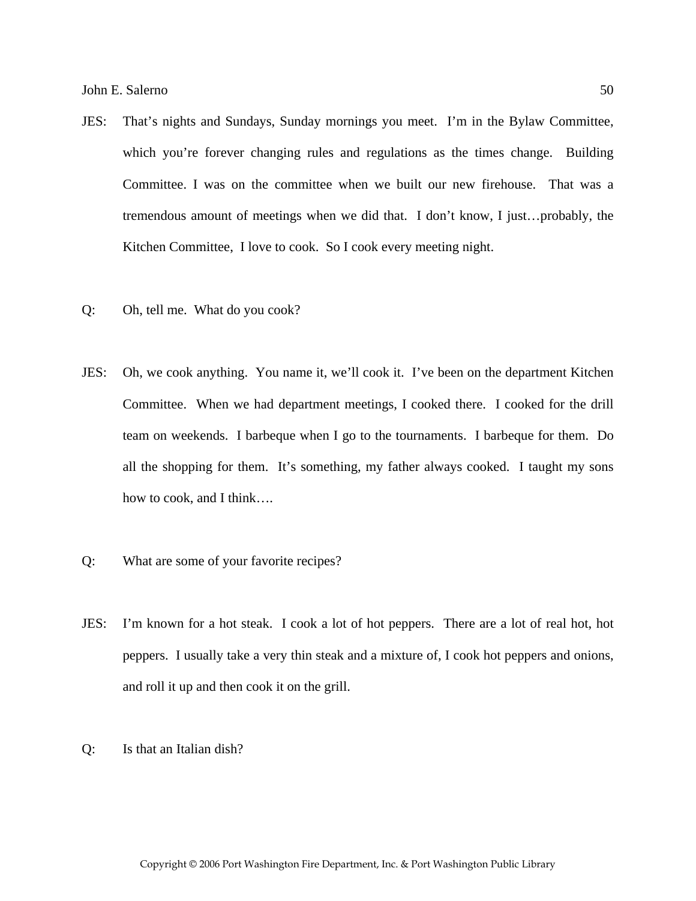JES: That's nights and Sundays, Sunday mornings you meet. I'm in the Bylaw Committee, which you're forever changing rules and regulations as the times change. Building Committee. I was on the committee when we built our new firehouse. That was a tremendous amount of meetings when we did that. I don't know, I just…probably, the Kitchen Committee, I love to cook. So I cook every meeting night.

Q: Oh, tell me. What do you cook?

JES: Oh, we cook anything. You name it, we'll cook it. I've been on the department Kitchen Committee. When we had department meetings, I cooked there. I cooked for the drill team on weekends. I barbeque when I go to the tournaments. I barbeque for them. Do all the shopping for them. It's something, my father always cooked. I taught my sons how to cook, and I think….

Q: What are some of your favorite recipes?

JES: I'm known for a hot steak. I cook a lot of hot peppers. There are a lot of real hot, hot peppers. I usually take a very thin steak and a mixture of, I cook hot peppers and onions, and roll it up and then cook it on the grill.

Q: Is that an Italian dish?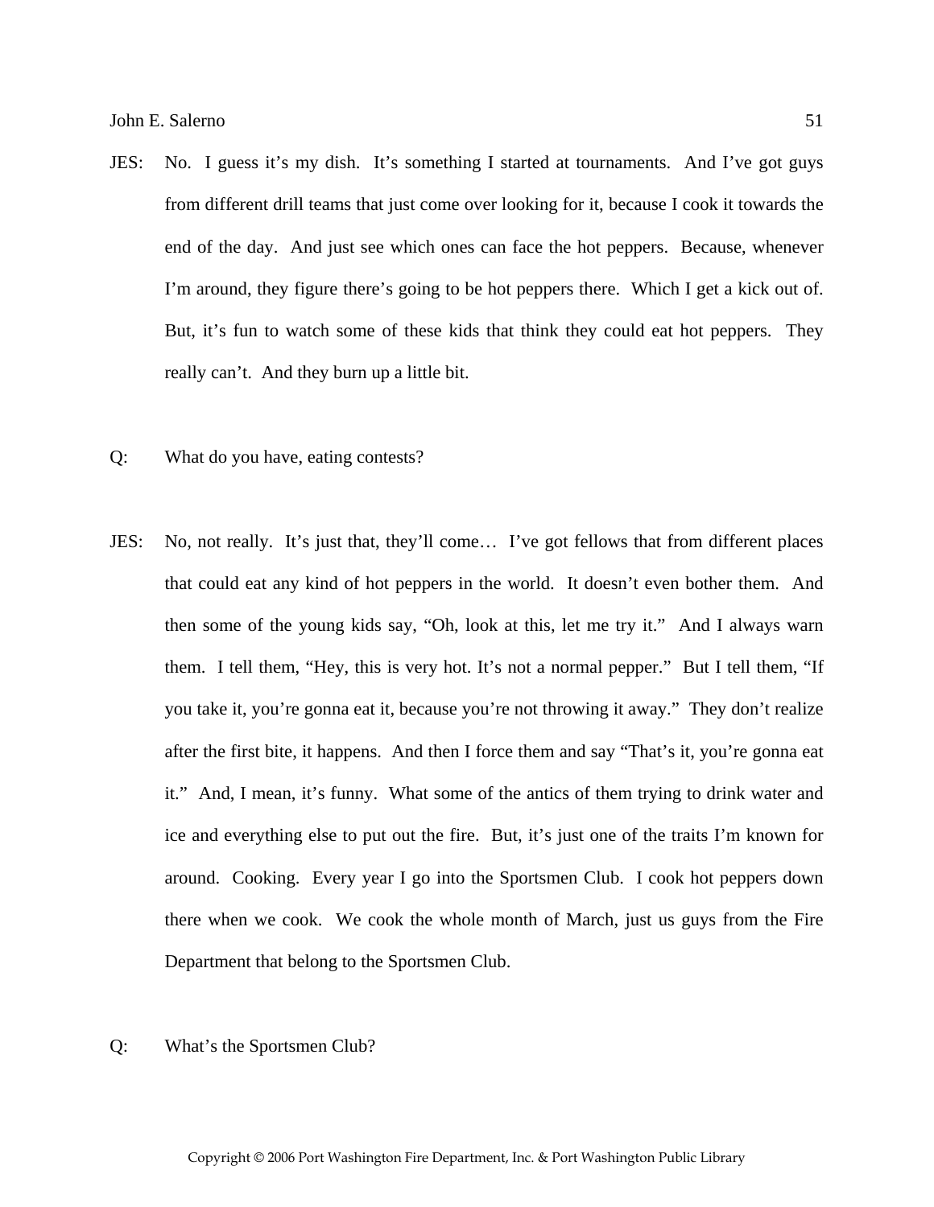JES: No. I guess it's my dish. It's something I started at tournaments. And I've got guys from different drill teams that just come over looking for it, because I cook it towards the end of the day. And just see which ones can face the hot peppers. Because, whenever I'm around, they figure there's going to be hot peppers there. Which I get a kick out of. But, it's fun to watch some of these kids that think they could eat hot peppers. They really can't. And they burn up a little bit.

Q: What do you have, eating contests?

JES: No, not really. It's just that, they'll come… I've got fellows that from different places that could eat any kind of hot peppers in the world. It doesn't even bother them. And then some of the young kids say, "Oh, look at this, let me try it." And I always warn them. I tell them, "Hey, this is very hot. It's not a normal pepper." But I tell them, "If you take it, you're gonna eat it, because you're not throwing it away." They don't realize after the first bite, it happens. And then I force them and say "That's it, you're gonna eat it." And, I mean, it's funny. What some of the antics of them trying to drink water and ice and everything else to put out the fire. But, it's just one of the traits I'm known for around. Cooking. Every year I go into the Sportsmen Club. I cook hot peppers down there when we cook. We cook the whole month of March, just us guys from the Fire Department that belong to the Sportsmen Club.

Q: What's the Sportsmen Club?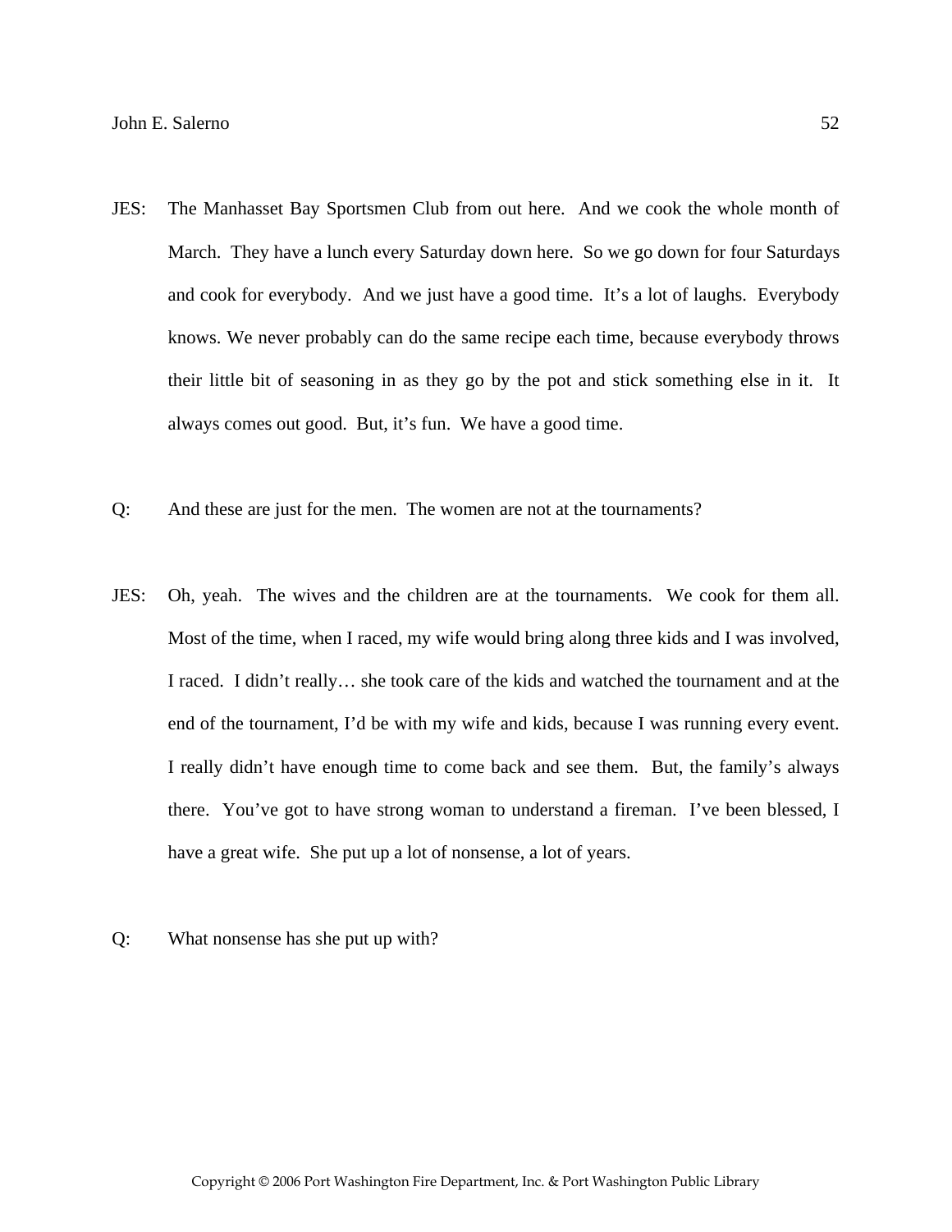JES: The Manhasset Bay Sportsmen Club from out here. And we cook the whole month of March. They have a lunch every Saturday down here. So we go down for four Saturdays and cook for everybody. And we just have a good time. It's a lot of laughs. Everybody knows. We never probably can do the same recipe each time, because everybody throws their little bit of seasoning in as they go by the pot and stick something else in it. It always comes out good. But, it's fun. We have a good time.

Q: And these are just for the men. The women are not at the tournaments?

JES: Oh, yeah. The wives and the children are at the tournaments. We cook for them all. Most of the time, when I raced, my wife would bring along three kids and I was involved, I raced. I didn't really… she took care of the kids and watched the tournament and at the end of the tournament, I'd be with my wife and kids, because I was running every event. I really didn't have enough time to come back and see them. But, the family's always there. You've got to have strong woman to understand a fireman. I've been blessed, I have a great wife. She put up a lot of nonsense, a lot of years.

Q: What nonsense has she put up with?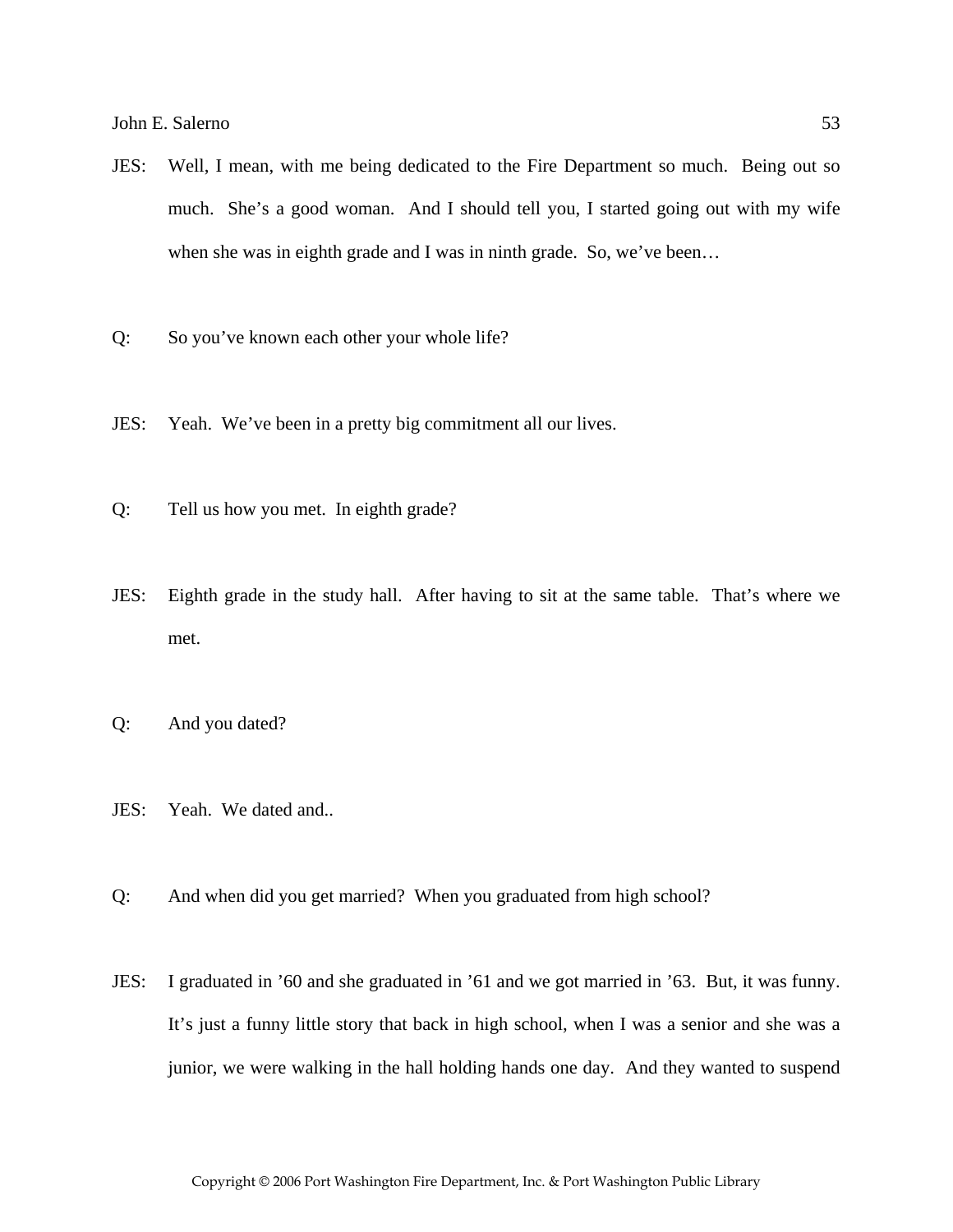JES: Well, I mean, with me being dedicated to the Fire Department so much. Being out so much. She's a good woman. And I should tell you, I started going out with my wife when she was in eighth grade and I was in ninth grade. So, we've been…

Q: So you've known each other your whole life?

JES: Yeah. We've been in a pretty big commitment all our lives.

Q: Tell us how you met. In eighth grade?

JES: Eighth grade in the study hall. After having to sit at the same table. That's where we met.

Q: And you dated?

JES: Yeah. We dated and..

Q: And when did you get married? When you graduated from high school?

JES: I graduated in '60 and she graduated in '61 and we got married in '63. But, it was funny. It's just a funny little story that back in high school, when I was a senior and she was a junior, we were walking in the hall holding hands one day. And they wanted to suspend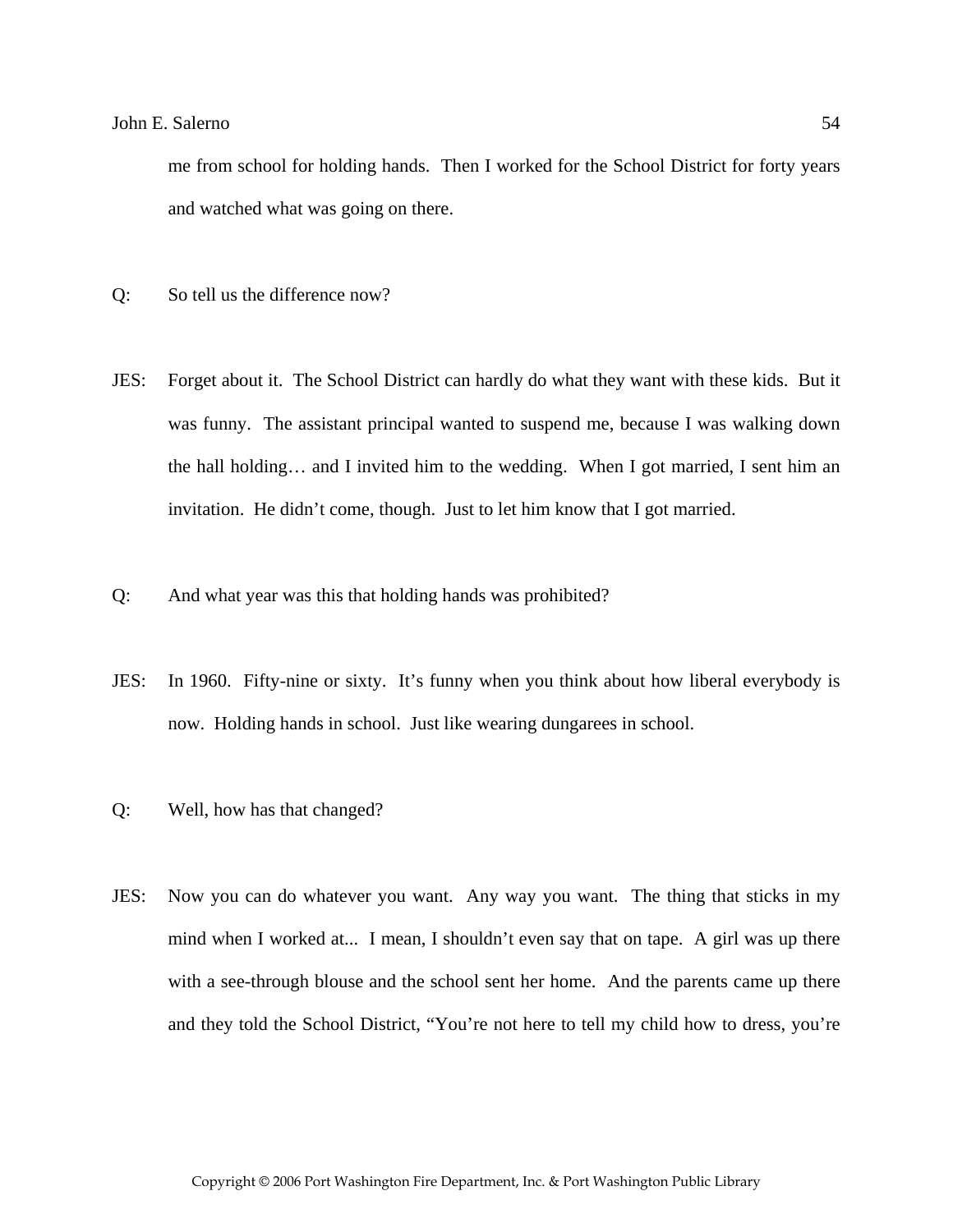me from school for holding hands. Then I worked for the School District for forty years and watched what was going on there.

Q: So tell us the difference now?

JES: Forget about it. The School District can hardly do what they want with these kids. But it was funny. The assistant principal wanted to suspend me, because I was walking down the hall holding… and I invited him to the wedding. When I got married, I sent him an invitation. He didn't come, though. Just to let him know that I got married.

Q: And what year was this that holding hands was prohibited?

JES: In 1960. Fifty-nine or sixty. It's funny when you think about how liberal everybody is now. Holding hands in school. Just like wearing dungarees in school.

Q: Well, how has that changed?

JES: Now you can do whatever you want. Any way you want. The thing that sticks in my mind when I worked at... I mean, I shouldn't even say that on tape. A girl was up there with a see-through blouse and the school sent her home. And the parents came up there and they told the School District, "You're not here to tell my child how to dress, you're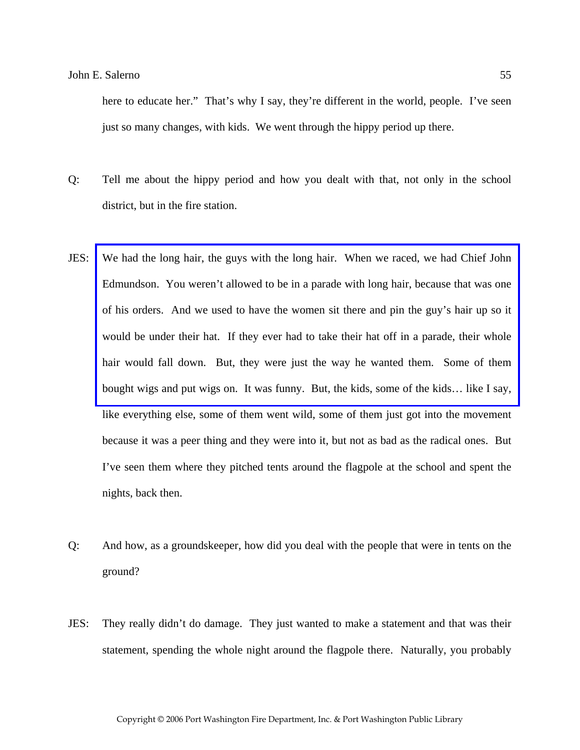here to educate her." That's why I say, they're different in the world, people. I've seen just so many changes, with kids. We went through the hippy period up there.

Q: Tell me about the hippy period and how you dealt with that, not only in the school district, but in the fire station.

JES: We had the long hair, the guys with the long hair. When we raced, we had Chief John Edmundson. You weren't allowed to be in a parade with long hair, because that was one of his orders. And we used to have the women sit there and pin the guy's hair up so it would be under their hat. If they ever had to take their hat off in a parade, their whole hair would fall down. But, they were just the way he wanted them. Some of them bought wigs and put wigs on. It was funny. But, the kids, some of the kids… like I say, like everything else, some of them went wild, some of them just got into the movement because it was a peer thing and they were into it, but not as bad as the radical ones. But I've seen them where they pitched tents around the flagpole at the school and spent the nights, back then.

Q: And how, as a groundskeeper, how did you deal with the people that were in tents on the ground?

JES: They really didn't do damage. They just wanted to make a statement and that was their statement, spending the whole night around the flagpole there. Naturally, you probably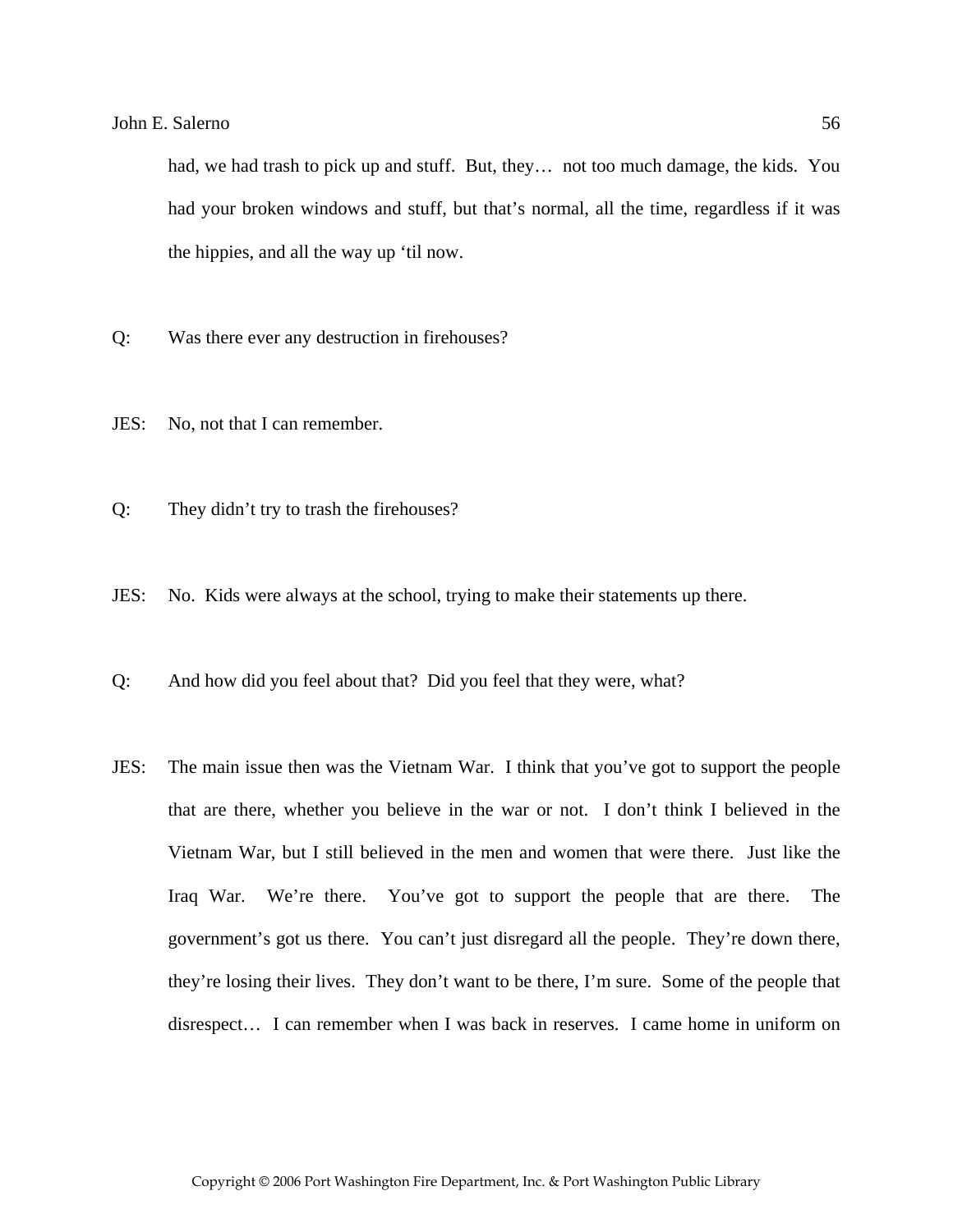had, we had trash to pick up and stuff. But, they… not too much damage, the kids. You had your broken windows and stuff, but that's normal, all the time, regardless if it was the hippies, and all the way up 'til now.

Q: Was there ever any destruction in firehouses?

JES: No, not that I can remember.

Q: They didn't try to trash the firehouses?

JES: No. Kids were always at the school, trying to make their statements up there.

Q: And how did you feel about that? Did you feel that they were, what?

JES: The main issue then was the Vietnam War. I think that you've got to support the people that are there, whether you believe in the war or not. I don't think I believed in the Vietnam War, but I still believed in the men and women that were there. Just like the Iraq War. We're there. You've got to support the people that are there. The government's got us there. You can't just disregard all the people. They're down there, they're losing their lives. They don't want to be there, I'm sure. Some of the people that disrespect… I can remember when I was back in reserves. I came home in uniform on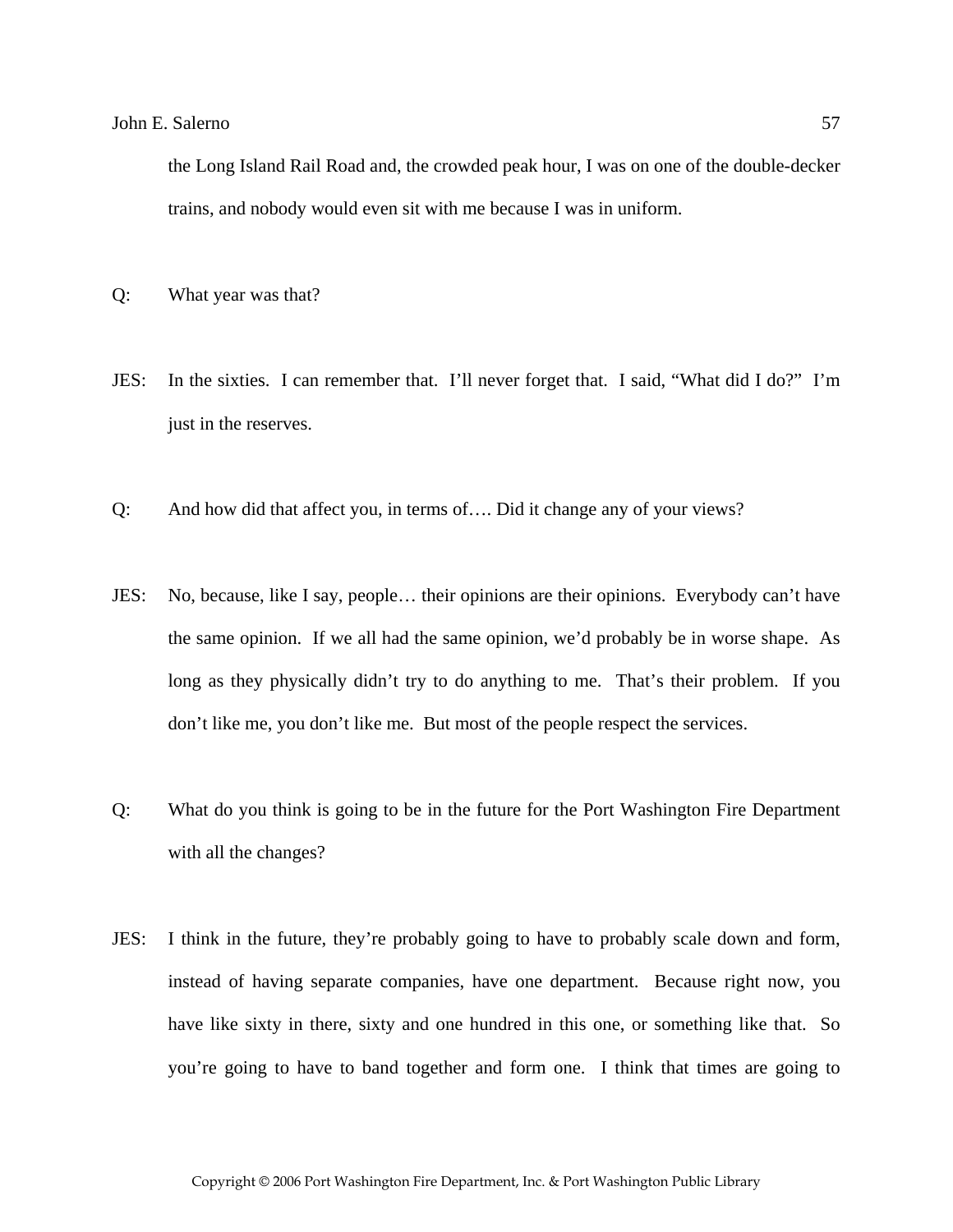the Long Island Rail Road and, the crowded peak hour, I was on one of the double-decker trains, and nobody would even sit with me because I was in uniform.

Q: What year was that?

JES: In the sixties. I can remember that. I'll never forget that. I said, "What did I do?" I'm just in the reserves.

Q: And how did that affect you, in terms of…. Did it change any of your views?

JES: No, because, like I say, people… their opinions are their opinions. Everybody can't have the same opinion. If we all had the same opinion, we'd probably be in worse shape. As long as they physically didn't try to do anything to me. That's their problem. If you don't like me, you don't like me. But most of the people respect the services.

Q: What do you think is going to be in the future for the Port Washington Fire Department with all the changes?

JES: I think in the future, they're probably going to have to probably scale down and form, instead of having separate companies, have one department. Because right now, you have like sixty in there, sixty and one hundred in this one, or something like that. So you're going to have to band together and form one. I think that times are going to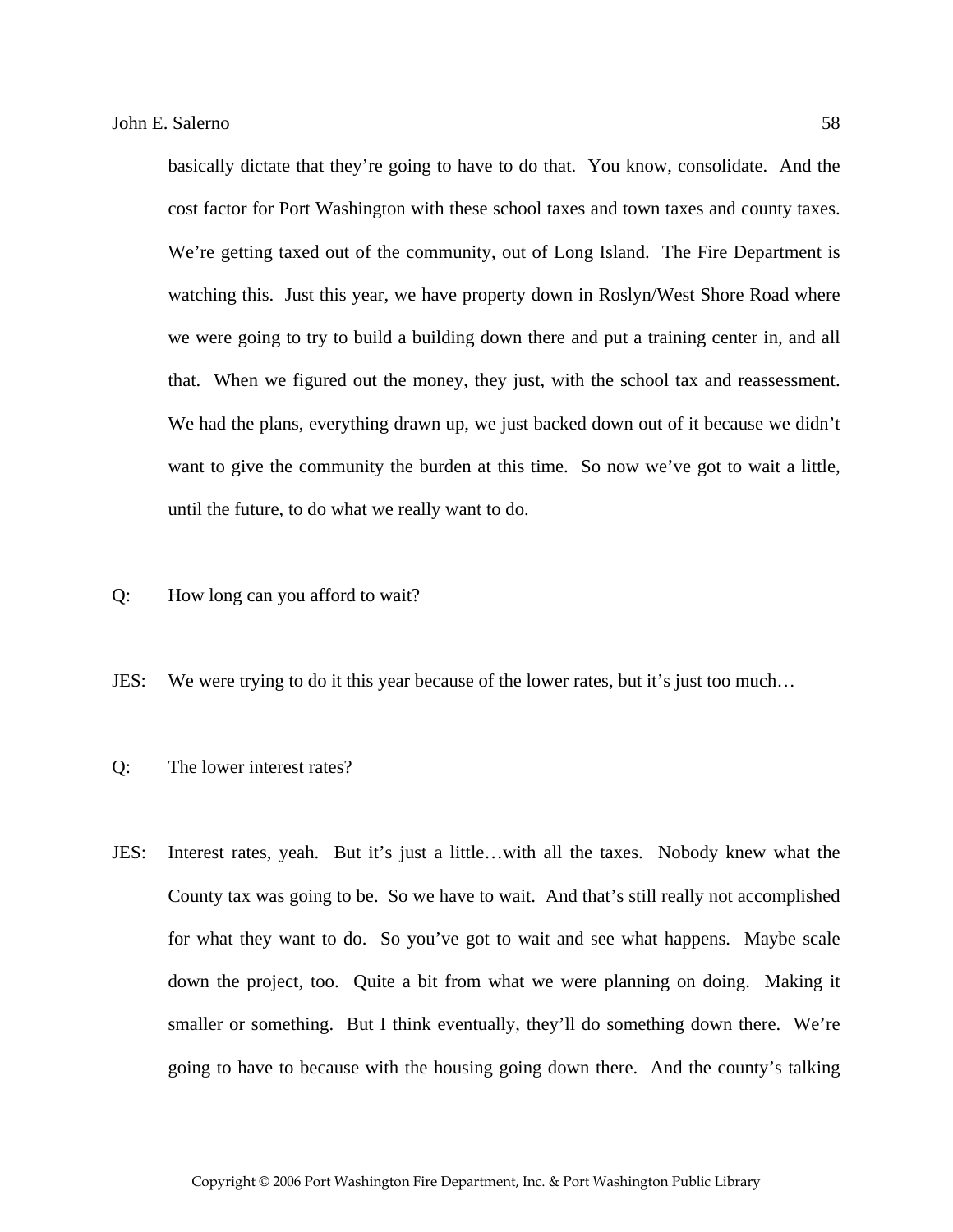basically dictate that they're going to have to do that. You know, consolidate. And the cost factor for Port Washington with these school taxes and town taxes and county taxes. We're getting taxed out of the community, out of Long Island. The Fire Department is watching this. Just this year, we have property down in Roslyn/West Shore Road where we were going to try to build a building down there and put a training center in, and all that. When we figured out the money, they just, with the school tax and reassessment. We had the plans, everything drawn up, we just backed down out of it because we didn't want to give the community the burden at this time. So now we've got to wait a little, until the future, to do what we really want to do.

Q: How long can you afford to wait?

JES: We were trying to do it this year because of the lower rates, but it's just too much…

Q: The lower interest rates?

JES: Interest rates, yeah. But it's just a little…with all the taxes. Nobody knew what the County tax was going to be. So we have to wait. And that's still really not accomplished for what they want to do. So you've got to wait and see what happens. Maybe scale down the project, too. Quite a bit from what we were planning on doing. Making it smaller or something. But I think eventually, they'll do something down there. We're going to have to because with the housing going down there. And the county's talking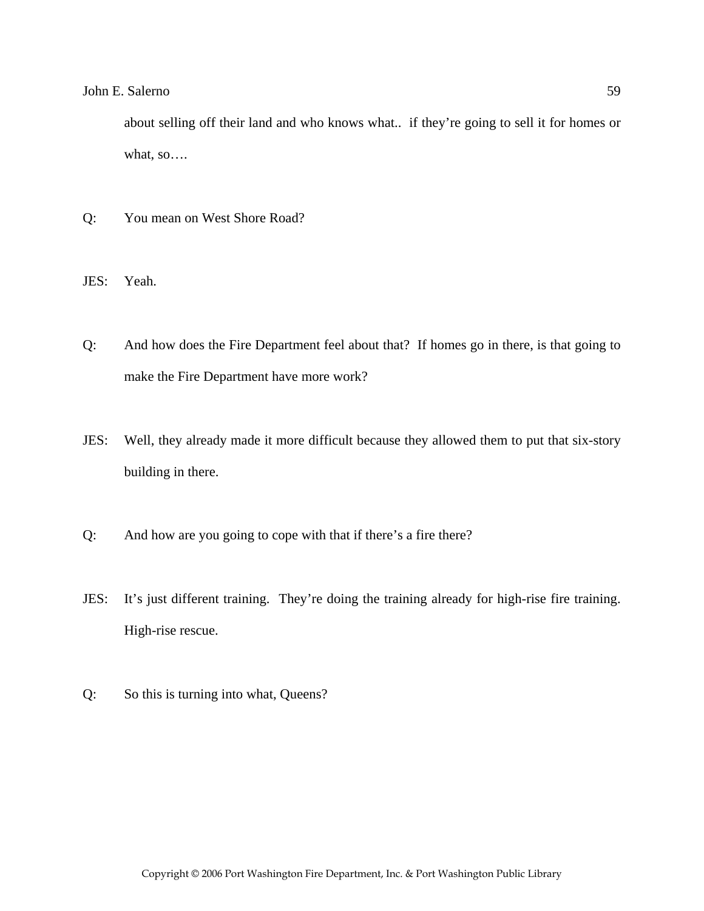about selling off their land and who knows what.. if they're going to sell it for homes or what, so….

Q: You mean on West Shore Road?

JES: Yeah.

Q: And how does the Fire Department feel about that? If homes go in there, is that going to make the Fire Department have more work?

JES: Well, they already made it more difficult because they allowed them to put that six-story building in there.

Q: And how are you going to cope with that if there's a fire there?

JES: It's just different training. They're doing the training already for high-rise fire training. High-rise rescue.

Q: So this is turning into what, Queens?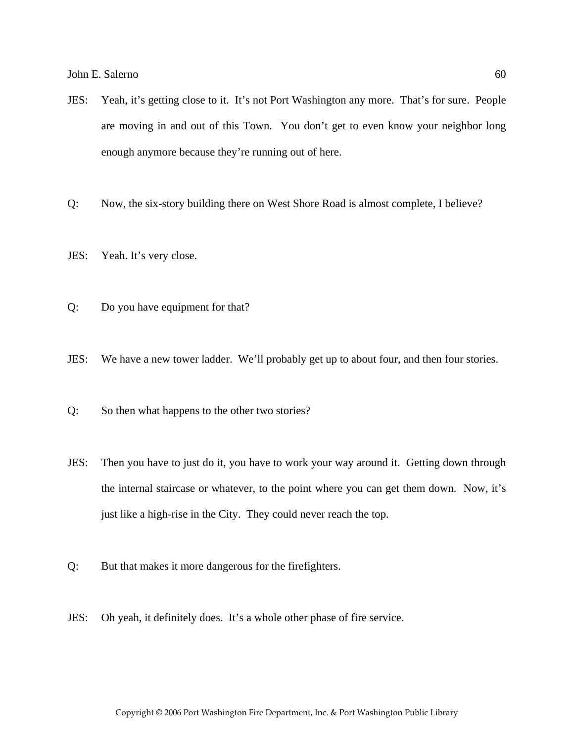JES: Yeah, it's getting close to it. It's not Port Washington any more. That's for sure. People are moving in and out of this Town. You don't get to even know your neighbor long enough anymore because they're running out of here.

Q: Now, the six-story building there on West Shore Road is almost complete, I believe?

JES: Yeah. It's very close.

Q: Do you have equipment for that?

JES: We have a new tower ladder. We'll probably get up to about four, and then four stories.

Q: So then what happens to the other two stories?

JES: Then you have to just do it, you have to work your way around it. Getting down through the internal staircase or whatever, to the point where you can get them down. Now, it's just like a high-rise in the City. They could never reach the top.

Q: But that makes it more dangerous for the firefighters.

JES: Oh yeah, it definitely does. It's a whole other phase of fire service.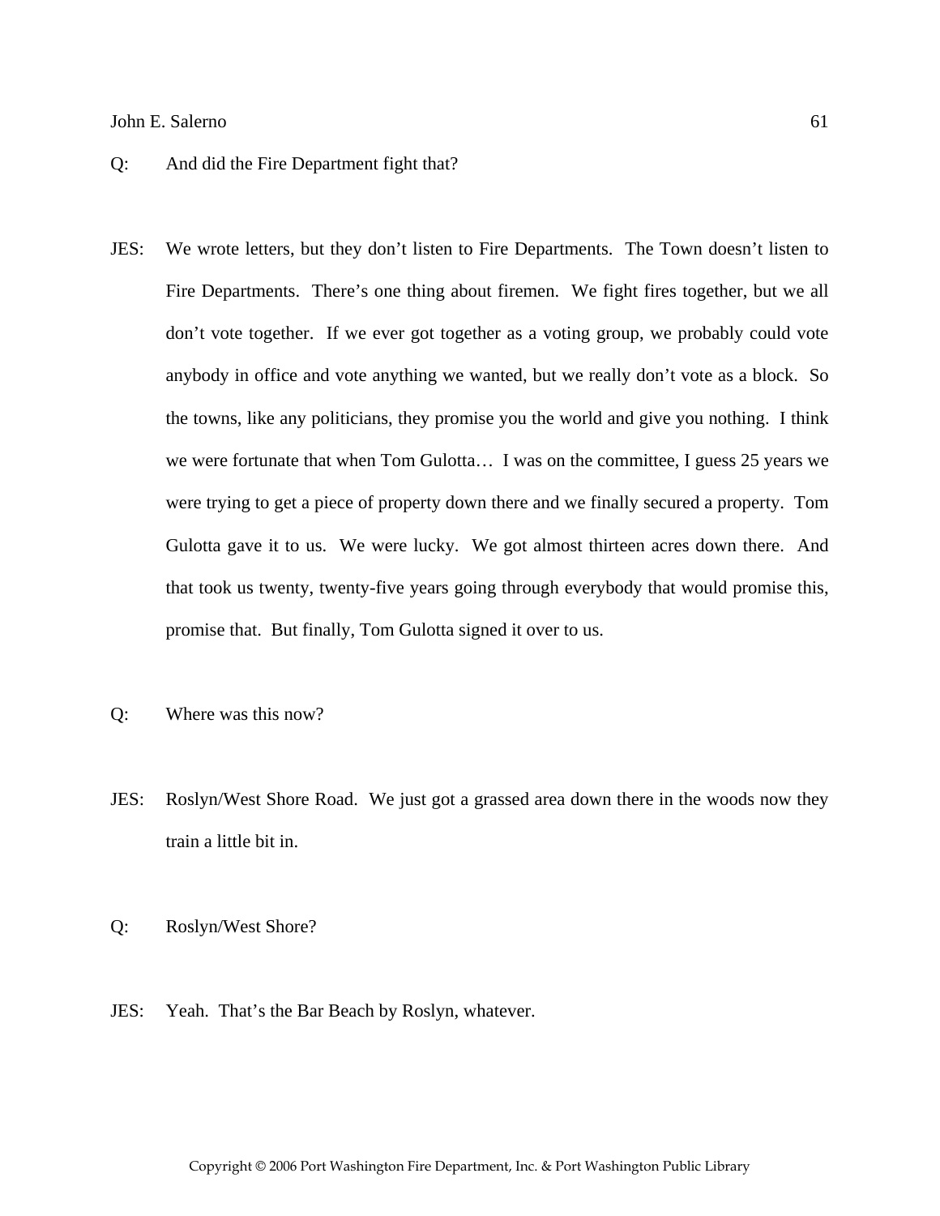Q: And did the Fire Department fight that?

JES: We wrote letters, but they don't listen to Fire Departments. The Town doesn't listen to Fire Departments. There's one thing about firemen. We fight fires together, but we all don't vote together. If we ever got together as a voting group, we probably could vote anybody in office and vote anything we wanted, but we really don't vote as a block. So the towns, like any politicians, they promise you the world and give you nothing. I think we were fortunate that when Tom Gulotta… I was on the committee, I guess 25 years we were trying to get a piece of property down there and we finally secured a property. Tom Gulotta gave it to us. We were lucky. We got almost thirteen acres down there. And that took us twenty, twenty-five years going through everybody that would promise this, promise that. But finally, Tom Gulotta signed it over to us.

Q: Where was this now?

JES: Roslyn/West Shore Road. We just got a grassed area down there in the woods now they train a little bit in.

Q: Roslyn/West Shore?

JES: Yeah. That's the Bar Beach by Roslyn, whatever.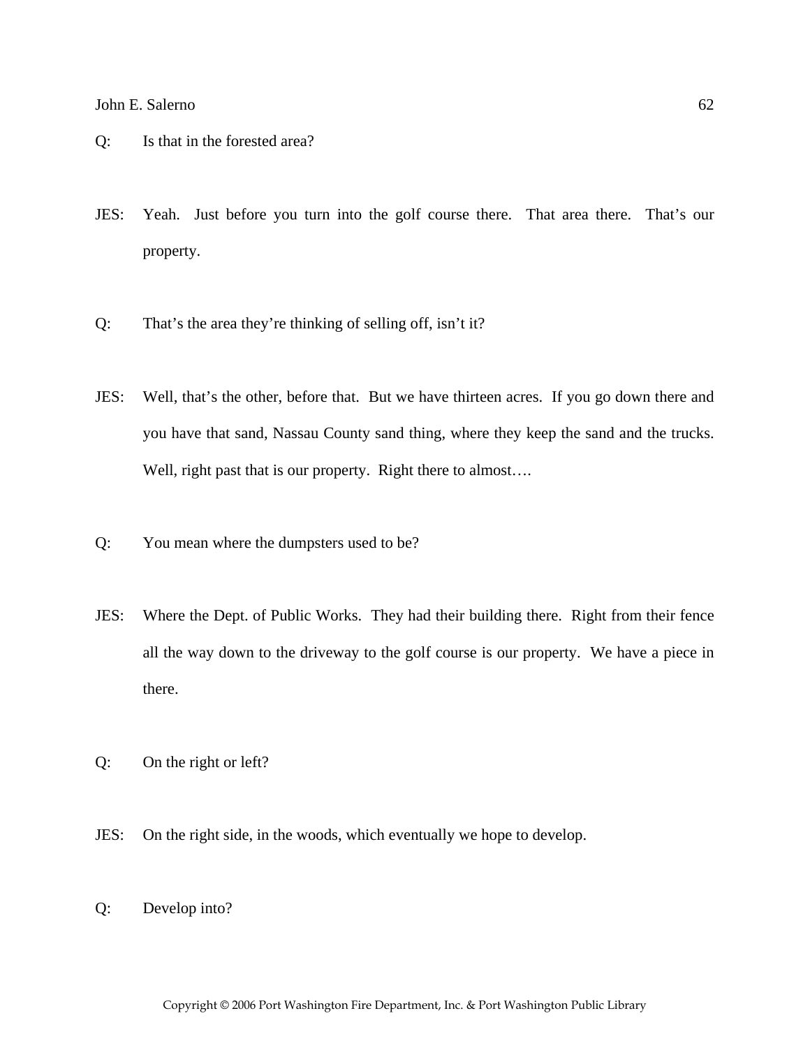Q: Is that in the forested area?

JES: Yeah. Just before you turn into the golf course there. That area there. That's our property.

Q: That's the area they're thinking of selling off, isn't it?

JES: Well, that's the other, before that. But we have thirteen acres. If you go down there and you have that sand, Nassau County sand thing, where they keep the sand and the trucks. Well, right past that is our property. Right there to almost….

Q: You mean where the dumpsters used to be?

JES: Where the Dept. of Public Works. They had their building there. Right from their fence all the way down to the driveway to the golf course is our property. We have a piece in there.

Q: On the right or left?

JES: On the right side, in the woods, which eventually we hope to develop.

Q: Develop into?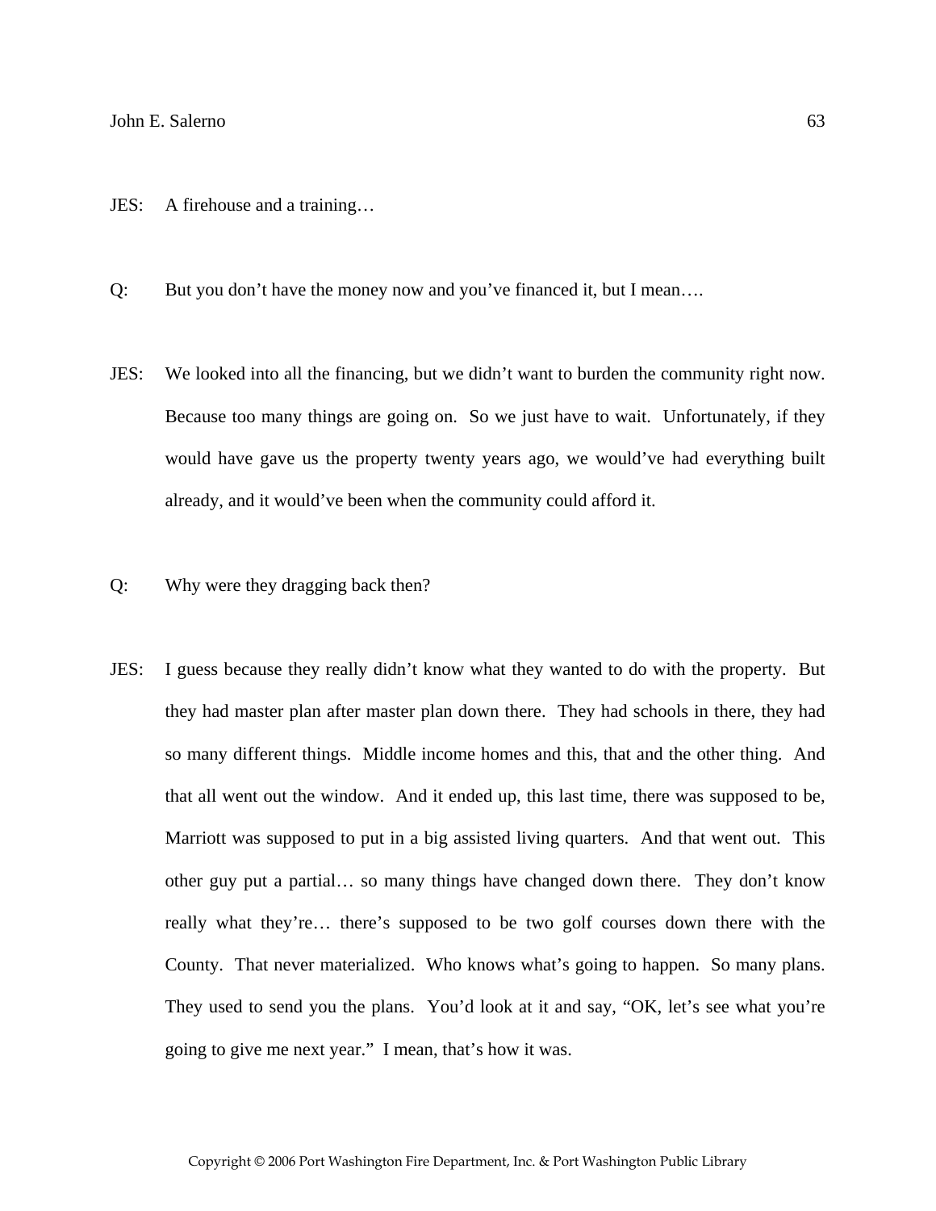JES: A firehouse and a training…

Q: But you don’t have the money now and you’ve financed it, but I mean….

JES: We looked into all the financing, but we didn’t want to burden the community right now. Because too many things are going on. So we just have to wait. Unfortunately, if they would have gave us the property twenty years ago, we would’ve had everything built already, and it would’ve been when the community could afford it.

Q: Why were they dragging back then?

JES: I guess because they really didn’t know what they wanted to do with the property. But they had master plan after master plan down there. They had schools in there, they had so many different things. Middle income homes and this, that and the other thing. And that all went out the window. And it ended up, this last time, there was supposed to be, Marriott was supposed to put in a big assisted living quarters. And that went out. This other guy put a partial… so many things have changed down there. They don’t know really what they’re… there’s supposed to be two golf courses down there with the County. That never materialized. Who knows what’s going to happen. So many plans. They used to send you the plans. You’d look at it and say, “OK, let’s see what you’re going to give me next year.” I mean, that’s how it was.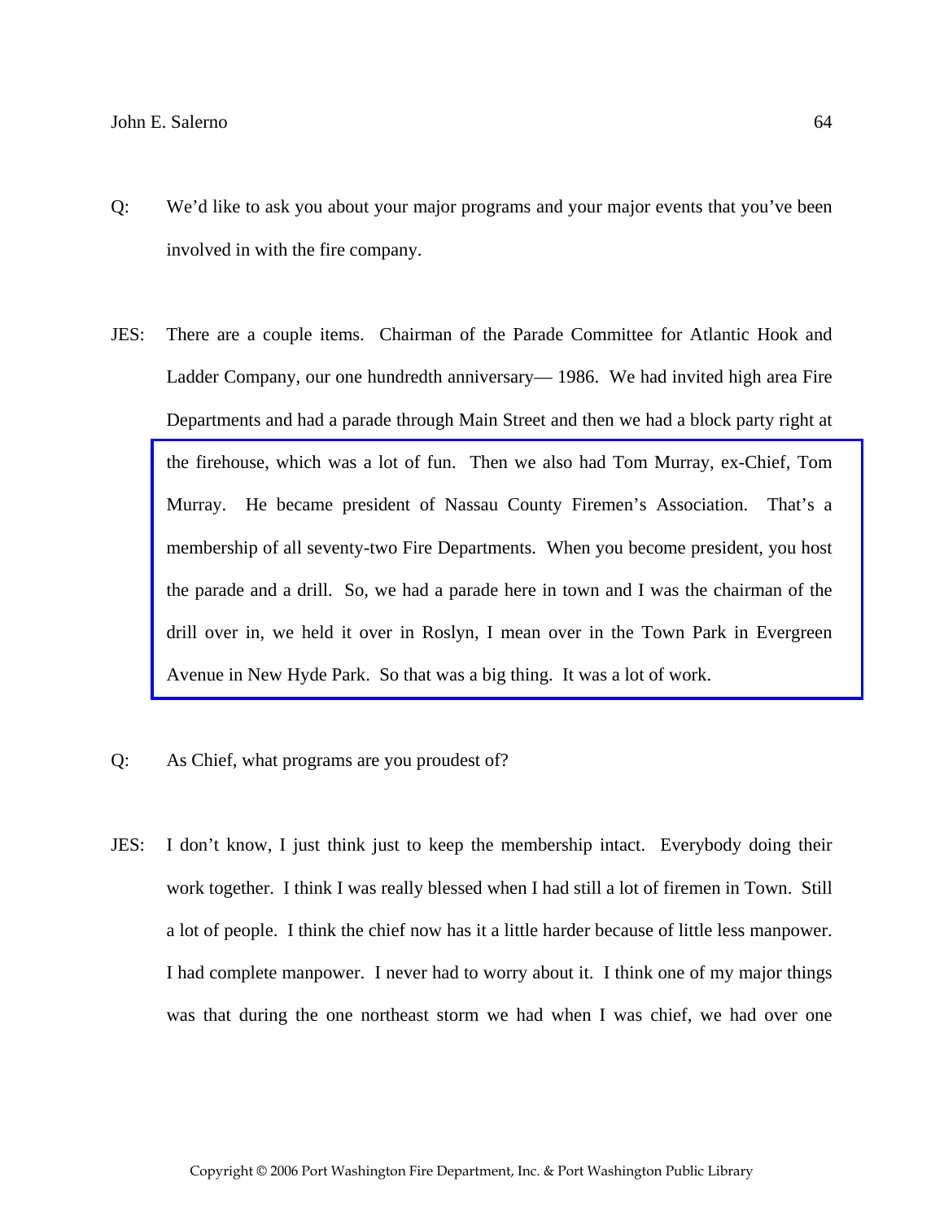Q: We'd like to ask you about your major programs and your major events that you've been involved in with the fire company.

JES: There are a couple items. Chairman of the Parade Committee for Atlantic Hook and Ladder Company, our one hundredth anniversary— 1986. We had invited high area Fire Departments and had a parade through Main Street and then we had a block party right at the firehouse, which was a lot of fun. Then we also had Tom Murray, ex-Chief, Tom Murray. He became president of Nassau County Firemen's Association. That's a membership of all seventy-two Fire Departments. When you become president, you host the parade and a drill. So, we had a parade here in town and I was the chairman of the drill over in, we held it over in Roslyn, I mean over in the Town Park in Evergreen Avenue in New Hyde Park. So that was a big thing. It was a lot of work.

Q: As Chief, what programs are you proudest of?

JES: I don't know, I just think just to keep the membership intact. Everybody doing their work together. I think I was really blessed when I had still a lot of firemen in Town. Still a lot of people. I think the chief now has it a little harder because of little less manpower. I had complete manpower. I never had to worry about it. I think one of my major things was that during the one northeast storm we had when I was chief, we had over one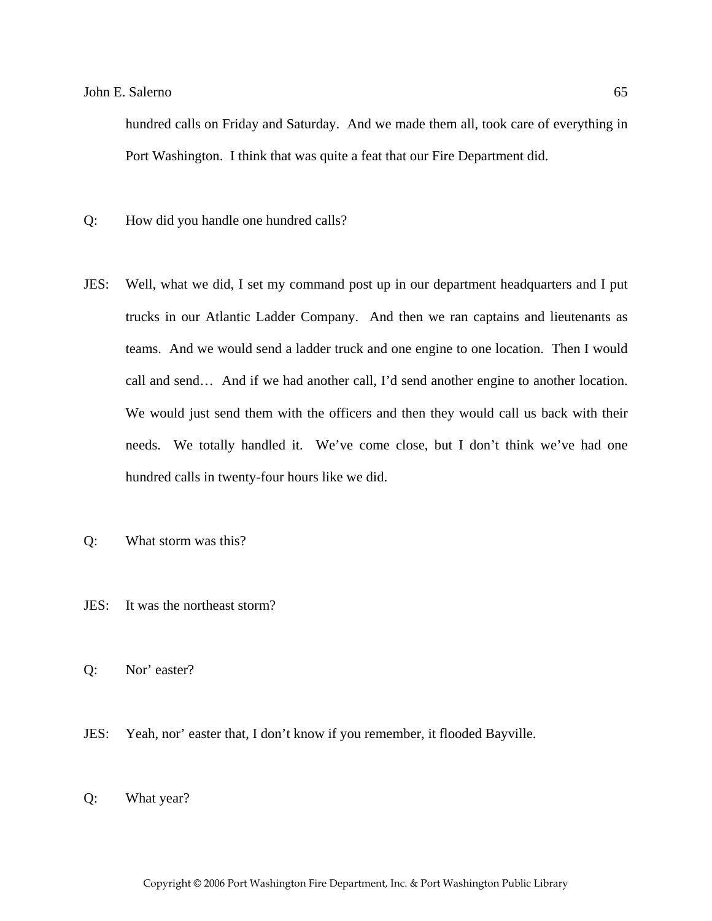hundred calls on Friday and Saturday. And we made them all, took care of everything in Port Washington. I think that was quite a feat that our Fire Department did.

Q: How did you handle one hundred calls?

JES: Well, what we did, I set my command post up in our department headquarters and I put trucks in our Atlantic Ladder Company. And then we ran captains and lieutenants as teams. And we would send a ladder truck and one engine to one location. Then I would call and send… And if we had another call, I'd send another engine to another location. We would just send them with the officers and then they would call us back with their needs. We totally handled it. We've come close, but I don't think we've had one hundred calls in twenty-four hours like we did.

Q: What storm was this?

JES: It was the northeast storm?

Q: Nor' easter?

JES: Yeah, nor' easter that, I don't know if you remember, it flooded Bayville.

Q: What year?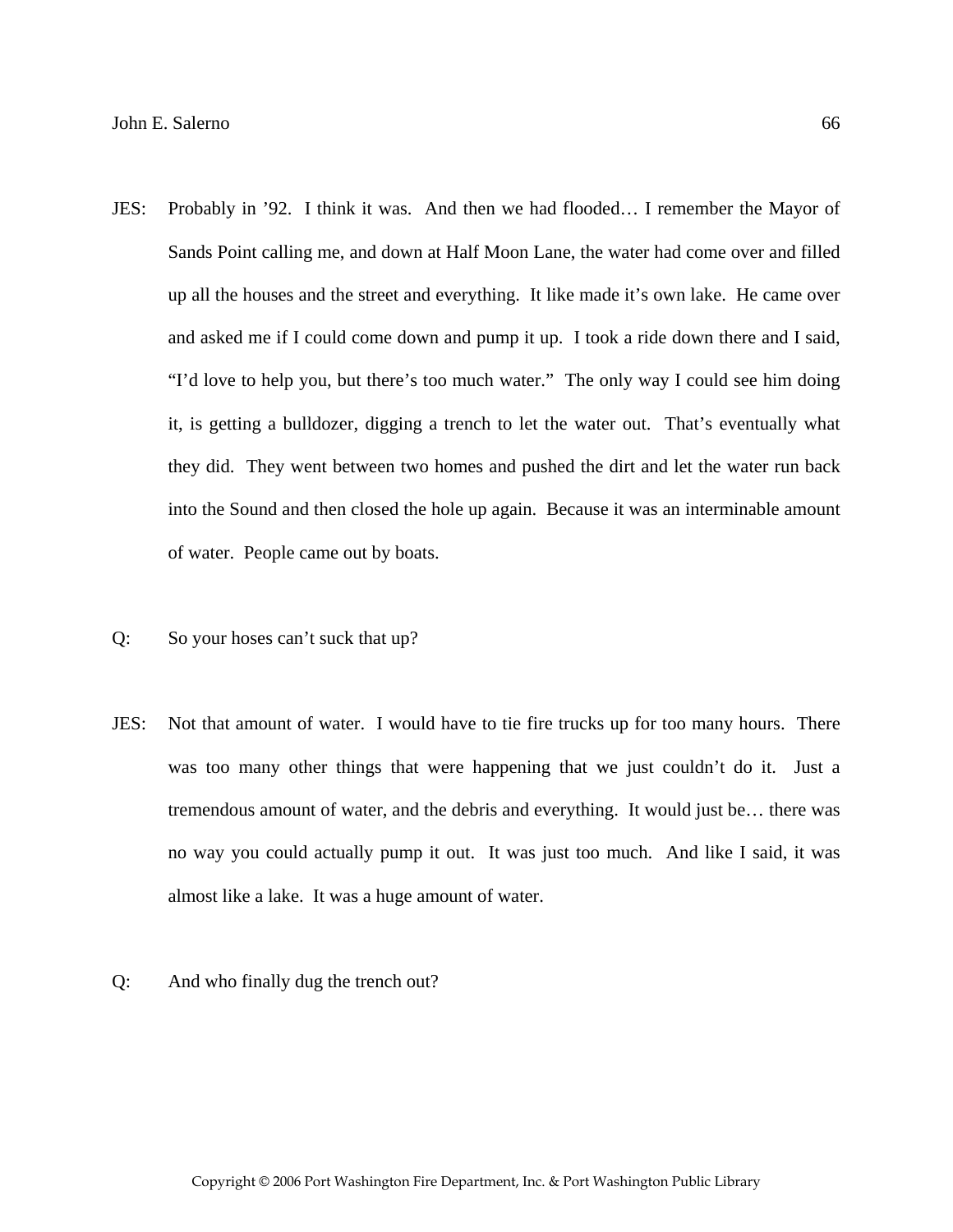JES: Probably in ’92. I think it was. And then we had flooded… I remember the Mayor of Sands Point calling me, and down at Half Moon Lane, the water had come over and filled up all the houses and the street and everything. It like made it’s own lake. He came over and asked me if I could come down and pump it up. I took a ride down there and I said, “I’d love to help you, but there’s too much water.” The only way I could see him doing it, is getting a bulldozer, digging a trench to let the water out. That’s eventually what they did. They went between two homes and pushed the dirt and let the water run back into the Sound and then closed the hole up again. Because it was an interminable amount of water. People came out by boats.

Q: So your hoses can’t suck that up?

JES: Not that amount of water. I would have to tie fire trucks up for too many hours. There was too many other things that were happening that we just couldn’t do it. Just a tremendous amount of water, and the debris and everything. It would just be… there was no way you could actually pump it out. It was just too much. And like I said, it was almost like a lake. It was a huge amount of water.

Q: And who finally dug the trench out?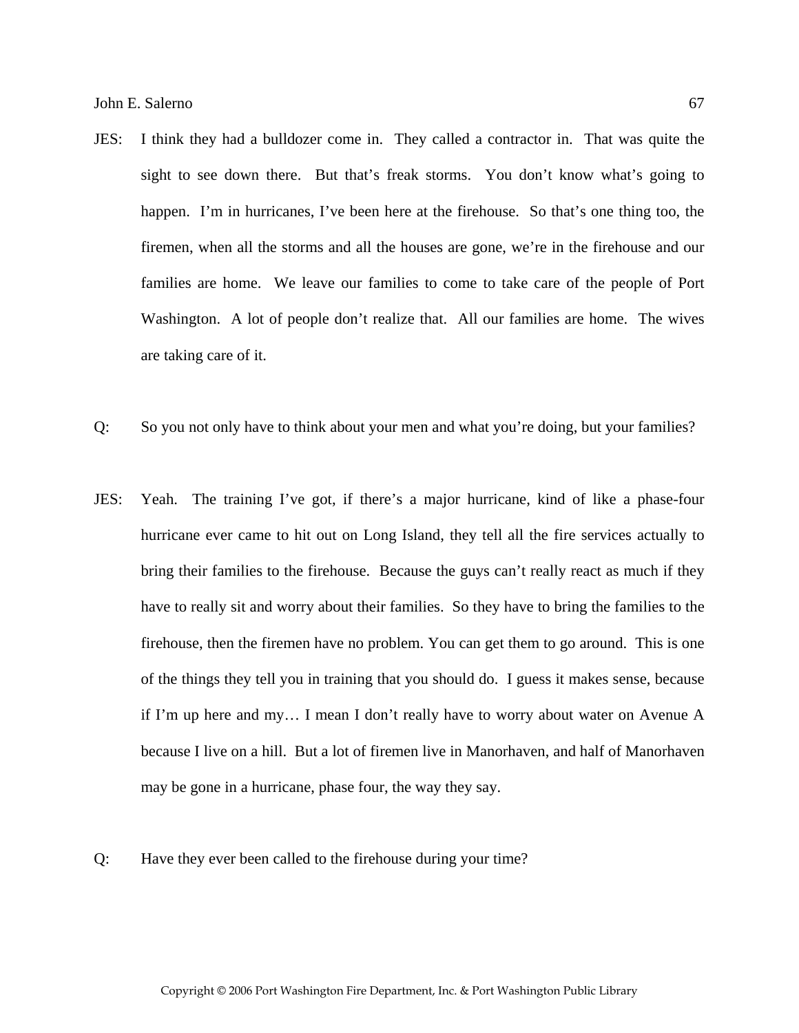JES: I think they had a bulldozer come in. They called a contractor in. That was quite the sight to see down there. But that's freak storms. You don't know what's going to happen. I'm in hurricanes, I've been here at the firehouse. So that's one thing too, the firemen, when all the storms and all the houses are gone, we're in the firehouse and our families are home. We leave our families to come to take care of the people of Port Washington. A lot of people don't realize that. All our families are home. The wives are taking care of it.

Q: So you not only have to think about your men and what you're doing, but your families?

JES: Yeah. The training I've got, if there's a major hurricane, kind of like a phase-four hurricane ever came to hit out on Long Island, they tell all the fire services actually to bring their families to the firehouse. Because the guys can't really react as much if they have to really sit and worry about their families. So they have to bring the families to the firehouse, then the firemen have no problem. You can get them to go around. This is one of the things they tell you in training that you should do. I guess it makes sense, because if I'm up here and my… I mean I don't really have to worry about water on Avenue A because I live on a hill. But a lot of firemen live in Manorhaven, and half of Manorhaven may be gone in a hurricane, phase four, the way they say.

Q: Have they ever been called to the firehouse during your time?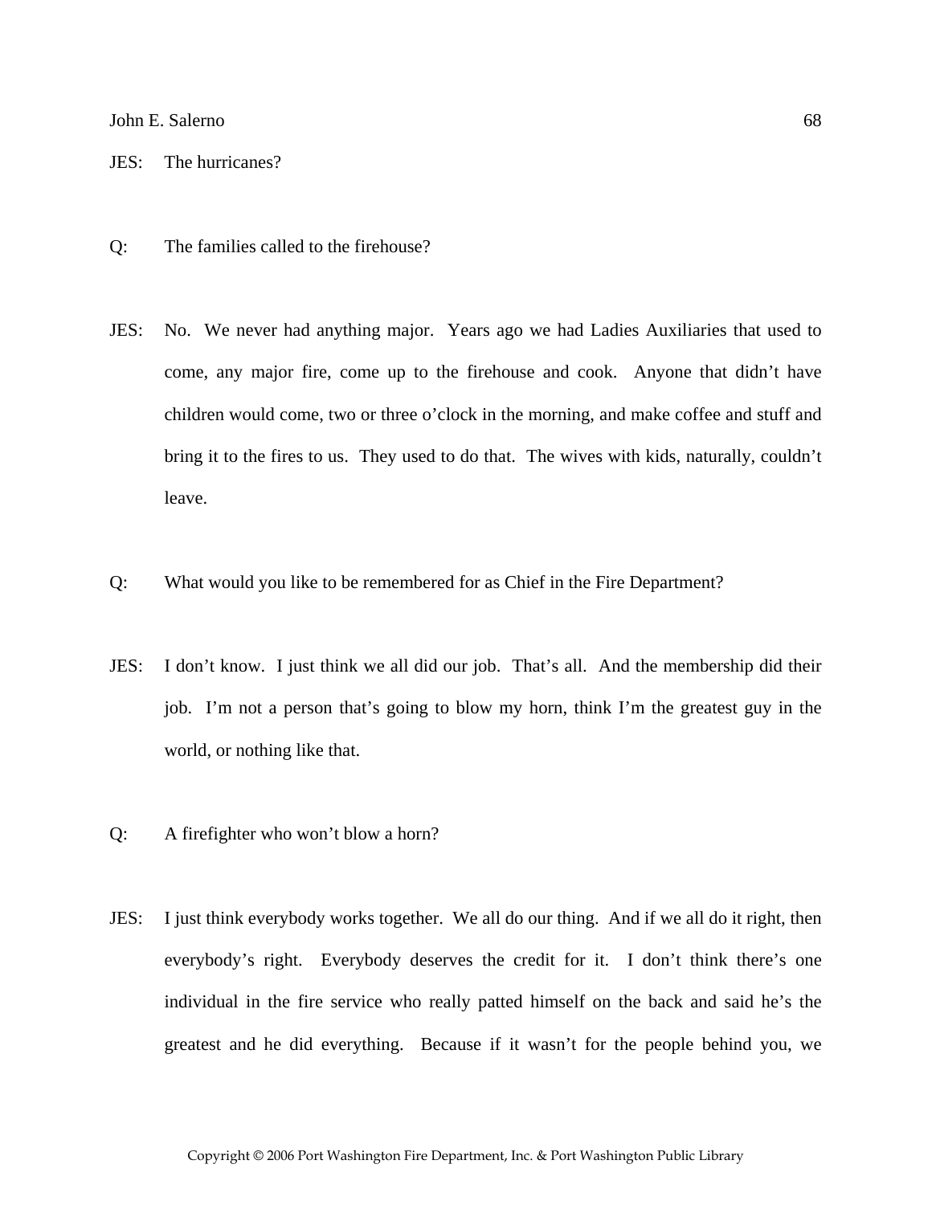JES: The hurricanes?

Q: The families called to the firehouse?

JES: No. We never had anything major. Years ago we had Ladies Auxiliaries that used to come, any major fire, come up to the firehouse and cook. Anyone that didn't have children would come, two or three o'clock in the morning, and make coffee and stuff and bring it to the fires to us. They used to do that. The wives with kids, naturally, couldn't leave.

Q: What would you like to be remembered for as Chief in the Fire Department?

JES: I don't know. I just think we all did our job. That's all. And the membership did their job. I'm not a person that's going to blow my horn, think I'm the greatest guy in the world, or nothing like that.

Q: A firefighter who won't blow a horn?

JES: I just think everybody works together. We all do our thing. And if we all do it right, then everybody's right. Everybody deserves the credit for it. I don't think there's one individual in the fire service who really patted himself on the back and said he's the greatest and he did everything. Because if it wasn't for the people behind you, we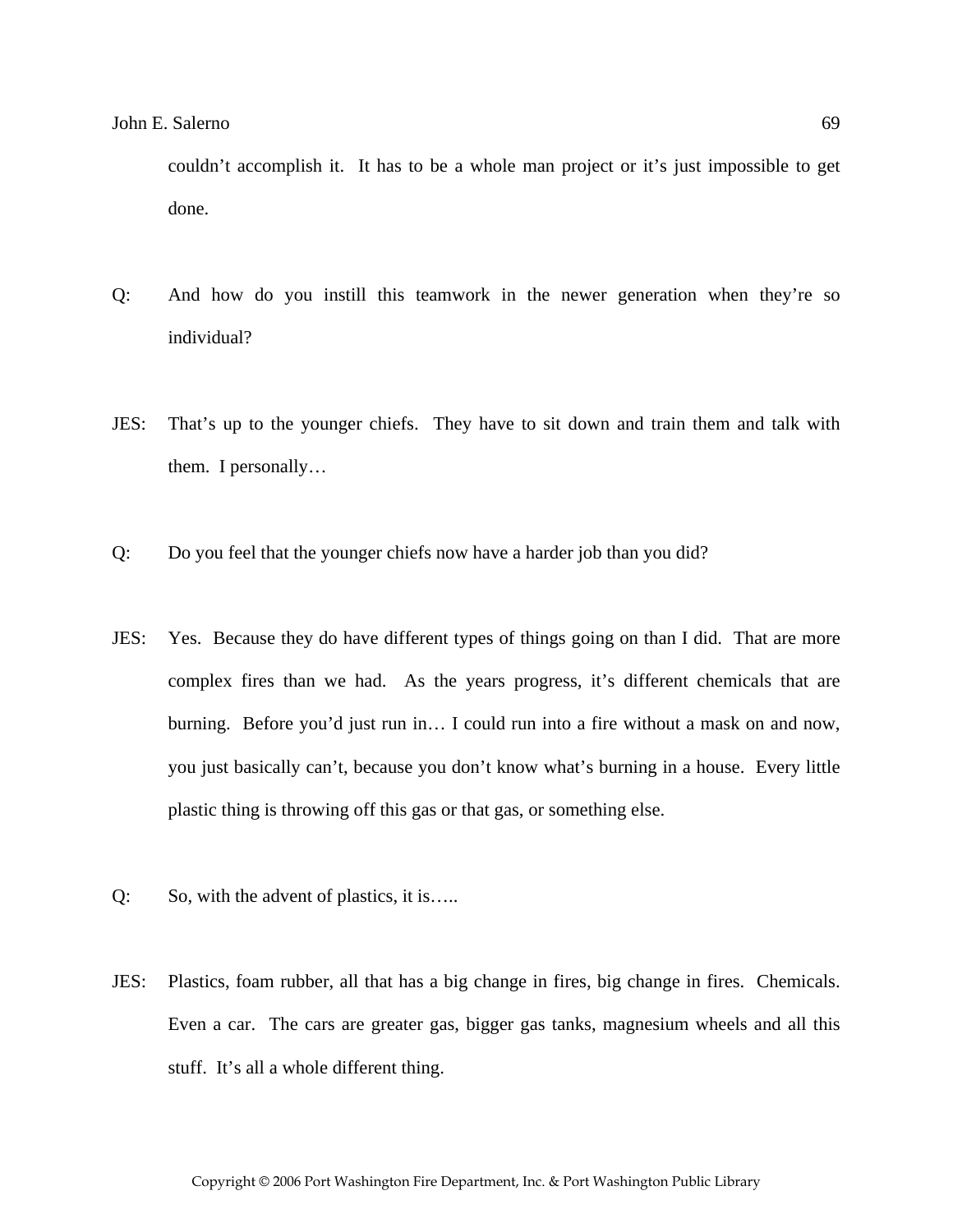couldn’t accomplish it. It has to be a whole man project or it’s just impossible to get done.

Q: And how do you instill this teamwork in the newer generation when they’re so individual?

JES: That’s up to the younger chiefs. They have to sit down and train them and talk with them. I personally…

Q: Do you feel that the younger chiefs now have a harder job than you did?

JES: Yes. Because they do have different types of things going on than I did. That are more complex fires than we had. As the years progress, it’s different chemicals that are burning. Before you’d just run in… I could run into a fire without a mask on and now, you just basically can’t, because you don’t know what’s burning in a house. Every little plastic thing is throwing off this gas or that gas, or something else.

Q: So, with the advent of plastics, it is…..

JES: Plastics, foam rubber, all that has a big change in fires, big change in fires. Chemicals. Even a car. The cars are greater gas, bigger gas tanks, magnesium wheels and all this stuff. It’s all a whole different thing.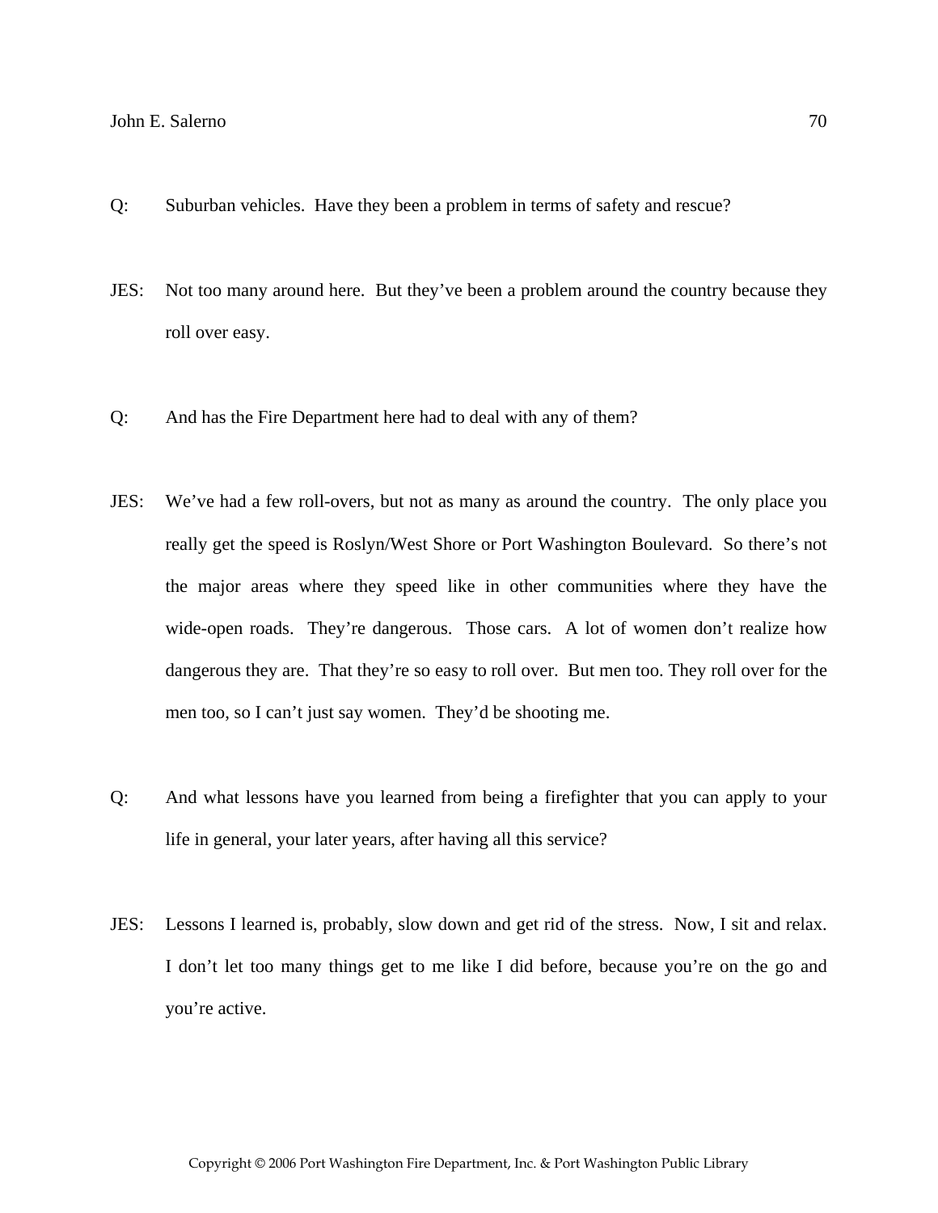Q: Suburban vehicles. Have they been a problem in terms of safety and rescue?

JES: Not too many around here. But they’ve been a problem around the country because they roll over easy.

Q: And has the Fire Department here had to deal with any of them?

JES: We’ve had a few roll-overs, but not as many as around the country. The only place you really get the speed is Roslyn/West Shore or Port Washington Boulevard. So there’s not the major areas where they speed like in other communities where they have the wide-open roads. They’re dangerous. Those cars. A lot of women don’t realize how dangerous they are. That they’re so easy to roll over. But men too. They roll over for the men too, so I can’t just say women. They’d be shooting me.

Q: And what lessons have you learned from being a firefighter that you can apply to your life in general, your later years, after having all this service?

JES: Lessons I learned is, probably, slow down and get rid of the stress. Now, I sit and relax. I don’t let too many things get to me like I did before, because you’re on the go and you’re active.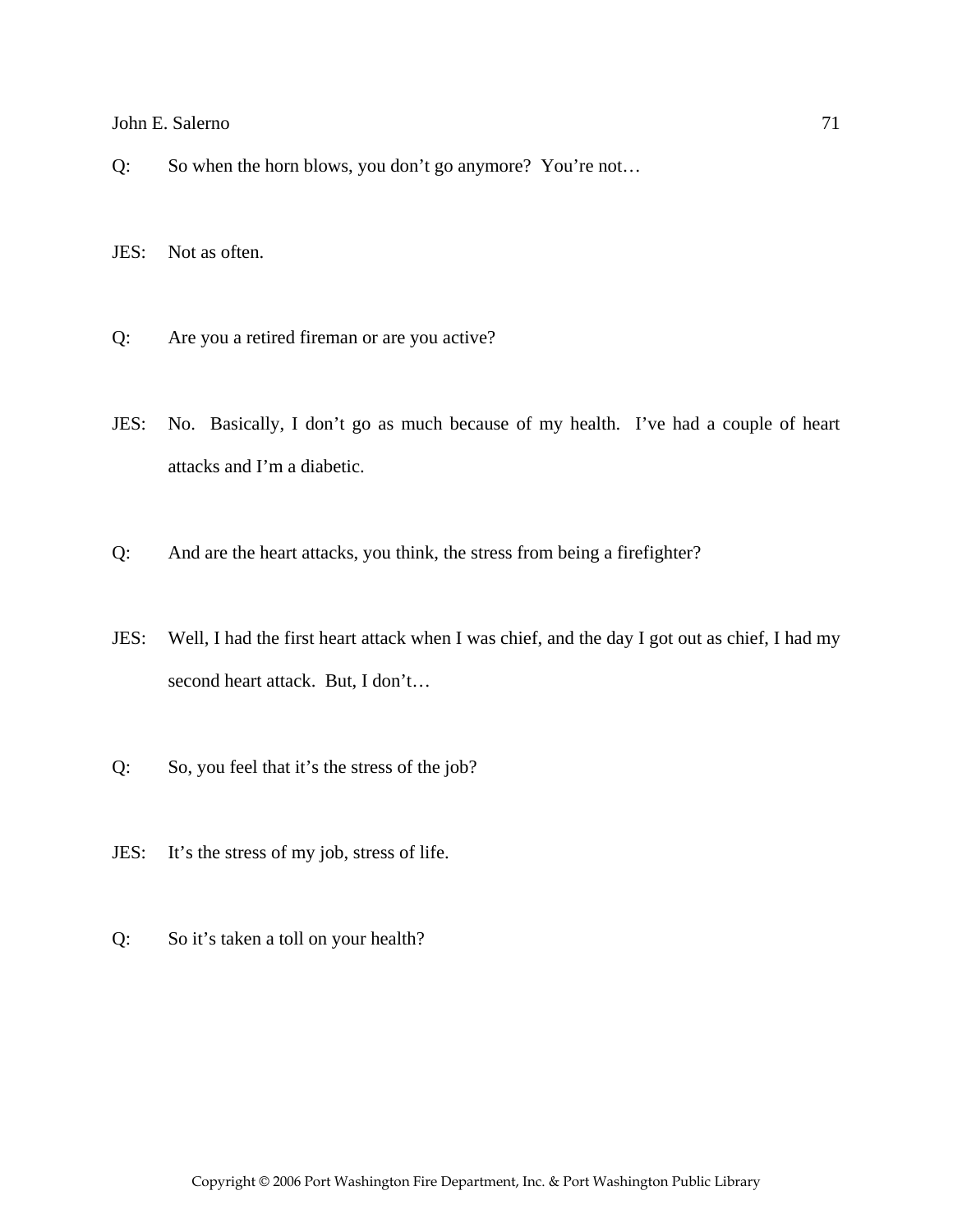Q: So when the horn blows, you don't go anymore? You're not…

JES: Not as often.

Q: Are you a retired fireman or are you active?

JES: No. Basically, I don't go as much because of my health. I've had a couple of heart attacks and I'm a diabetic.

Q: And are the heart attacks, you think, the stress from being a firefighter?

JES: Well, I had the first heart attack when I was chief, and the day I got out as chief, I had my second heart attack. But, I don't…

Q: So, you feel that it's the stress of the job?

JES: It's the stress of my job, stress of life.

Q: So it's taken a toll on your health?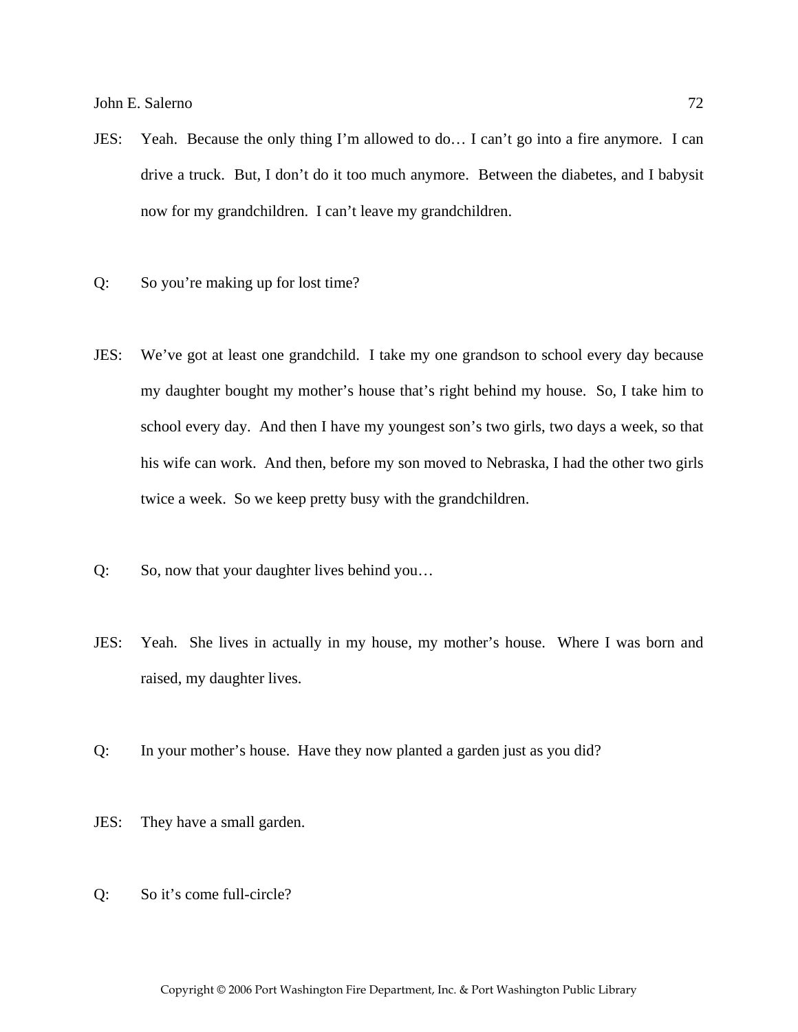JES: Yeah. Because the only thing I'm allowed to do… I can't go into a fire anymore. I can drive a truck. But, I don't do it too much anymore. Between the diabetes, and I babysit now for my grandchildren. I can't leave my grandchildren.

Q: So you're making up for lost time?

JES: We've got at least one grandchild. I take my one grandson to school every day because my daughter bought my mother's house that's right behind my house. So, I take him to school every day. And then I have my youngest son's two girls, two days a week, so that his wife can work. And then, before my son moved to Nebraska, I had the other two girls twice a week. So we keep pretty busy with the grandchildren.

Q: So, now that your daughter lives behind you…

JES: Yeah. She lives in actually in my house, my mother's house. Where I was born and raised, my daughter lives.

Q: In your mother's house. Have they now planted a garden just as you did?

JES: They have a small garden.

Q: So it's come full-circle?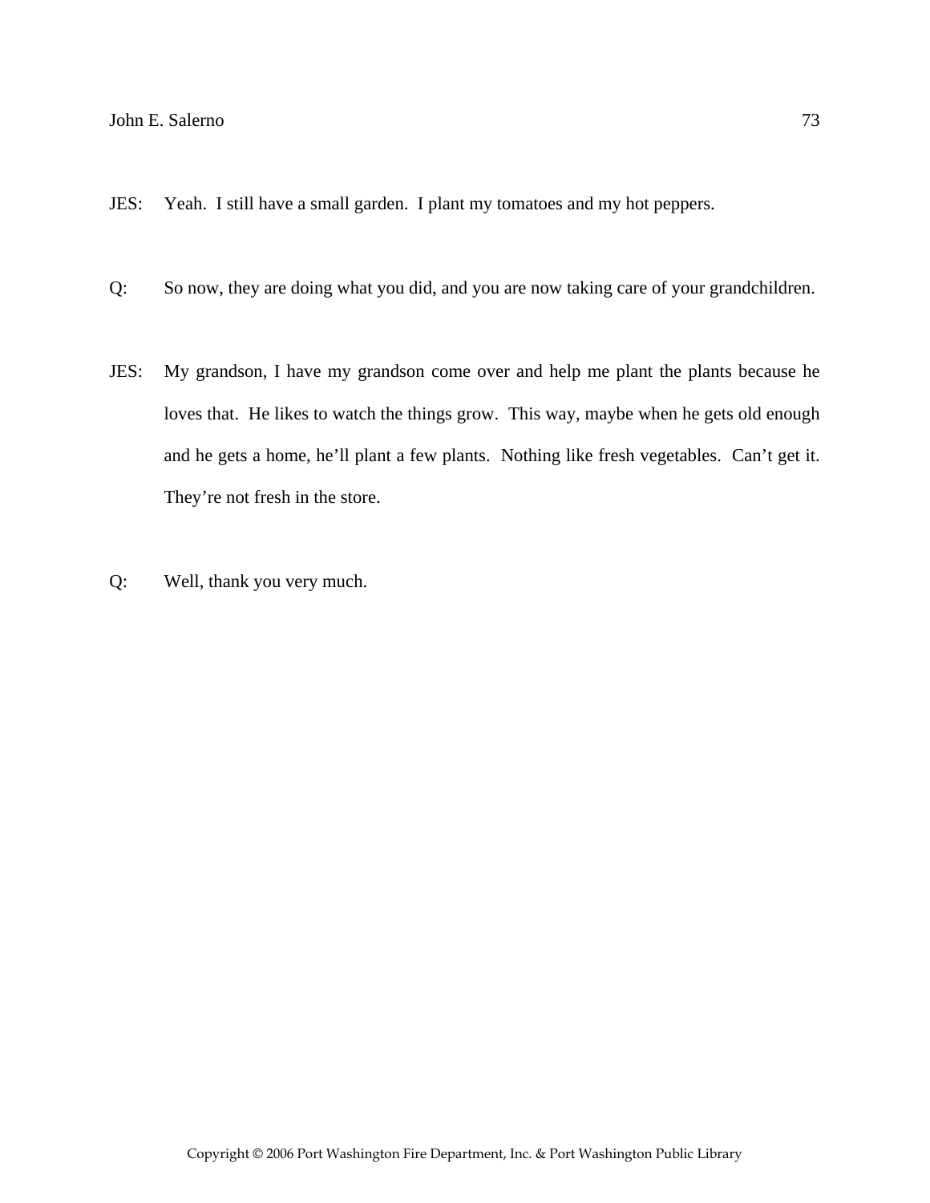JES: Yeah. I still have a small garden. I plant my tomatoes and my hot peppers.

Q: So now, they are doing what you did, and you are now taking care of your grandchildren.

JES: My grandson, I have my grandson come over and help me plant the plants because he loves that. He likes to watch the things grow. This way, maybe when he gets old enough and he gets a home, he'll plant a few plants. Nothing like fresh vegetables. Can't get it. They're not fresh in the store.

Q: Well, thank you very much.